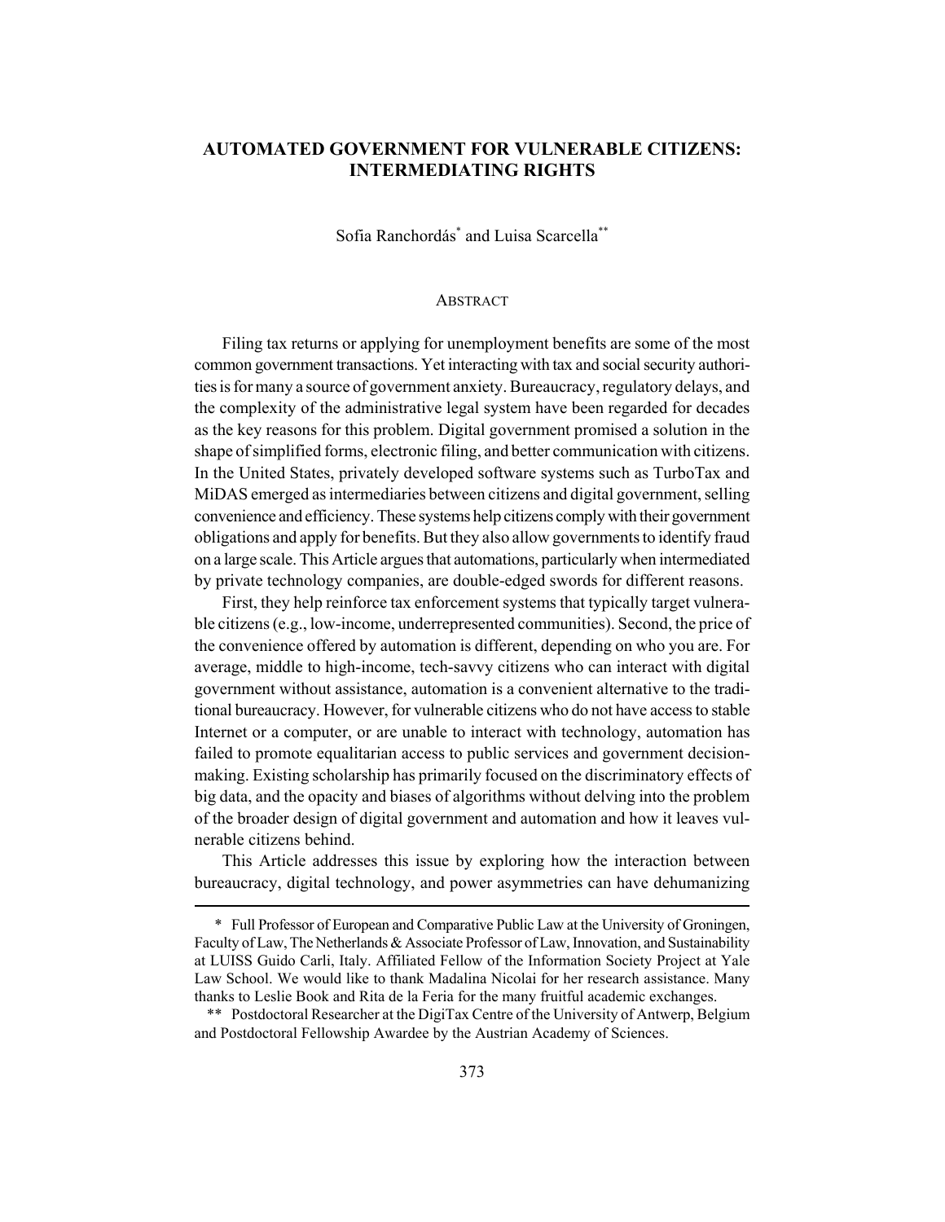# AUTOMATED GOVERNMENT FOR VULNERABLE CITIZENS: INTERMEDIATING RIGHTS

Sofia Ranchordás[*] and Luisa Scarcella[**]

## ABSTRACT

Filing tax returns or applying for unemployment benefits are some of the most common government transactions. Yet interacting with tax and social security authorities is for many a source of government anxiety. Bureaucracy, regulatory delays, and the complexity of the administrative legal system have been regarded for decades as the key reasons for this problem. Digital government promised a solution in the shape of simplified forms, electronic filing, and better communication with citizens. In the United States, privately developed software systems such as TurboTax and MiDAS emerged as intermediaries between citizens and digital government, selling convenience and efficiency. These systems help citizens comply with their government obligations and apply for benefits. But they also allow governments to identify fraud on a large scale. This Article argues that automations, particularly when intermediated by private technology companies, are double-edged swords for different reasons.

First, they help reinforce tax enforcement systems that typically target vulnerable citizens (e.g., low-income, underrepresented communities). Second, the price of the convenience offered by automation is different, depending on who you are. For average, middle to high-income, tech-savvy citizens who can interact with digital government without assistance, automation is a convenient alternative to the traditional bureaucracy. However, for vulnerable citizens who do not have access to stable Internet or a computer, or are unable to interact with technology, automation has failed to promote equalitarian access to public services and government decision-making. Existing scholarship has primarily focused on the discriminatory effects of big data, and the opacity and biases of algorithms without delving into the problem of the broader design of digital government and automation and how it leaves vulnerable citizens behind.

This Article addresses this issue by exploring how the interaction between bureaucracy, digital technology, and power asymmetries can have dehumanizing

---

[*] Full Professor of European and Comparative Public Law at the University of Groningen, Faculty of Law, The Netherlands & Associate Professor of Law, Innovation, and Sustainability at LUISS Guido Carli, Italy. Affiliated Fellow of the Information Society Project at Yale Law School. We would like to thank Madalina Nicolai for her research assistance. Many thanks to Leslie Book and Rita de la Feria for the many fruitful academic exchanges.

[**] Postdoctoral Researcher at the DigiTax Centre of the University of Antwerp, Belgium and Postdoctoral Fellowship Awardee by the Austrian Academy of Sciences.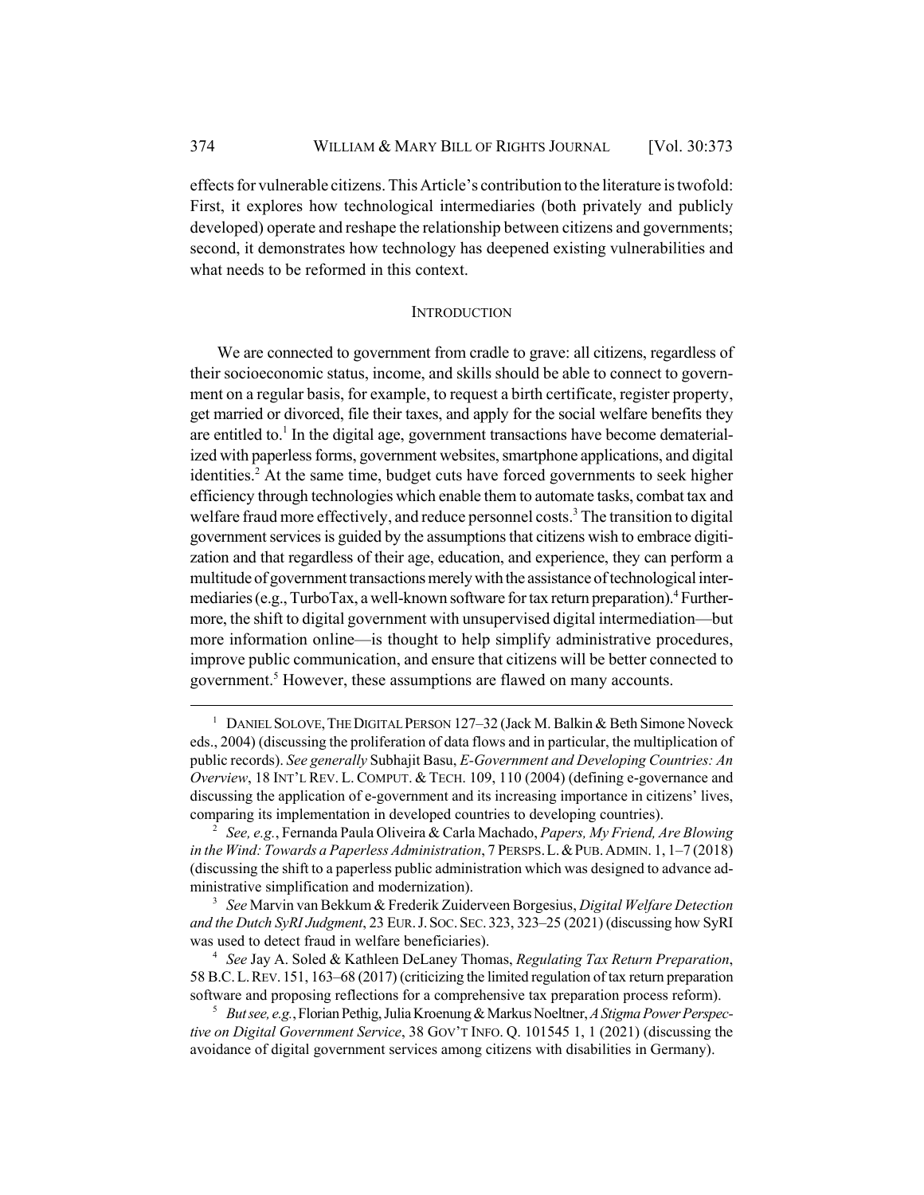effects for vulnerable citizens. This Article's contribution to the literature is twofold: First, it explores how technological intermediaries (both privately and publicly developed) operate and reshape the relationship between citizens and governments; second, it demonstrates how technology has deepened existing vulnerabilities and what needs to be reformed in this context.

## INTRODUCTION

We are connected to government from cradle to grave: all citizens, regardless of their socioeconomic status, income, and skills should be able to connect to government on a regular basis, for example, to request a birth certificate, register property, get married or divorced, file their taxes, and apply for the social welfare benefits they are entitled to.[1] In the digital age, government transactions have become dematerialized with paperless forms, government websites, smartphone applications, and digital identities.[2] At the same time, budget cuts have forced governments to seek higher efficiency through technologies which enable them to automate tasks, combat tax and welfare fraud more effectively, and reduce personnel costs.[3] The transition to digital government services is guided by the assumptions that citizens wish to embrace digitization and that regardless of their age, education, and experience, they can perform a multitude of government transactions merely with the assistance of technological intermediaries (e.g., TurboTax, a well-known software for tax return preparation).[4] Furthermore, the shift to digital government with unsupervised digital intermediation—but more information online—is thought to help simplify administrative procedures, improve public communication, and ensure that citizens will be better connected to government.[5] However, these assumptions are flawed on many accounts.

---

[1] DANIEL SOLOVE, THE DIGITAL PERSON 127–32 (Jack M. Balkin & Beth Simone Noveck eds., 2004) (discussing the proliferation of data flows and in particular, the multiplication of public records). *See generally* Subhajit Basu, *E-Government and Developing Countries: An Overview*, 18 INT'L REV. L. COMPUT. & TECH. 109, 110 (2004) (defining e-governance and discussing the application of e-government and its increasing importance in citizens' lives, comparing its implementation in developed countries to developing countries).

[2] *See, e.g.*, Fernanda Paula Oliveira & Carla Machado, *Papers, My Friend, Are Blowing in the Wind: Towards a Paperless Administration*, 7 PERSPS. L. & PUB. ADMIN. 1, 1–7 (2018) (discussing the shift to a paperless public administration which was designed to advance administrative simplification and modernization).

[3] *See* Marvin van Bekkum & Frederik Zuiderveen Borgesius, *Digital Welfare Detection and the Dutch SyRI Judgment*, 23 EUR. J. SOC. SEC. 323, 323–25 (2021) (discussing how SyRI was used to detect fraud in welfare beneficiaries).

[4] *See* Jay A. Soled & Kathleen DeLaney Thomas, *Regulating Tax Return Preparation*, 58 B.C. L. REV. 151, 163–68 (2017) (criticizing the limited regulation of tax return preparation software and proposing reflections for a comprehensive tax preparation process reform).

[5] *But see, e.g.*, Florian Pethig, Julia Kroenung & Markus Noeltner, *A Stigma Power Perspective on Digital Government Service*, 38 GOV'T INFO. Q. 101545 1, 1 (2021) (discussing the avoidance of digital government services among citizens with disabilities in Germany).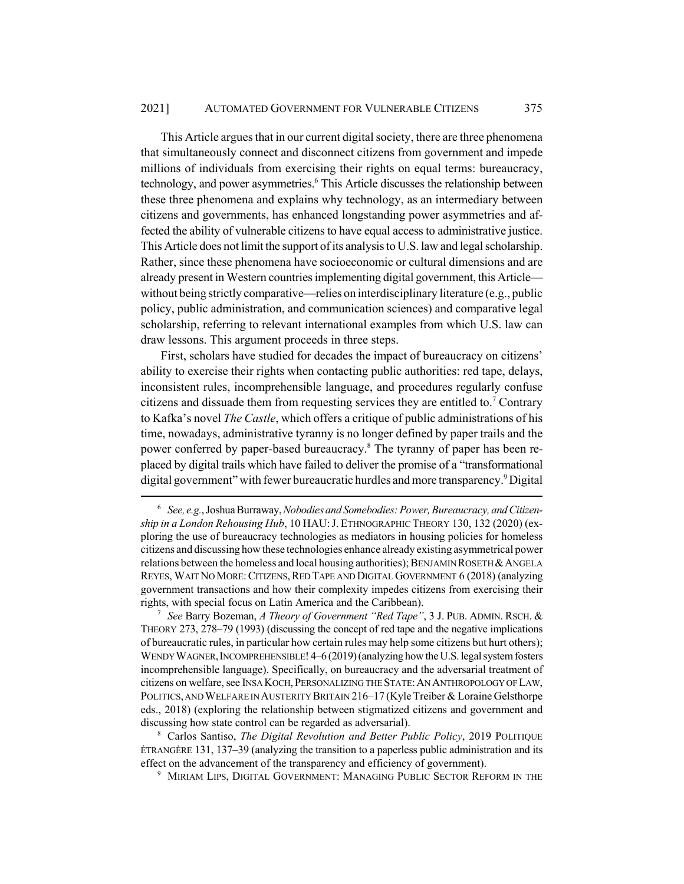This Article argues that in our current digital society, there are three phenomena that simultaneously connect and disconnect citizens from government and impede millions of individuals from exercising their rights on equal terms: bureaucracy, technology, and power asymmetries.[6] This Article discusses the relationship between these three phenomena and explains why technology, as an intermediary between citizens and governments, has enhanced longstanding power asymmetries and affected the ability of vulnerable citizens to have equal access to administrative justice. This Article does not limit the support of its analysis to U.S. law and legal scholarship. Rather, since these phenomena have socioeconomic or cultural dimensions and are already present in Western countries implementing digital government, this Article—without being strictly comparative—relies on interdisciplinary literature (e.g., public policy, public administration, and communication sciences) and comparative legal scholarship, referring to relevant international examples from which U.S. law can draw lessons. This argument proceeds in three steps.

First, scholars have studied for decades the impact of bureaucracy on citizens' ability to exercise their rights when contacting public authorities: red tape, delays, inconsistent rules, incomprehensible language, and procedures regularly confuse citizens and dissuade them from requesting services they are entitled to.[7] Contrary to Kafka's novel *The Castle*, which offers a critique of public administrations of his time, nowadays, administrative tyranny is no longer defined by paper trails and the power conferred by paper-based bureaucracy.[8] The tyranny of paper has been replaced by digital trails which have failed to deliver the promise of a "transformational digital government" with fewer bureaucratic hurdles and more transparency.[9] Digital

---

[6] *See, e.g.*, Joshua Burraway, *Nobodies and Somebodies: Power, Bureaucracy, and Citizenship in a London Rehousing Hub*, 10 HAU: J. ETHNOGRAPHIC THEORY 130, 132 (2020) (exploring the use of bureaucracy technologies as mediators in housing policies for homeless citizens and discussing how these technologies enhance already existing asymmetrical power relations between the homeless and local housing authorities); BENJAMIN ROSETH & ANGELA REYES, WAIT NO MORE: CITIZENS, RED TAPE AND DIGITAL GOVERNMENT 6 (2018) (analyzing government transactions and how their complexity impedes citizens from exercising their rights, with special focus on Latin America and the Caribbean).

[7] *See* Barry Bozeman, *A Theory of Government "Red Tape"*, 3 J. PUB. ADMIN. RSCH. & THEORY 273, 278–79 (1993) (discussing the concept of red tape and the negative implications of bureaucratic rules, in particular how certain rules may help some citizens but hurt others); WENDY WAGNER, INCOMPREHENSIBLE! 4–6 (2019) (analyzing how the U.S. legal system fosters incomprehensible language). Specifically, on bureaucracy and the adversarial treatment of citizens on welfare, see INSA KOCH, PERSONALIZING THE STATE: AN ANTHROPOLOGY OF LAW, POLITICS, AND WELFARE IN AUSTERITY BRITAIN 216–17 (Kyle Treiber & Loraine Gelsthorpe eds., 2018) (exploring the relationship between stigmatized citizens and government and discussing how state control can be regarded as adversarial).

[8] Carlos Santiso, *The Digital Revolution and Better Public Policy*, 2019 POLITIQUE ÉTRANGÈRE 131, 137–39 (analyzing the transition to a paperless public administration and its effect on the advancement of the transparency and efficiency of government).

[9] MIRIAM LIPS, DIGITAL GOVERNMENT: MANAGING PUBLIC SECTOR REFORM IN THE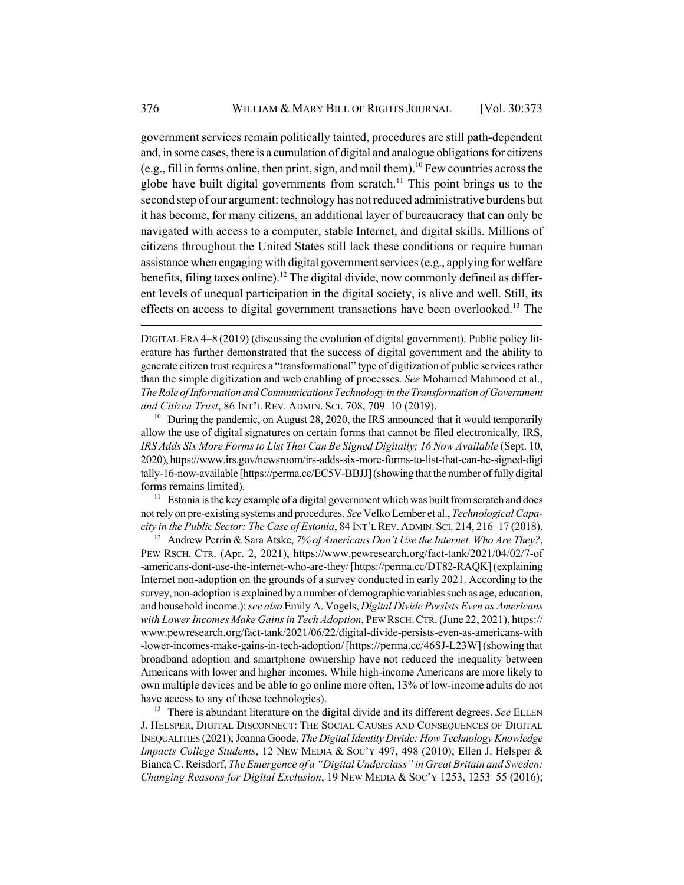government services remain politically tainted, procedures are still path-dependent and, in some cases, there is a cumulation of digital and analogue obligations for citizens (e.g., fill in forms online, then print, sign, and mail them).[10] Few countries across the globe have built digital governments from scratch.[11] This point brings us to the second step of our argument: technology has not reduced administrative burdens but it has become, for many citizens, an additional layer of bureaucracy that can only be navigated with access to a computer, stable Internet, and digital skills. Millions of citizens throughout the United States still lack these conditions or require human assistance when engaging with digital government services (e.g., applying for welfare benefits, filing taxes online).[12] The digital divide, now commonly defined as different levels of unequal participation in the digital society, is alive and well. Still, its effects on access to digital government transactions have been overlooked.[13] The

---

DIGITAL ERA 4–8 (2019) (discussing the evolution of digital government). Public policy literature has further demonstrated that the success of digital government and the ability to generate citizen trust requires a "transformational" type of digitization of public services rather than the simple digitization and web enabling of processes. *See* Mohamed Mahmood et al., *The Role of Information and Communications Technology in the Transformation of Government and Citizen Trust*, 86 INT'L REV. ADMIN. SCI. 708, 709–10 (2019).

[10] During the pandemic, on August 28, 2020, the IRS announced that it would temporarily allow the use of digital signatures on certain forms that cannot be filed electronically. IRS, *IRS Adds Six More Forms to List That Can Be Signed Digitally; 16 Now Available* (Sept. 10, 2020), https://www.irs.gov/newsroom/irs-adds-six-more-forms-to-list-that-can-be-signed-digitally-16-now-available [https://perma.cc/EC5V-BBJJ] (showing that the number of fully digital forms remains limited).

[11] Estonia is the key example of a digital government which was built from scratch and does not rely on pre-existing systems and procedures. *See* Velko Lember et al., *Technological Capacity in the Public Sector: The Case of Estonia*, 84 INT'L REV. ADMIN. SCI. 214, 216–17 (2018).

[12] Andrew Perrin & Sara Atske, *7% of Americans Don't Use the Internet. Who Are They?*, PEW RSCH. CTR. (Apr. 2, 2021), https://www.pewresearch.org/fact-tank/2021/04/02/7-of-americans-dont-use-the-internet-who-are-they/ [https://perma.cc/DT82-RAQK] (explaining Internet non-adoption on the grounds of a survey conducted in early 2021. According to the survey, non-adoption is explained by a number of demographic variables such as age, education, and household income.); *see also* Emily A. Vogels, *Digital Divide Persists Even as Americans with Lower Incomes Make Gains in Tech Adoption*, PEW RSCH. CTR. (June 22, 2021), https://www.pewresearch.org/fact-tank/2021/06/22/digital-divide-persists-even-as-americans-with-lower-incomes-make-gains-in-tech-adoption/ [https://perma.cc/46SJ-L23W] (showing that broadband adoption and smartphone ownership have not reduced the inequality between Americans with lower and higher incomes. While high-income Americans are more likely to own multiple devices and be able to go online more often, 13% of low-income adults do not have access to any of these technologies).

[13] There is abundant literature on the digital divide and its different degrees. *See* ELLEN J. HELSPER, DIGITAL DISCONNECT: THE SOCIAL CAUSES AND CONSEQUENCES OF DIGITAL INEQUALITIES (2021); Joanna Goode, *The Digital Identity Divide: How Technology Knowledge Impacts College Students*, 12 NEW MEDIA & SOC'Y 497, 498 (2010); Ellen J. Helsper & Bianca C. Reisdorf, *The Emergence of a "Digital Underclass" in Great Britain and Sweden: Changing Reasons for Digital Exclusion*, 19 NEW MEDIA & SOC'Y 1253, 1253–55 (2016);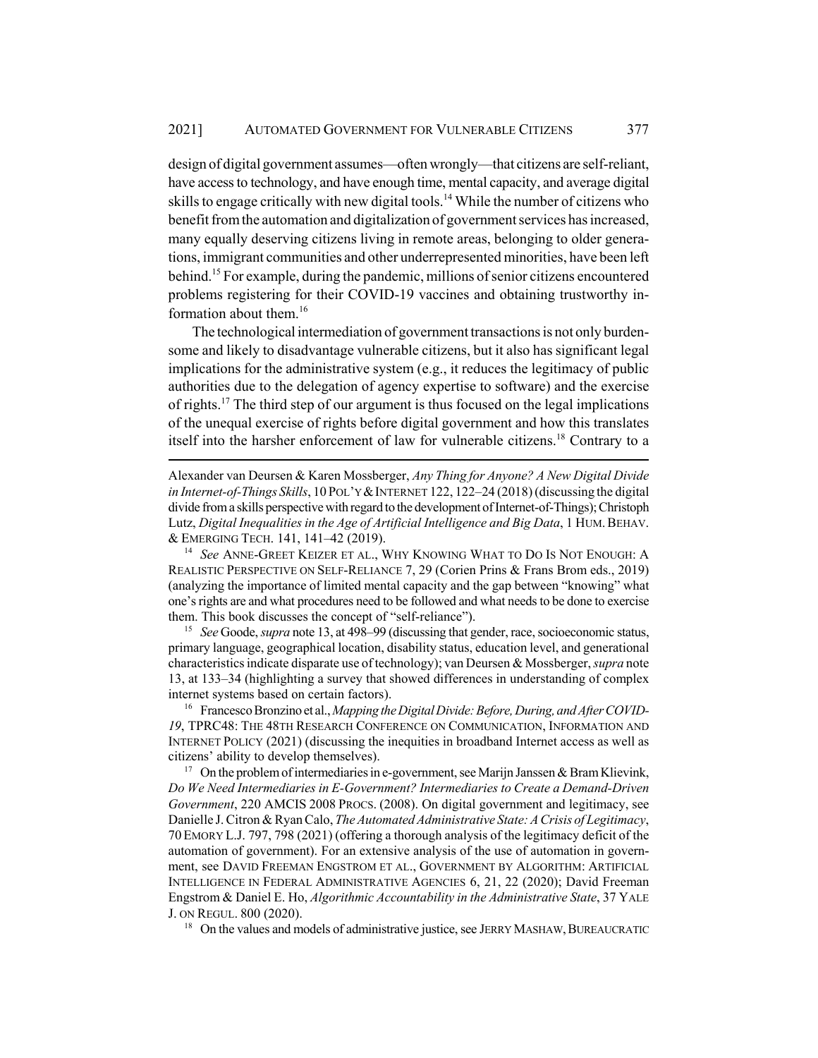design of digital government assumes—often wrongly—that citizens are self-reliant, have access to technology, and have enough time, mental capacity, and average digital skills to engage critically with new digital tools.[14] While the number of citizens who benefit from the automation and digitalization of government services has increased, many equally deserving citizens living in remote areas, belonging to older generations, immigrant communities and other underrepresented minorities, have been left behind.[15] For example, during the pandemic, millions of senior citizens encountered problems registering for their COVID-19 vaccines and obtaining trustworthy information about them.[16]

The technological intermediation of government transactions is not only burdensome and likely to disadvantage vulnerable citizens, but it also has significant legal implications for the administrative system (e.g., it reduces the legitimacy of public authorities due to the delegation of agency expertise to software) and the exercise of rights.[17] The third step of our argument is thus focused on the legal implications of the unequal exercise of rights before digital government and how this translates itself into the harsher enforcement of law for vulnerable citizens.[18] Contrary to a

---

Alexander van Deursen & Karen Mossberger, *Any Thing for Anyone? A New Digital Divide in Internet-of-Things Skills*, 10 POL'Y & INTERNET 122, 122–24 (2018) (discussing the digital divide from a skills perspective with regard to the development of Internet-of-Things); Christoph Lutz, *Digital Inequalities in the Age of Artificial Intelligence and Big Data*, 1 HUM. BEHAV. & EMERGING TECH. 141, 141–42 (2019).

[14] *See* ANNE-GREET KEIZER ET AL., WHY KNOWING WHAT TO DO IS NOT ENOUGH: A REALISTIC PERSPECTIVE ON SELF-RELIANCE 7, 29 (Corien Prins & Frans Brom eds., 2019) (analyzing the importance of limited mental capacity and the gap between "knowing" what one's rights are and what procedures need to be followed and what needs to be done to exercise them. This book discusses the concept of "self-reliance").

[15] *See* Goode, *supra* note 13, at 498–99 (discussing that gender, race, socioeconomic status, primary language, geographical location, disability status, education level, and generational characteristics indicate disparate use of technology); van Deursen & Mossberger, *supra* note 13, at 133–34 (highlighting a survey that showed differences in understanding of complex internet systems based on certain factors).

[16] Francesco Bronzino et al., *Mapping the Digital Divide: Before, During, and After COVID-19*, TPRC48: THE 48TH RESEARCH CONFERENCE ON COMMUNICATION, INFORMATION AND INTERNET POLICY (2021) (discussing the inequities in broadband Internet access as well as citizens' ability to develop themselves).

[17] On the problem of intermediaries in e-government, see Marijn Janssen & Bram Klievink, *Do We Need Intermediaries in E-Government? Intermediaries to Create a Demand-Driven Government*, 220 AMCIS 2008 PROCS. (2008). On digital government and legitimacy, see Danielle J. Citron & Ryan Calo, *The Automated Administrative State: A Crisis of Legitimacy*, 70 EMORY L.J. 797, 798 (2021) (offering a thorough analysis of the legitimacy deficit of the automation of government). For an extensive analysis of the use of automation in government, see DAVID FREEMAN ENGSTROM ET AL., GOVERNMENT BY ALGORITHM: ARTIFICIAL INTELLIGENCE IN FEDERAL ADMINISTRATIVE AGENCIES 6, 21, 22 (2020); David Freeman Engstrom & Daniel E. Ho, *Algorithmic Accountability in the Administrative State*, 37 YALE J. ON REGUL. 800 (2020).

[18] On the values and models of administrative justice, see JERRY MASHAW, BUREAUCRATIC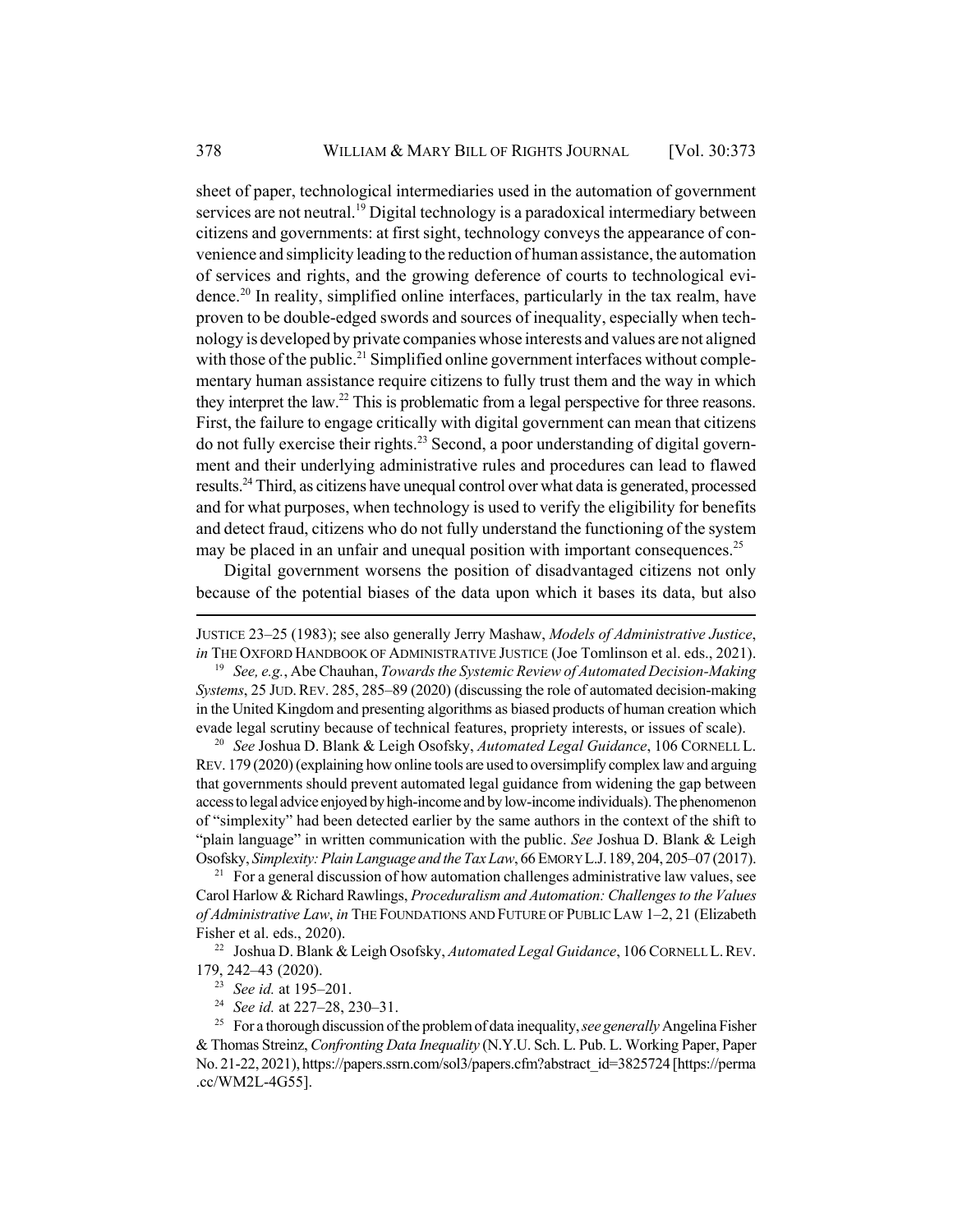sheet of paper, technological intermediaries used in the automation of government services are not neutral.[19] Digital technology is a paradoxical intermediary between citizens and governments: at first sight, technology conveys the appearance of convenience and simplicity leading to the reduction of human assistance, the automation of services and rights, and the growing deference of courts to technological evidence.[20] In reality, simplified online interfaces, particularly in the tax realm, have proven to be double-edged swords and sources of inequality, especially when technology is developed by private companies whose interests and values are not aligned with those of the public.[21] Simplified online government interfaces without complementary human assistance require citizens to fully trust them and the way in which they interpret the law.[22] This is problematic from a legal perspective for three reasons. First, the failure to engage critically with digital government can mean that citizens do not fully exercise their rights.[23] Second, a poor understanding of digital government and their underlying administrative rules and procedures can lead to flawed results.[24] Third, as citizens have unequal control over what data is generated, processed and for what purposes, when technology is used to verify the eligibility for benefits and detect fraud, citizens who do not fully understand the functioning of the system may be placed in an unfair and unequal position with important consequences.[25]

Digital government worsens the position of disadvantaged citizens not only because of the potential biases of the data upon which it bases its data, but also

---

JUSTICE 23–25 (1983); see also generally Jerry Mashaw, *Models of Administrative Justice*, *in* THE OXFORD HANDBOOK OF ADMINISTRATIVE JUSTICE (Joe Tomlinson et al. eds., 2021).

[19] *See, e.g.*, Abe Chauhan, *Towards the Systemic Review of Automated Decision-Making Systems*, 25 JUD. REV. 285, 285–89 (2020) (discussing the role of automated decision-making in the United Kingdom and presenting algorithms as biased products of human creation which evade legal scrutiny because of technical features, propriety interests, or issues of scale).

[20] *See* Joshua D. Blank & Leigh Osofsky, *Automated Legal Guidance*, 106 CORNELL L. REV. 179 (2020) (explaining how online tools are used to oversimplify complex law and arguing that governments should prevent automated legal guidance from widening the gap between access to legal advice enjoyed by high-income and by low-income individuals). The phenomenon of "simplexity" had been detected earlier by the same authors in the context of the shift to "plain language" in written communication with the public. *See* Joshua D. Blank & Leigh Osofsky, *Simplexity: Plain Language and the Tax Law*, 66 EMORY L.J. 189, 204, 205–07 (2017).

[21] For a general discussion of how automation challenges administrative law values, see Carol Harlow & Richard Rawlings, *Proceduralism and Automation: Challenges to the Values of Administrative Law*, *in* THE FOUNDATIONS AND FUTURE OF PUBLIC LAW 1–2, 21 (Elizabeth Fisher et al. eds., 2020).

[22] Joshua D. Blank & Leigh Osofsky, *Automated Legal Guidance*, 106 CORNELL L. REV. 179, 242–43 (2020).

[23] *See id.* at 195–201.

[24] *See id.* at 227–28, 230–31.

[25] For a thorough discussion of the problem of data inequality, *see generally* Angelina Fisher & Thomas Streinz, *Confronting Data Inequality* (N.Y.U. Sch. L. Pub. L. Working Paper, Paper No. 21-22, 2021), https://papers.ssrn.com/sol3/papers.cfm?abstract_id=3825724 [https://perma.cc/WM2L-4G55].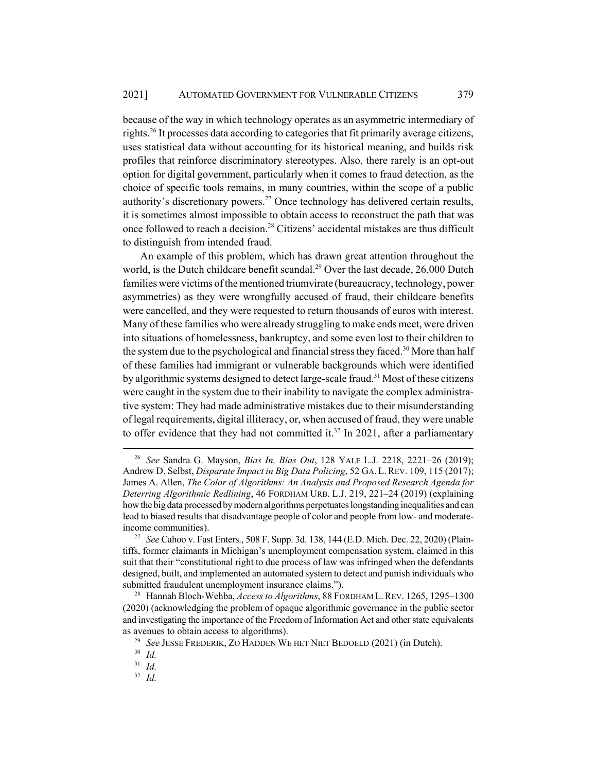because of the way in which technology operates as an asymmetric intermediary of rights.[26] It processes data according to categories that fit primarily average citizens, uses statistical data without accounting for its historical meaning, and builds risk profiles that reinforce discriminatory stereotypes. Also, there rarely is an opt-out option for digital government, particularly when it comes to fraud detection, as the choice of specific tools remains, in many countries, within the scope of a public authority's discretionary powers.[27] Once technology has delivered certain results, it is sometimes almost impossible to obtain access to reconstruct the path that was once followed to reach a decision.[28] Citizens' accidental mistakes are thus difficult to distinguish from intended fraud.

An example of this problem, which has drawn great attention throughout the world, is the Dutch childcare benefit scandal.[29] Over the last decade, 26,000 Dutch families were victims of the mentioned triumvirate (bureaucracy, technology, power asymmetries) as they were wrongfully accused of fraud, their childcare benefits were cancelled, and they were requested to return thousands of euros with interest. Many of these families who were already struggling to make ends meet, were driven into situations of homelessness, bankruptcy, and some even lost to their children to the system due to the psychological and financial stress they faced.[30] More than half of these families had immigrant or vulnerable backgrounds which were identified by algorithmic systems designed to detect large-scale fraud.[31] Most of these citizens were caught in the system due to their inability to navigate the complex administrative system: They had made administrative mistakes due to their misunderstanding of legal requirements, digital illiteracy, or, when accused of fraud, they were unable to offer evidence that they had not committed it.[32] In 2021, after a parliamentary

---

[26] *See* Sandra G. Mayson, *Bias In, Bias Out*, 128 YALE L.J. 2218, 2221–26 (2019); Andrew D. Selbst, *Disparate Impact in Big Data Policing*, 52 GA. L. REV. 109, 115 (2017); James A. Allen, *The Color of Algorithms: An Analysis and Proposed Research Agenda for Deterring Algorithmic Redlining*, 46 FORDHAM URB. L.J. 219, 221–24 (2019) (explaining how the big data processed by modern algorithms perpetuates longstanding inequalities and can lead to biased results that disadvantage people of color and people from low- and moderate-income communities).

[27] *See* Cahoo v. Fast Enters., 508 F. Supp. 3d. 138, 144 (E.D. Mich. Dec. 22, 2020) (Plaintiffs, former claimants in Michigan's unemployment compensation system, claimed in this suit that their "constitutional right to due process of law was infringed when the defendants designed, built, and implemented an automated system to detect and punish individuals who submitted fraudulent unemployment insurance claims.").

[28] Hannah Bloch-Wehba, *Access to Algorithms*, 88 FORDHAM L. REV. 1265, 1295–1300 (2020) (acknowledging the problem of opaque algorithmic governance in the public sector and investigating the importance of the Freedom of Information Act and other state equivalents as avenues to obtain access to algorithms).

[29] *See* JESSE FREDERIK, ZO HADDEN WE HET NIET BEDOELD (2021) (in Dutch).

[30] *Id.*

[31] *Id.*

[32] *Id.*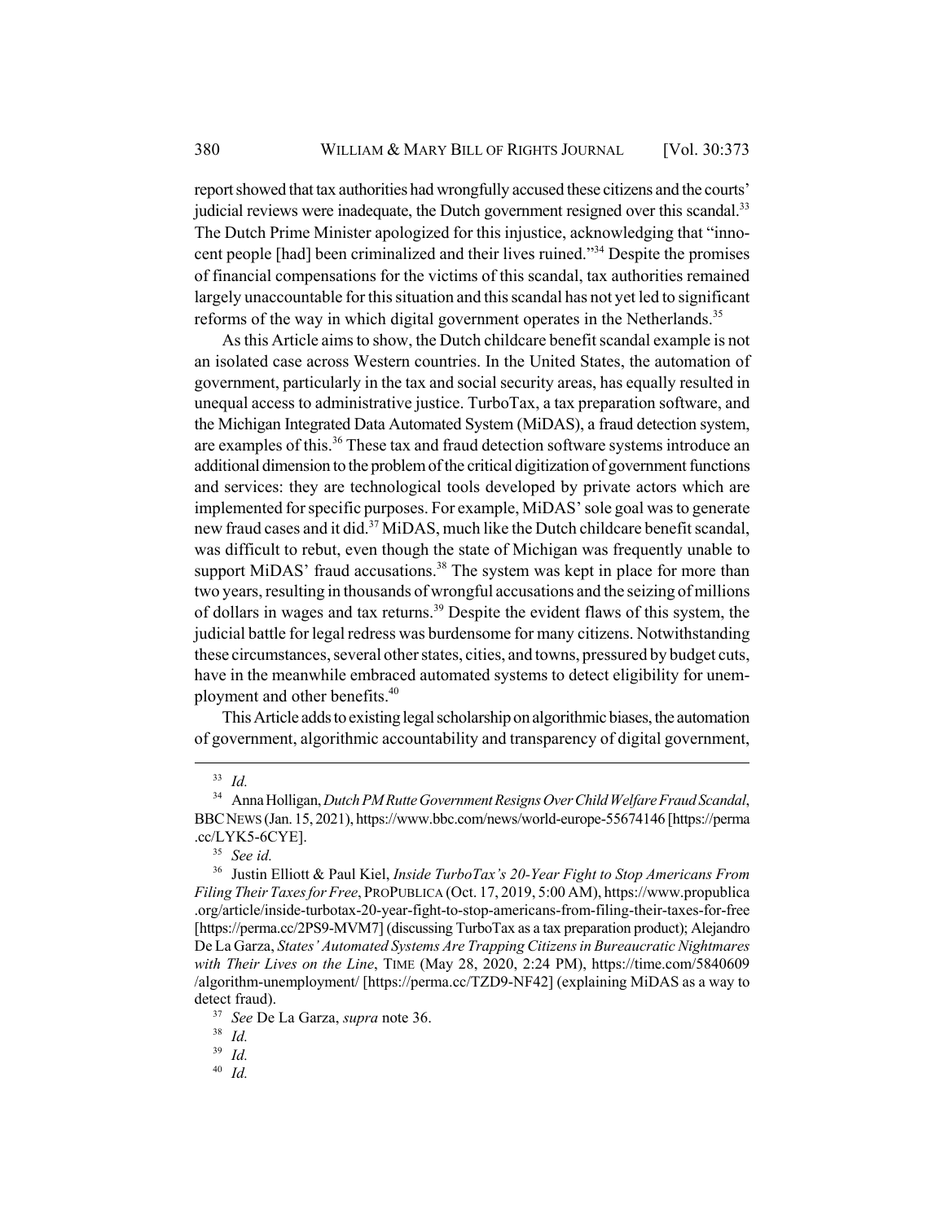report showed that tax authorities had wrongfully accused these citizens and the courts' judicial reviews were inadequate, the Dutch government resigned over this scandal.[33] The Dutch Prime Minister apologized for this injustice, acknowledging that "innocent people [had] been criminalized and their lives ruined."[34] Despite the promises of financial compensations for the victims of this scandal, tax authorities remained largely unaccountable for this situation and this scandal has not yet led to significant reforms of the way in which digital government operates in the Netherlands.[35]

As this Article aims to show, the Dutch childcare benefit scandal example is not an isolated case across Western countries. In the United States, the automation of government, particularly in the tax and social security areas, has equally resulted in unequal access to administrative justice. TurboTax, a tax preparation software, and the Michigan Integrated Data Automated System (MiDAS), a fraud detection system, are examples of this.[36] These tax and fraud detection software systems introduce an additional dimension to the problem of the critical digitization of government functions and services: they are technological tools developed by private actors which are implemented for specific purposes. For example, MiDAS' sole goal was to generate new fraud cases and it did.[37] MiDAS, much like the Dutch childcare benefit scandal, was difficult to rebut, even though the state of Michigan was frequently unable to support MiDAS' fraud accusations.[38] The system was kept in place for more than two years, resulting in thousands of wrongful accusations and the seizing of millions of dollars in wages and tax returns.[39] Despite the evident flaws of this system, the judicial battle for legal redress was burdensome for many citizens. Notwithstanding these circumstances, several other states, cities, and towns, pressured by budget cuts, have in the meanwhile embraced automated systems to detect eligibility for unemployment and other benefits.[40]

This Article adds to existing legal scholarship on algorithmic biases, the automation of government, algorithmic accountability and transparency of digital government,

---

[33] *Id.*

[34] Anna Holligan, *Dutch PM Rutte Government Resigns Over Child Welfare Fraud Scandal*, BBC NEWS (Jan. 15, 2021), https://www.bbc.com/news/world-europe-55674146 [https://perma.cc/LYK5-6CYE].

[35] *See id.*

[36] Justin Elliott & Paul Kiel, *Inside TurboTax's 20-Year Fight to Stop Americans From Filing Their Taxes for Free*, PROPUBLICA (Oct. 17, 2019, 5:00 AM), https://www.propublica.org/article/inside-turbotax-20-year-fight-to-stop-americans-from-filing-their-taxes-for-free [https://perma.cc/2PS9-MVM7] (discussing TurboTax as a tax preparation product); Alejandro De La Garza, *States' Automated Systems Are Trapping Citizens in Bureaucratic Nightmares with Their Lives on the Line*, TIME (May 28, 2020, 2:24 PM), https://time.com/5840609/algorithm-unemployment/ [https://perma.cc/TZD9-NF42] (explaining MiDAS as a way to detect fraud).

[37] *See* De La Garza, *supra* note 36.

[38] *Id.*

[39] *Id.*

[40] *Id.*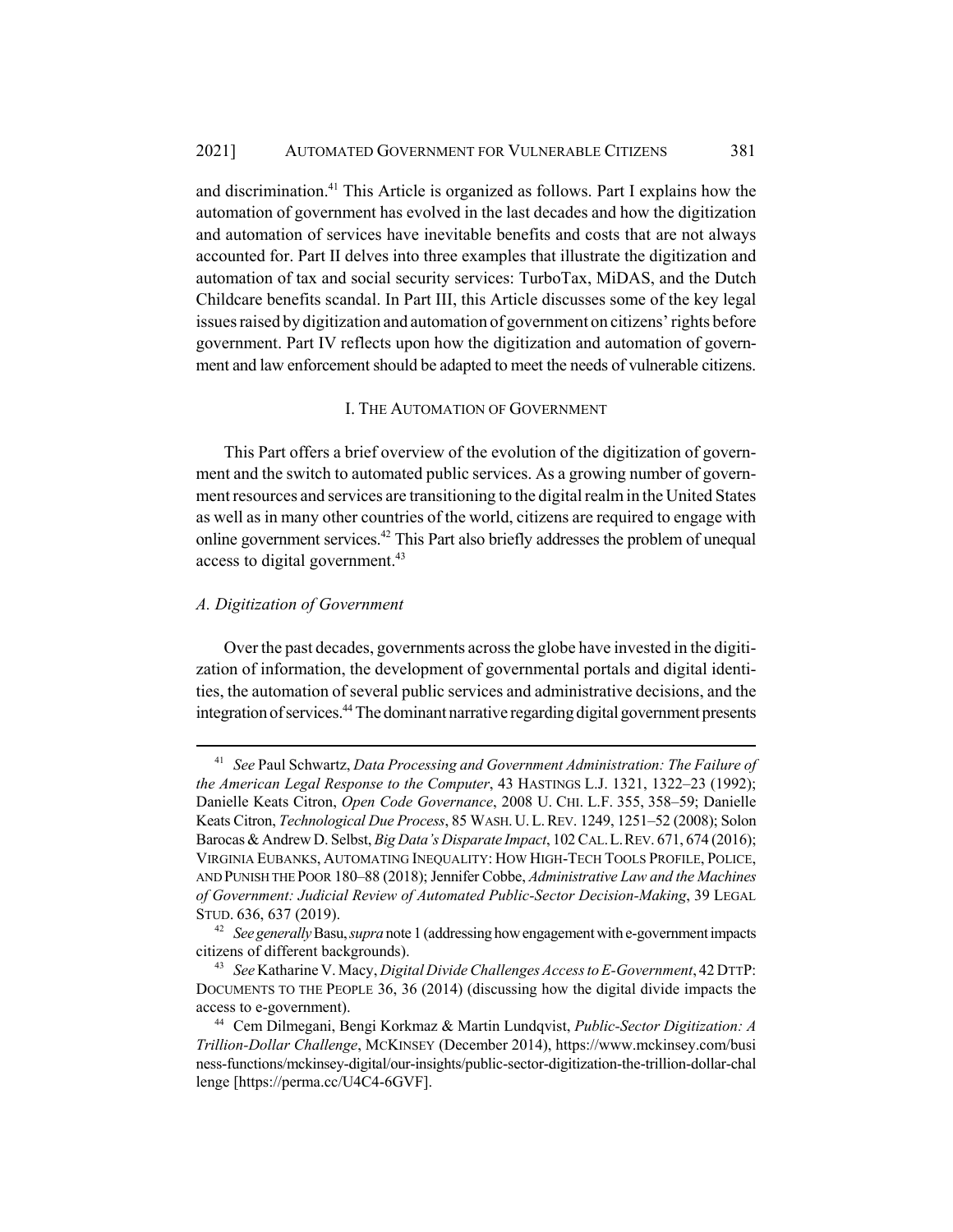and discrimination.[41] This Article is organized as follows. Part I explains how the automation of government has evolved in the last decades and how the digitization and automation of services have inevitable benefits and costs that are not always accounted for. Part II delves into three examples that illustrate the digitization and automation of tax and social security services: TurboTax, MiDAS, and the Dutch Childcare benefits scandal. In Part III, this Article discusses some of the key legal issues raised by digitization and automation of government on citizens' rights before government. Part IV reflects upon how the digitization and automation of government and law enforcement should be adapted to meet the needs of vulnerable citizens.

## I. The Automation of Government

This Part offers a brief overview of the evolution of the digitization of government and the switch to automated public services. As a growing number of government resources and services are transitioning to the digital realm in the United States as well as in many other countries of the world, citizens are required to engage with online government services.[42] This Part also briefly addresses the problem of unequal access to digital government.[43]

### *A. Digitization of Government*

Over the past decades, governments across the globe have invested in the digitization of information, the development of governmental portals and digital identities, the automation of several public services and administrative decisions, and the integration of services.[44] The dominant narrative regarding digital government presents

---

[41] *See* Paul Schwartz, *Data Processing and Government Administration: The Failure of the American Legal Response to the Computer*, 43 HASTINGS L.J. 1321, 1322–23 (1992); Danielle Keats Citron, *Open Code Governance*, 2008 U. CHI. L.F. 355, 358–59; Danielle Keats Citron, *Technological Due Process*, 85 WASH. U. L. REV. 1249, 1251–52 (2008); Solon Barocas & Andrew D. Selbst, *Big Data's Disparate Impact*, 102 CAL. L. REV. 671, 674 (2016); VIRGINIA EUBANKS, AUTOMATING INEQUALITY: HOW HIGH-TECH TOOLS PROFILE, POLICE, AND PUNISH THE POOR 180–88 (2018); Jennifer Cobbe, *Administrative Law and the Machines of Government: Judicial Review of Automated Public-Sector Decision-Making*, 39 LEGAL STUD. 636, 637 (2019).

[42] *See generally* Basu, *supra* note 1 (addressing how engagement with e-government impacts citizens of different backgrounds).

[43] *See* Katharine V. Macy, *Digital Divide Challenges Access to E-Government*, 42 DTTP: DOCUMENTS TO THE PEOPLE 36, 36 (2014) (discussing how the digital divide impacts the access to e-government).

[44] Cem Dilmegani, Bengi Korkmaz & Martin Lundqvist, *Public-Sector Digitization: A Trillion-Dollar Challenge*, MCKINSEY (December 2014), https://www.mckinsey.com/business-functions/mckinsey-digital/our-insights/public-sector-digitization-the-trillion-dollar-challenge [https://perma.cc/U4C4-6GVF].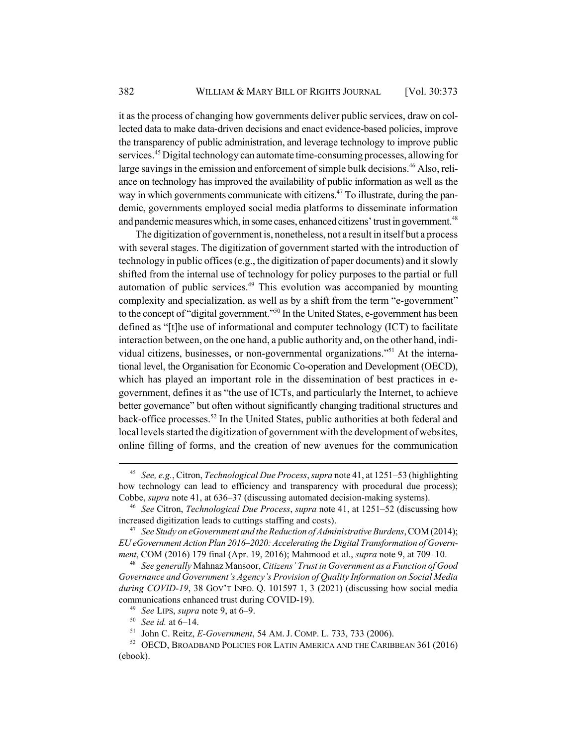it as the process of changing how governments deliver public services, draw on collected data to make data-driven decisions and enact evidence-based policies, improve the transparency of public administration, and leverage technology to improve public services.[45] Digital technology can automate time-consuming processes, allowing for large savings in the emission and enforcement of simple bulk decisions.[46] Also, reliance on technology has improved the availability of public information as well as the way in which governments communicate with citizens.[47] To illustrate, during the pandemic, governments employed social media platforms to disseminate information and pandemic measures which, in some cases, enhanced citizens' trust in government.[48]

The digitization of government is, nonetheless, not a result in itself but a process with several stages. The digitization of government started with the introduction of technology in public offices (e.g., the digitization of paper documents) and it slowly shifted from the internal use of technology for policy purposes to the partial or full automation of public services.[49] This evolution was accompanied by mounting complexity and specialization, as well as by a shift from the term "e-government" to the concept of "digital government."[50] In the United States, e-government has been defined as "[t]he use of informational and computer technology (ICT) to facilitate interaction between, on the one hand, a public authority and, on the other hand, individual citizens, businesses, or non-governmental organizations."[51] At the international level, the Organisation for Economic Co-operation and Development (OECD), which has played an important role in the dissemination of best practices in e-government, defines it as "the use of ICTs, and particularly the Internet, to achieve better governance" but often without significantly changing traditional structures and back-office processes.[52] In the United States, public authorities at both federal and local levels started the digitization of government with the development of websites, online filling of forms, and the creation of new avenues for the communication

---

[45] *See, e.g.*, Citron, *Technological Due Process*, *supra* note 41, at 1251–53 (highlighting how technology can lead to efficiency and transparency with procedural due process); Cobbe, *supra* note 41, at 636–37 (discussing automated decision-making systems).

[46] *See* Citron, *Technological Due Process*, *supra* note 41, at 1251–52 (discussing how increased digitization leads to cuttings staffing and costs).

[47] *See Study on eGovernment and the Reduction of Administrative Burdens*, COM (2014); *EU eGovernment Action Plan 2016–2020: Accelerating the Digital Transformation of Government*, COM (2016) 179 final (Apr. 19, 2016); Mahmood et al., *supra* note 9, at 709–10.

[48] *See generally* Mahnaz Mansoor, *Citizens' Trust in Government as a Function of Good Governance and Government's Agency's Provision of Quality Information on Social Media during COVID-19*, 38 GOV'T INFO. Q. 101597 1, 3 (2021) (discussing how social media communications enhanced trust during COVID-19).

[49] *See* LIPS, *supra* note 9, at 6–9.

[50] *See id.* at 6–14.

[51] John C. Reitz, *E-Government*, 54 AM. J. COMP. L. 733, 733 (2006).

[52] OECD, BROADBAND POLICIES FOR LATIN AMERICA AND THE CARIBBEAN 361 (2016) (ebook).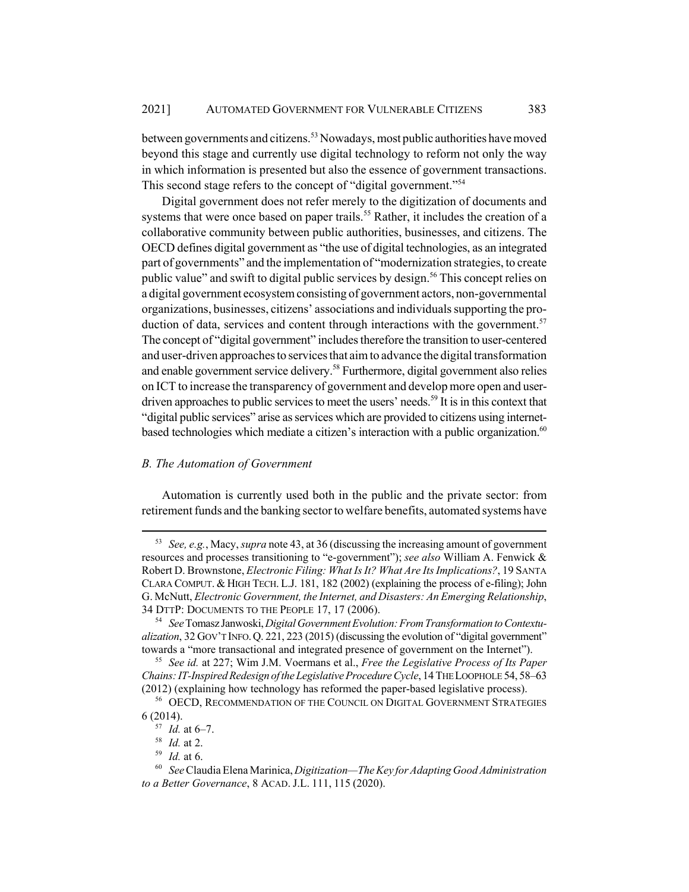between governments and citizens.[53] Nowadays, most public authorities have moved beyond this stage and currently use digital technology to reform not only the way in which information is presented but also the essence of government transactions. This second stage refers to the concept of "digital government."[54]

Digital government does not refer merely to the digitization of documents and systems that were once based on paper trails.[55] Rather, it includes the creation of a collaborative community between public authorities, businesses, and citizens. The OECD defines digital government as "the use of digital technologies, as an integrated part of governments" and the implementation of "modernization strategies, to create public value" and swift to digital public services by design.[56] This concept relies on a digital government ecosystem consisting of government actors, non-governmental organizations, businesses, citizens' associations and individuals supporting the production of data, services and content through interactions with the government.[57] The concept of "digital government" includes therefore the transition to user-centered and user-driven approaches to services that aim to advance the digital transformation and enable government service delivery.[58] Furthermore, digital government also relies on ICT to increase the transparency of government and develop more open and user-driven approaches to public services to meet the users' needs.[59] It is in this context that "digital public services" arise as services which are provided to citizens using internet-based technologies which mediate a citizen's interaction with a public organization.[60]

### *B. The Automation of Government*

Automation is currently used both in the public and the private sector: from retirement funds and the banking sector to welfare benefits, automated systems have

---

[53] *See, e.g.*, Macy, *supra* note 43, at 36 (discussing the increasing amount of government resources and processes transitioning to "e-government"); *see also* William A. Fenwick & Robert D. Brownstone, *Electronic Filing: What Is It? What Are Its Implications?*, 19 SANTA CLARA COMPUT. & HIGH TECH. L.J. 181, 182 (2002) (explaining the process of e-filing); John G. McNutt, *Electronic Government, the Internet, and Disasters: An Emerging Relationship*, 34 DTTP: DOCUMENTS TO THE PEOPLE 17, 17 (2006).

[54] *See* Tomasz Janwoski, *Digital Government Evolution: From Transformation to Contextualization*, 32 GOV'T INFO. Q. 221, 223 (2015) (discussing the evolution of "digital government" towards a "more transactional and integrated presence of government on the Internet").

[55] *See id.* at 227; Wim J.M. Voermans et al., *Free the Legislative Process of Its Paper Chains: IT-Inspired Redesign of the Legislative Procedure Cycle*, 14 THE LOOPHOLE 54, 58–63 (2012) (explaining how technology has reformed the paper-based legislative process).

[56] OECD, RECOMMENDATION OF THE COUNCIL ON DIGITAL GOVERNMENT STRATEGIES 6 (2014).

[57] *Id.* at 6–7.

[58] *Id.* at 2.

[59] *Id.* at 6.

[60] *See* Claudia Elena Marinica, *Digitization—The Key for Adapting Good Administration to a Better Governance*, 8 ACAD. J.L. 111, 115 (2020).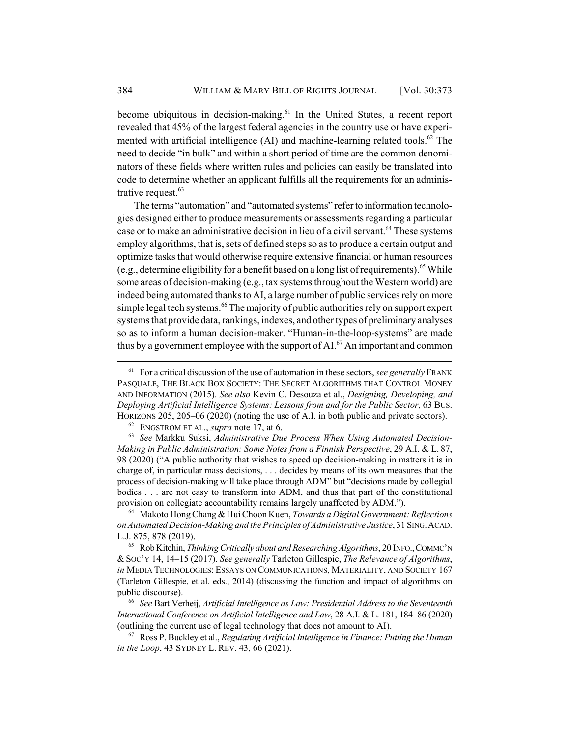become ubiquitous in decision-making.[61] In the United States, a recent report revealed that 45% of the largest federal agencies in the country use or have experimented with artificial intelligence (AI) and machine-learning related tools.[62] The need to decide "in bulk" and within a short period of time are the common denominators of these fields where written rules and policies can easily be translated into code to determine whether an applicant fulfills all the requirements for an administrative request.[63]

The terms "automation" and "automated systems" refer to information technologies designed either to produce measurements or assessments regarding a particular case or to make an administrative decision in lieu of a civil servant.[64] These systems employ algorithms, that is, sets of defined steps so as to produce a certain output and optimize tasks that would otherwise require extensive financial or human resources (e.g., determine eligibility for a benefit based on a long list of requirements).[65] While some areas of decision-making (e.g., tax systems throughout the Western world) are indeed being automated thanks to AI, a large number of public services rely on more simple legal tech systems.[66] The majority of public authorities rely on support expert systems that provide data, rankings, indexes, and other types of preliminary analyses so as to inform a human decision-maker. "Human-in-the-loop-systems" are made thus by a government employee with the support of AI.[67] An important and common

---

[61] For a critical discussion of the use of automation in these sectors, *see generally* FRANK PASQUALE, THE BLACK BOX SOCIETY: THE SECRET ALGORITHMS THAT CONTROL MONEY AND INFORMATION (2015). *See also* Kevin C. Desouza et al., *Designing, Developing, and Deploying Artificial Intelligence Systems: Lessons from and for the Public Sector*, 63 BUS. HORIZONS 205, 205–06 (2020) (noting the use of A.I. in both public and private sectors).

[62] ENGSTROM ET AL., *supra* note 17, at 6.

[63] *See* Markku Suksi, *Administrative Due Process When Using Automated Decision-Making in Public Administration: Some Notes from a Finnish Perspective*, 29 A.I. & L. 87, 98 (2020) ("A public authority that wishes to speed up decision-making in matters it is in charge of, in particular mass decisions, . . . decides by means of its own measures that the process of decision-making will take place through ADM" but "decisions made by collegial bodies . . . are not easy to transform into ADM, and thus that part of the constitutional provision on collegiate accountability remains largely unaffected by ADM.").

[64] Makoto Hong Chang & Hui Choon Kuen, *Towards a Digital Government: Reflections on Automated Decision-Making and the Principles of Administrative Justice*, 31 SING. ACAD. L.J. 875, 878 (2019).

[65] Rob Kitchin, *Thinking Critically about and Researching Algorithms*, 20 INFO., COMMC'N & SOC'Y 14, 14–15 (2017). *See generally* Tarleton Gillespie, *The Relevance of Algorithms*, *in* MEDIA TECHNOLOGIES: ESSAYS ON COMMUNICATIONS, MATERIALITY, AND SOCIETY 167 (Tarleton Gillespie, et al. eds., 2014) (discussing the function and impact of algorithms on public discourse).

[66] *See* Bart Verheij, *Artificial Intelligence as Law: Presidential Address to the Seventeenth International Conference on Artificial Intelligence and Law*, 28 A.I. & L. 181, 184–86 (2020) (outlining the current use of legal technology that does not amount to AI).

[67] Ross P. Buckley et al., *Regulating Artificial Intelligence in Finance: Putting the Human in the Loop*, 43 SYDNEY L. REV. 43, 66 (2021).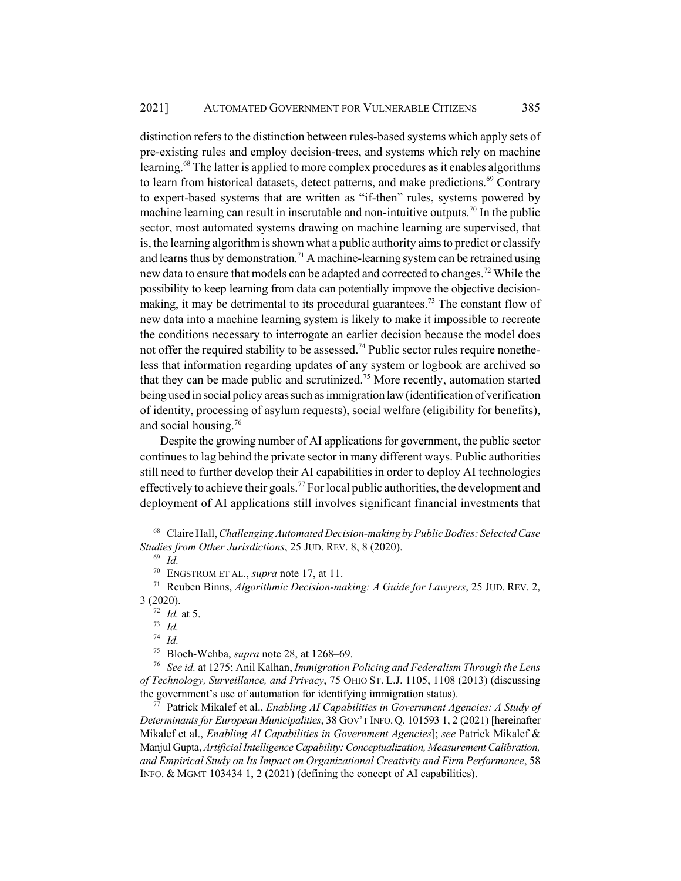distinction refers to the distinction between rules-based systems which apply sets of pre-existing rules and employ decision-trees, and systems which rely on machine learning.[68] The latter is applied to more complex procedures as it enables algorithms to learn from historical datasets, detect patterns, and make predictions.[69] Contrary to expert-based systems that are written as "if-then" rules, systems powered by machine learning can result in inscrutable and non-intuitive outputs.[70] In the public sector, most automated systems drawing on machine learning are supervised, that is, the learning algorithm is shown what a public authority aims to predict or classify and learns thus by demonstration.[71] A machine-learning system can be retrained using new data to ensure that models can be adapted and corrected to changes.[72] While the possibility to keep learning from data can potentially improve the objective decision-making, it may be detrimental to its procedural guarantees.[73] The constant flow of new data into a machine learning system is likely to make it impossible to recreate the conditions necessary to interrogate an earlier decision because the model does not offer the required stability to be assessed.[74] Public sector rules require nonetheless that information regarding updates of any system or logbook are archived so that they can be made public and scrutinized.[75] More recently, automation started being used in social policy areas such as immigration law (identification of verification of identity, processing of asylum requests), social welfare (eligibility for benefits), and social housing.[76]

Despite the growing number of AI applications for government, the public sector continues to lag behind the private sector in many different ways. Public authorities still need to further develop their AI capabilities in order to deploy AI technologies effectively to achieve their goals.[77] For local public authorities, the development and deployment of AI applications still involves significant financial investments that

---

[68] Claire Hall, *Challenging Automated Decision-making by Public Bodies: Selected Case Studies from Other Jurisdictions*, 25 JUD. REV. 8, 8 (2020).

[69] *Id.*

[70] ENGSTROM ET AL., *supra* note 17, at 11.

[71] Reuben Binns, *Algorithmic Decision-making: A Guide for Lawyers*, 25 JUD. REV. 2, 3 (2020).

[72] *Id.* at 5.

[73] *Id.*

[74] *Id.*

[75] Bloch-Wehba, *supra* note 28, at 1268–69.

[76] *See id.* at 1275; Anil Kalhan, *Immigration Policing and Federalism Through the Lens of Technology, Surveillance, and Privacy*, 75 OHIO ST. L.J. 1105, 1108 (2013) (discussing the government's use of automation for identifying immigration status).

[77] Patrick Mikalef et al., *Enabling AI Capabilities in Government Agencies: A Study of Determinants for European Municipalities*, 38 GOV'T INFO. Q. 101593 1, 2 (2021) [hereinafter Mikalef et al., *Enabling AI Capabilities in Government Agencies*]; *see* Patrick Mikalef & Manjul Gupta, *Artificial Intelligence Capability: Conceptualization, Measurement Calibration, and Empirical Study on Its Impact on Organizational Creativity and Firm Performance*, 58 INFO. & MGMT 103434 1, 2 (2021) (defining the concept of AI capabilities).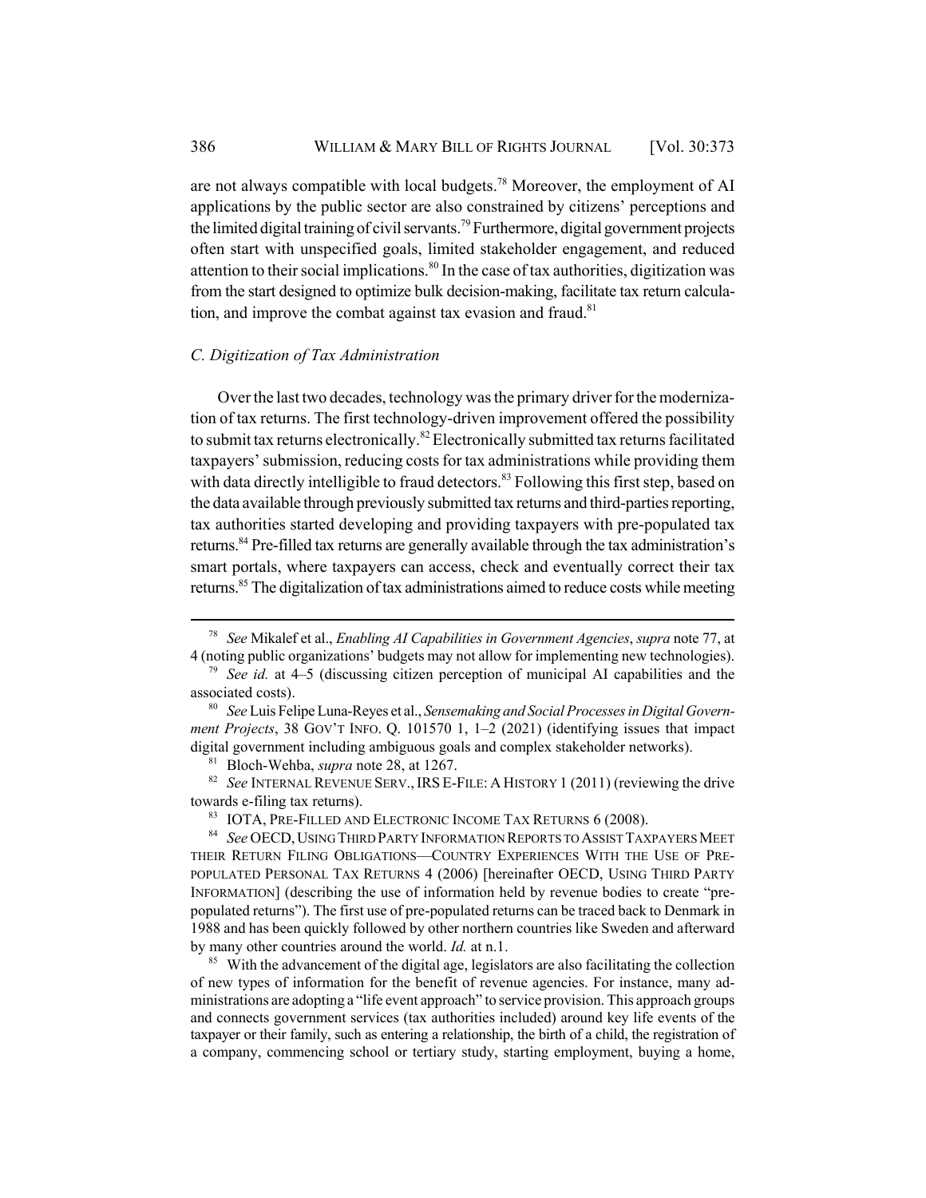are not always compatible with local budgets.[78] Moreover, the employment of AI applications by the public sector are also constrained by citizens' perceptions and the limited digital training of civil servants.[79] Furthermore, digital government projects often start with unspecified goals, limited stakeholder engagement, and reduced attention to their social implications.[80] In the case of tax authorities, digitization was from the start designed to optimize bulk decision-making, facilitate tax return calculation, and improve the combat against tax evasion and fraud.[81]

### *C. Digitization of Tax Administration*

Over the last two decades, technology was the primary driver for the modernization of tax returns. The first technology-driven improvement offered the possibility to submit tax returns electronically.[82] Electronically submitted tax returns facilitated taxpayers' submission, reducing costs for tax administrations while providing them with data directly intelligible to fraud detectors.[83] Following this first step, based on the data available through previously submitted tax returns and third-parties reporting, tax authorities started developing and providing taxpayers with pre-populated tax returns.[84] Pre-filled tax returns are generally available through the tax administration's smart portals, where taxpayers can access, check and eventually correct their tax returns.[85] The digitalization of tax administrations aimed to reduce costs while meeting

---

[78] *See* Mikalef et al., *Enabling AI Capabilities in Government Agencies*, *supra* note 77, at 4 (noting public organizations' budgets may not allow for implementing new technologies).

[79] *See id.* at 4–5 (discussing citizen perception of municipal AI capabilities and the associated costs).

[80] *See* Luis Felipe Luna-Reyes et al., *Sensemaking and Social Processes in Digital Government Projects*, 38 GOV'T INFO. Q. 101570 1, 1–2 (2021) (identifying issues that impact digital government including ambiguous goals and complex stakeholder networks).

[81] Bloch-Wehba, *supra* note 28, at 1267.

[82] *See* INTERNAL REVENUE SERV., IRS E-FILE: A HISTORY 1 (2011) (reviewing the drive towards e-filing tax returns).

[83] IOTA, PRE-FILLED AND ELECTRONIC INCOME TAX RETURNS 6 (2008).

[84] *See* OECD, USING THIRD PARTY INFORMATION REPORTS TO ASSIST TAXPAYERS MEET THEIR RETURN FILING OBLIGATIONS—COUNTRY EXPERIENCES WITH THE USE OF PRE-POPULATED PERSONAL TAX RETURNS 4 (2006) [hereinafter OECD, USING THIRD PARTY INFORMATION] (describing the use of information held by revenue bodies to create "pre-populated returns"). The first use of pre-populated returns can be traced back to Denmark in 1988 and has been quickly followed by other northern countries like Sweden and afterward by many other countries around the world. *Id.* at n.1.

[85] With the advancement of the digital age, legislators are also facilitating the collection of new types of information for the benefit of revenue agencies. For instance, many administrations are adopting a "life event approach" to service provision. This approach groups and connects government services (tax authorities included) around key life events of the taxpayer or their family, such as entering a relationship, the birth of a child, the registration of a company, commencing school or tertiary study, starting employment, buying a home,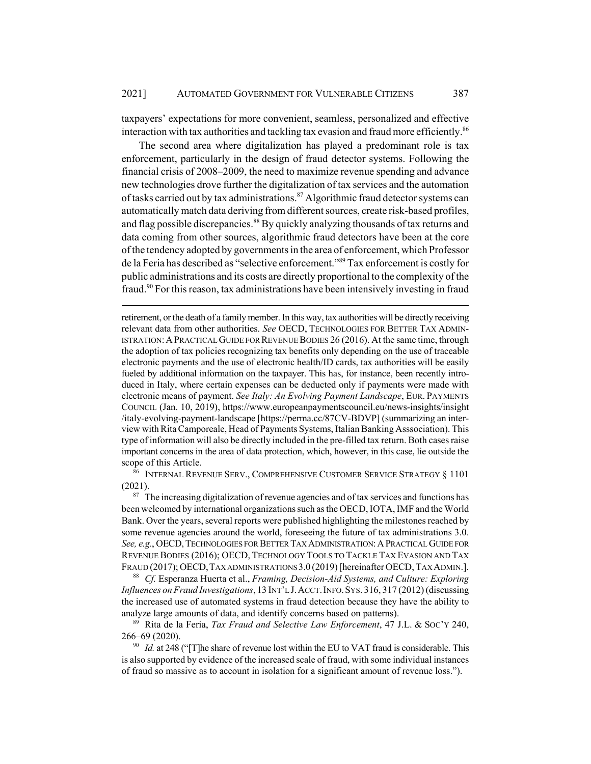taxpayers' expectations for more convenient, seamless, personalized and effective interaction with tax authorities and tackling tax evasion and fraud more efficiently.[86]

The second area where digitalization has played a predominant role is tax enforcement, particularly in the design of fraud detector systems. Following the financial crisis of 2008–2009, the need to maximize revenue spending and advance new technologies drove further the digitalization of tax services and the automation of tasks carried out by tax administrations.[87] Algorithmic fraud detector systems can automatically match data deriving from different sources, create risk-based profiles, and flag possible discrepancies.[88] By quickly analyzing thousands of tax returns and data coming from other sources, algorithmic fraud detectors have been at the core of the tendency adopted by governments in the area of enforcement, which Professor de la Feria has described as "selective enforcement."[89] Tax enforcement is costly for public administrations and its costs are directly proportional to the complexity of the fraud.[90] For this reason, tax administrations have been intensively investing in fraud

---

retirement, or the death of a family member. In this way, tax authorities will be directly receiving relevant data from other authorities. *See* OECD, TECHNOLOGIES FOR BETTER TAX ADMINISTRATION: A PRACTICAL GUIDE FOR REVENUE BODIES 26 (2016). At the same time, through the adoption of tax policies recognizing tax benefits only depending on the use of traceable electronic payments and the use of electronic health/ID cards, tax authorities will be easily fueled by additional information on the taxpayer. This has, for instance, been recently introduced in Italy, where certain expenses can be deducted only if payments were made with electronic means of payment. *See Italy: An Evolving Payment Landscape*, EUR. PAYMENTS COUNCIL (Jan. 10, 2019), https://www.europeanpaymentscouncil.eu/news-insights/insight/italy-evolving-payment-landscape [https://perma.cc/87CV-BDVP] (summarizing an interview with Rita Camporeale, Head of Payments Systems, Italian Banking Asssociation). This type of information will also be directly included in the pre-filled tax return. Both cases raise important concerns in the area of data protection, which, however, in this case, lie outside the scope of this Article.

[86] INTERNAL REVENUE SERV., COMPREHENSIVE CUSTOMER SERVICE STRATEGY § 1101 (2021).

[87] The increasing digitalization of revenue agencies and of tax services and functions has been welcomed by international organizations such as the OECD, IOTA, IMF and the World Bank. Over the years, several reports were published highlighting the milestones reached by some revenue agencies around the world, foreseeing the future of tax administrations 3.0. *See, e.g.*, OECD, TECHNOLOGIES FOR BETTER TAX ADMINISTRATION: A PRACTICAL GUIDE FOR REVENUE BODIES (2016); OECD, TECHNOLOGY TOOLS TO TACKLE TAX EVASION AND TAX FRAUD (2017); OECD, TAX ADMINISTRATIONS 3.0 (2019) [hereinafter OECD, TAX ADMIN.].

[88] *Cf.* Esperanza Huerta et al., *Framing, Decision-Aid Systems, and Culture: Exploring Influences on Fraud Investigations*, 13 INT'L J. ACCT. INFO. SYS. 316, 317 (2012) (discussing the increased use of automated systems in fraud detection because they have the ability to analyze large amounts of data, and identify concerns based on patterns).

[89] Rita de la Feria, *Tax Fraud and Selective Law Enforcement*, 47 J.L. & SOC'Y 240, 266–69 (2020).

[90] *Id.* at 248 ("[T]he share of revenue lost within the EU to VAT fraud is considerable. This is also supported by evidence of the increased scale of fraud, with some individual instances of fraud so massive as to account in isolation for a significant amount of revenue loss.").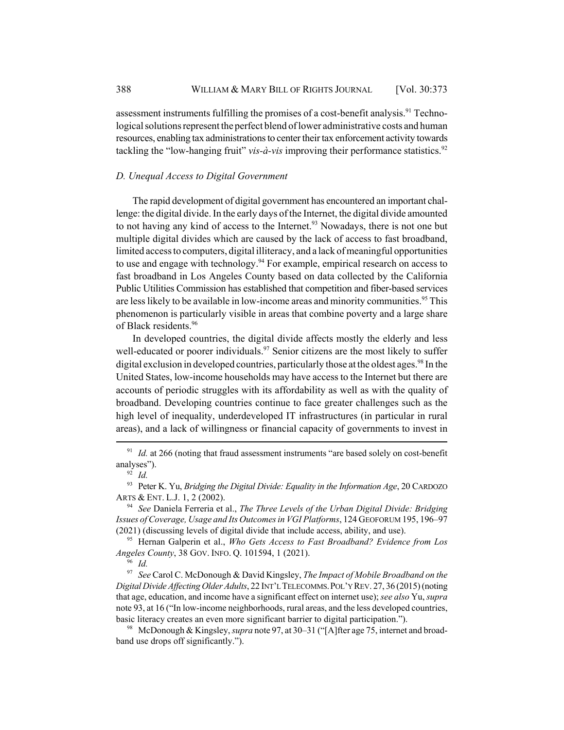assessment instruments fulfilling the promises of a cost-benefit analysis.[91] Technological solutions represent the perfect blend of lower administrative costs and human resources, enabling tax administrations to center their tax enforcement activity towards tackling the "low-hanging fruit" *vis-à-vis* improving their performance statistics.[92]

### *D. Unequal Access to Digital Government*

The rapid development of digital government has encountered an important challenge: the digital divide. In the early days of the Internet, the digital divide amounted to not having any kind of access to the Internet.[93] Nowadays, there is not one but multiple digital divides which are caused by the lack of access to fast broadband, limited access to computers, digital illiteracy, and a lack of meaningful opportunities to use and engage with technology.[94] For example, empirical research on access to fast broadband in Los Angeles County based on data collected by the California Public Utilities Commission has established that competition and fiber-based services are less likely to be available in low-income areas and minority communities.[95] This phenomenon is particularly visible in areas that combine poverty and a large share of Black residents.[96]

In developed countries, the digital divide affects mostly the elderly and less well-educated or poorer individuals.[97] Senior citizens are the most likely to suffer digital exclusion in developed countries, particularly those at the oldest ages.[98] In the United States, low-income households may have access to the Internet but there are accounts of periodic struggles with its affordability as well as with the quality of broadband. Developing countries continue to face greater challenges such as the high level of inequality, underdeveloped IT infrastructures (in particular in rural areas), and a lack of willingness or financial capacity of governments to invest in

---

[91] *Id.* at 266 (noting that fraud assessment instruments "are based solely on cost-benefit analyses").

[92] *Id.*

[93] Peter K. Yu, *Bridging the Digital Divide: Equality in the Information Age*, 20 CARDOZO ARTS & ENT. L.J. 1, 2 (2002).

[94] *See* Daniela Ferreria et al., *The Three Levels of the Urban Digital Divide: Bridging Issues of Coverage, Usage and Its Outcomes in VGI Platforms*, 124 GEOFORUM 195, 196–97 (2021) (discussing levels of digital divide that include access, ability, and use).

[95] Hernan Galperin et al., *Who Gets Access to Fast Broadband? Evidence from Los Angeles County*, 38 GOV. INFO. Q. 101594, 1 (2021).

[96] *Id.*

[97] *See* Carol C. McDonough & David Kingsley, *The Impact of Mobile Broadband on the Digital Divide Affecting Older Adults*, 22 INT'L TELECOMMS. POL'Y REV. 27, 36 (2015) (noting that age, education, and income have a significant effect on internet use); *see also* Yu, *supra* note 93, at 16 ("In low-income neighborhoods, rural areas, and the less developed countries, basic literacy creates an even more significant barrier to digital participation.").

[98] McDonough & Kingsley, *supra* note 97, at 30–31 ("[A]fter age 75, internet and broadband use drops off significantly.").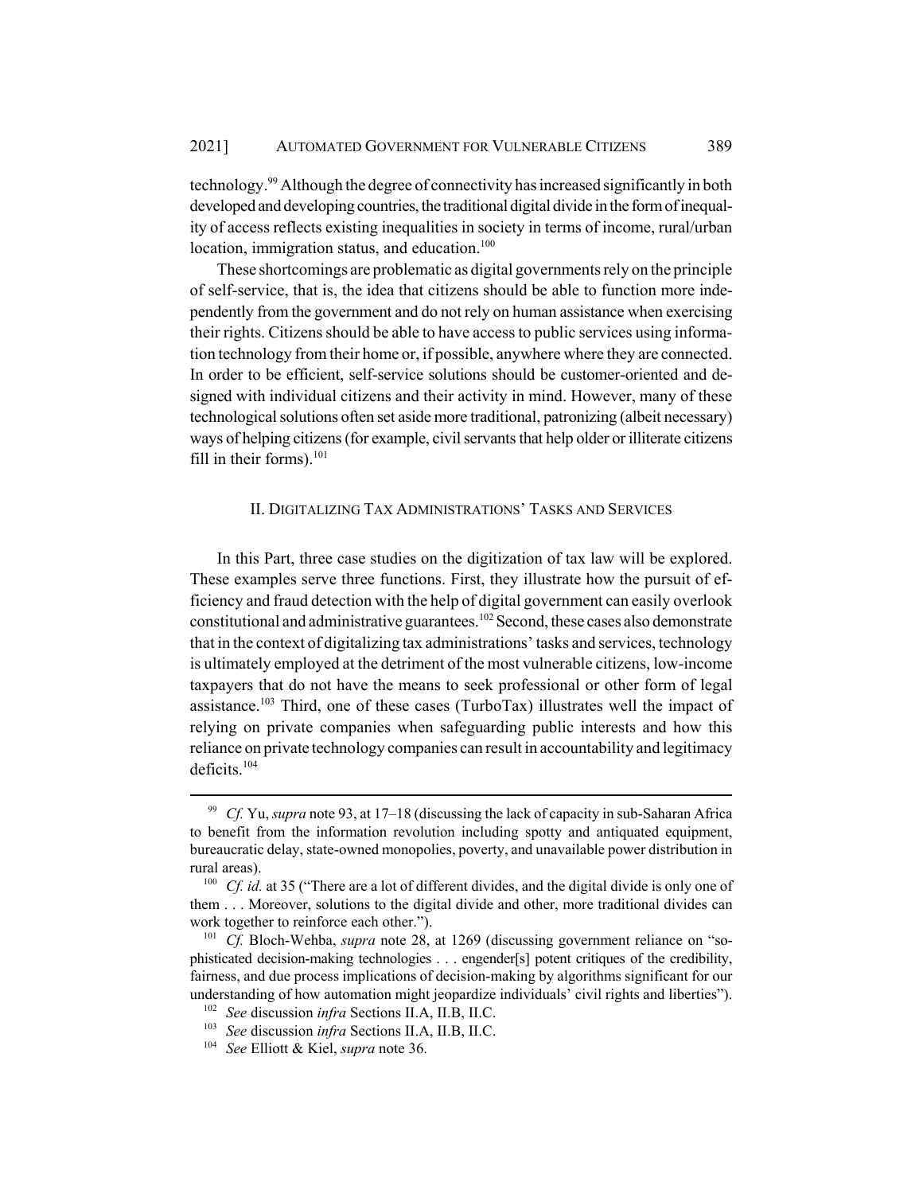technology.[99] Although the degree of connectivity has increased significantly in both developed and developing countries, the traditional digital divide in the form of inequality of access reflects existing inequalities in society in terms of income, rural/urban location, immigration status, and education.[100]

These shortcomings are problematic as digital governments rely on the principle of self-service, that is, the idea that citizens should be able to function more independently from the government and do not rely on human assistance when exercising their rights. Citizens should be able to have access to public services using information technology from their home or, if possible, anywhere where they are connected. In order to be efficient, self-service solutions should be customer-oriented and designed with individual citizens and their activity in mind. However, many of these technological solutions often set aside more traditional, patronizing (albeit necessary) ways of helping citizens (for example, civil servants that help older or illiterate citizens fill in their forms).[101]

## II. DIGITALIZING TAX ADMINISTRATIONS' TASKS AND SERVICES

In this Part, three case studies on the digitization of tax law will be explored. These examples serve three functions. First, they illustrate how the pursuit of efficiency and fraud detection with the help of digital government can easily overlook constitutional and administrative guarantees.[102] Second, these cases also demonstrate that in the context of digitalizing tax administrations' tasks and services, technology is ultimately employed at the detriment of the most vulnerable citizens, low-income taxpayers that do not have the means to seek professional or other form of legal assistance.[103] Third, one of these cases (TurboTax) illustrates well the impact of relying on private companies when safeguarding public interests and how this reliance on private technology companies can result in accountability and legitimacy deficits.[104]

---

[99] *Cf.* Yu, *supra* note 93, at 17–18 (discussing the lack of capacity in sub-Saharan Africa to benefit from the information revolution including spotty and antiquated equipment, bureaucratic delay, state-owned monopolies, poverty, and unavailable power distribution in rural areas).

[100] *Cf. id.* at 35 ("There are a lot of different divides, and the digital divide is only one of them . . . Moreover, solutions to the digital divide and other, more traditional divides can work together to reinforce each other.").

[101] *Cf.* Bloch-Wehba, *supra* note 28, at 1269 (discussing government reliance on "sophisticated decision-making technologies . . . engender[s] potent critiques of the credibility, fairness, and due process implications of decision-making by algorithms significant for our understanding of how automation might jeopardize individuals' civil rights and liberties").

[102] *See* discussion *infra* Sections II.A, II.B, II.C.

[103] *See* discussion *infra* Sections II.A, II.B, II.C.

[104] *See* Elliott & Kiel, *supra* note 36.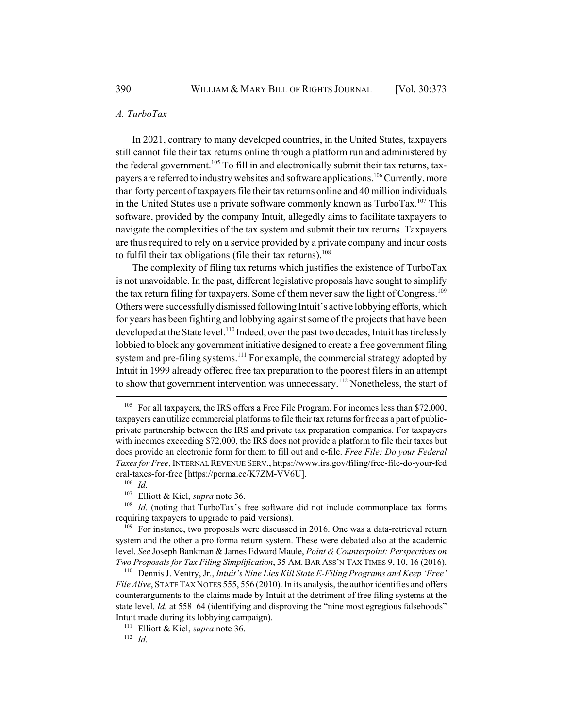### *A. TurboTax*

In 2021, contrary to many developed countries, in the United States, taxpayers still cannot file their tax returns online through a platform run and administered by the federal government.[105] To fill in and electronically submit their tax returns, taxpayers are referred to industry websites and software applications.[106] Currently, more than forty percent of taxpayers file their tax returns online and 40 million individuals in the United States use a private software commonly known as TurboTax.[107] This software, provided by the company Intuit, allegedly aims to facilitate taxpayers to navigate the complexities of the tax system and submit their tax returns. Taxpayers are thus required to rely on a service provided by a private company and incur costs to fulfil their tax obligations (file their tax returns).[108]

The complexity of filing tax returns which justifies the existence of TurboTax is not unavoidable. In the past, different legislative proposals have sought to simplify the tax return filing for taxpayers. Some of them never saw the light of Congress.[109] Others were successfully dismissed following Intuit's active lobbying efforts, which for years has been fighting and lobbying against some of the projects that have been developed at the State level.[110] Indeed, over the past two decades, Intuit has tirelessly lobbied to block any government initiative designed to create a free government filing system and pre-filing systems.[111] For example, the commercial strategy adopted by Intuit in 1999 already offered free tax preparation to the poorest filers in an attempt to show that government intervention was unnecessary.[112] Nonetheless, the start of

---

[105] For all taxpayers, the IRS offers a Free File Program. For incomes less than $72,000, taxpayers can utilize commercial platforms to file their tax returns for free as a part of public-private partnership between the IRS and private tax preparation companies. For taxpayers with incomes exceeding $72,000, the IRS does not provide a platform to file their taxes but does provide an electronic form for them to fill out and e-file. *Free File: Do your Federal Taxes for Free*, INTERNAL REVENUE SERV., https://www.irs.gov/filing/free-file-do-your-federal-taxes-for-free [https://perma.cc/K7ZM-VV6U].

[106] *Id.*

[107] Elliott & Kiel, *supra* note 36.

[108] *Id.* (noting that TurboTax's free software did not include commonplace tax forms requiring taxpayers to upgrade to paid versions).

[109] For instance, two proposals were discussed in 2016. One was a data-retrieval return system and the other a pro forma return system. These were debated also at the academic level. *See* Joseph Bankman & James Edward Maule, *Point & Counterpoint: Perspectives on Two Proposals for Tax Filing Simplification*, 35 AM. BAR ASS'N TAX TIMES 9, 10, 16 (2016).

[110] Dennis J. Ventry, Jr., *Intuit's Nine Lies Kill State E-Filing Programs and Keep 'Free' File Alive*, STATE TAX NOTES 555, 556 (2010). In its analysis, the author identifies and offers counterarguments to the claims made by Intuit at the detriment of free filing systems at the state level. *Id.* at 558–64 (identifying and disproving the "nine most egregious falsehoods" Intuit made during its lobbying campaign).

[111] Elliott & Kiel, *supra* note 36.

[112] *Id.*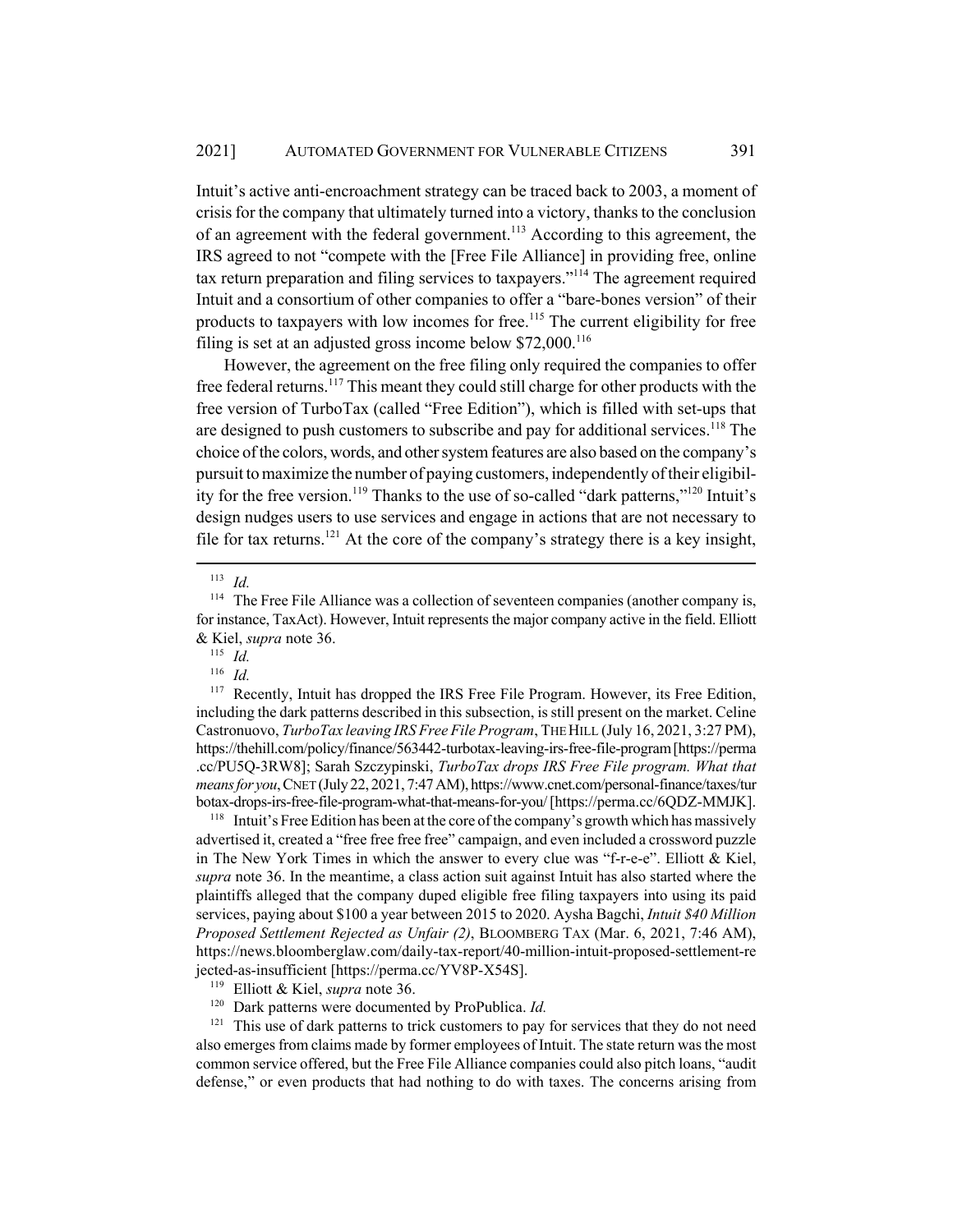Intuit's active anti-encroachment strategy can be traced back to 2003, a moment of crisis for the company that ultimately turned into a victory, thanks to the conclusion of an agreement with the federal government.[113] According to this agreement, the IRS agreed to not "compete with the [Free File Alliance] in providing free, online tax return preparation and filing services to taxpayers."[114] The agreement required Intuit and a consortium of other companies to offer a "bare-bones version" of their products to taxpayers with low incomes for free.[115] The current eligibility for free filing is set at an adjusted gross income below $72,000.[116]

However, the agreement on the free filing only required the companies to offer free federal returns.[117] This meant they could still charge for other products with the free version of TurboTax (called "Free Edition"), which is filled with set-ups that are designed to push customers to subscribe and pay for additional services.[118] The choice of the colors, words, and other system features are also based on the company's pursuit to maximize the number of paying customers, independently of their eligibility for the free version.[119] Thanks to the use of so-called "dark patterns,"[120] Intuit's design nudges users to use services and engage in actions that are not necessary to file for tax returns.[121] At the core of the company's strategy there is a key insight,

---

[113] *Id.*

[114] The Free File Alliance was a collection of seventeen companies (another company is, for instance, TaxAct). However, Intuit represents the major company active in the field. Elliott & Kiel, *supra* note 36.

[115] *Id.*

[116] *Id.*

[117] Recently, Intuit has dropped the IRS Free File Program. However, its Free Edition, including the dark patterns described in this subsection, is still present on the market. Celine Castronuovo, *TurboTax leaving IRS Free File Program*, THE HILL (July 16, 2021, 3:27 PM), https://thehill.com/policy/finance/563442-turbotax-leaving-irs-free-file-program [https://perma.cc/PU5Q-3RW8]; Sarah Szczypinski, *TurboTax drops IRS Free File program. What that means for you*, CNET (July 22, 2021, 7:47 AM), https://www.cnet.com/personal-finance/taxes/turbotax-drops-irs-free-file-program-what-that-means-for-you/ [https://perma.cc/6QDZ-MMJK].

[118] Intuit's Free Edition has been at the core of the company's growth which has massively advertised it, created a "free free free free" campaign, and even included a crossword puzzle in The New York Times in which the answer to every clue was "f-r-e-e". Elliott & Kiel, *supra* note 36. In the meantime, a class action suit against Intuit has also started where the plaintiffs alleged that the company duped eligible free filing taxpayers into using its paid services, paying about $100 a year between 2015 to 2020. Aysha Bagchi, *Intuit $40 Million Proposed Settlement Rejected as Unfair (2)*, BLOOMBERG TAX (Mar. 6, 2021, 7:46 AM), https://news.bloomberglaw.com/daily-tax-report/40-million-intuit-proposed-settlement-rejected-as-insufficient [https://perma.cc/YV8P-X54S].

[119] Elliott & Kiel, *supra* note 36.

[120] Dark patterns were documented by ProPublica. *Id.*

[121] This use of dark patterns to trick customers to pay for services that they do not need also emerges from claims made by former employees of Intuit. The state return was the most common service offered, but the Free File Alliance companies could also pitch loans, "audit defense," or even products that had nothing to do with taxes. The concerns arising from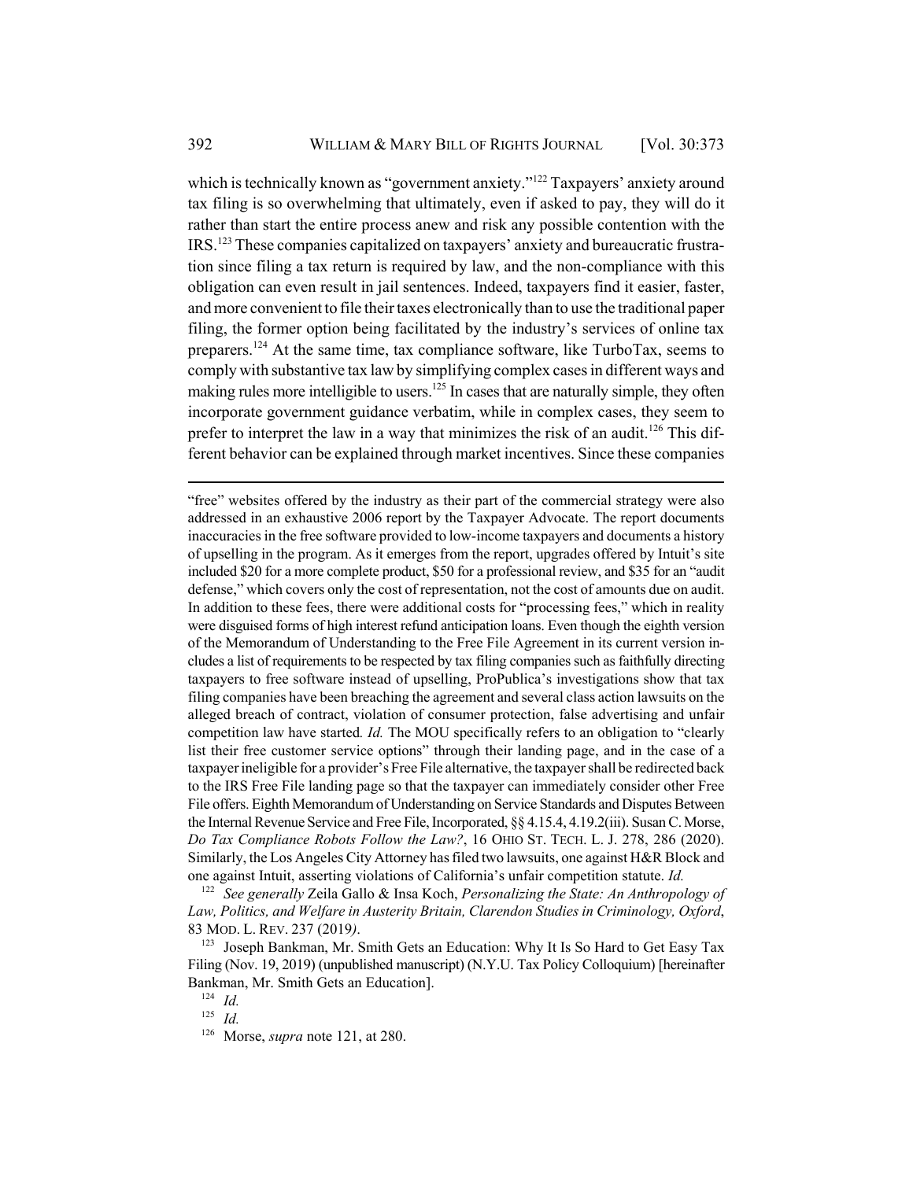which is technically known as "government anxiety."[122] Taxpayers' anxiety around tax filing is so overwhelming that ultimately, even if asked to pay, they will do it rather than start the entire process anew and risk any possible contention with the IRS.[123] These companies capitalized on taxpayers' anxiety and bureaucratic frustration since filing a tax return is required by law, and the non-compliance with this obligation can even result in jail sentences. Indeed, taxpayers find it easier, faster, and more convenient to file their taxes electronically than to use the traditional paper filing, the former option being facilitated by the industry's services of online tax preparers.[124] At the same time, tax compliance software, like TurboTax, seems to comply with substantive tax law by simplifying complex cases in different ways and making rules more intelligible to users.[125] In cases that are naturally simple, they often incorporate government guidance verbatim, while in complex cases, they seem to prefer to interpret the law in a way that minimizes the risk of an audit.[126] This different behavior can be explained through market incentives. Since these companies

---

"free" websites offered by the industry as their part of the commercial strategy were also addressed in an exhaustive 2006 report by the Taxpayer Advocate. The report documents inaccuracies in the free software provided to low-income taxpayers and documents a history of upselling in the program. As it emerges from the report, upgrades offered by Intuit's site included $20 for a more complete product, $50 for a professional review, and $35 for an "audit defense," which covers only the cost of representation, not the cost of amounts due on audit. In addition to these fees, there were additional costs for "processing fees," which in reality were disguised forms of high interest refund anticipation loans. Even though the eighth version of the Memorandum of Understanding to the Free File Agreement in its current version includes a list of requirements to be respected by tax filing companies such as faithfully directing taxpayers to free software instead of upselling, ProPublica's investigations show that tax filing companies have been breaching the agreement and several class action lawsuits on the alleged breach of contract, violation of consumer protection, false advertising and unfair competition law have started. *Id.* The MOU specifically refers to an obligation to "clearly list their free customer service options" through their landing page, and in the case of a taxpayer ineligible for a provider's Free File alternative, the taxpayer shall be redirected back to the IRS Free File landing page so that the taxpayer can immediately consider other Free File offers. Eighth Memorandum of Understanding on Service Standards and Disputes Between the Internal Revenue Service and Free File, Incorporated, §§ 4.15.4, 4.19.2(iii). Susan C. Morse, *Do Tax Compliance Robots Follow the Law?*, 16 OHIO ST. TECH. L. J. 278, 286 (2020). Similarly, the Los Angeles City Attorney has filed two lawsuits, one against H&R Block and one against Intuit, asserting violations of California's unfair competition statute. *Id.*

[122] *See generally* Zeila Gallo & Insa Koch, *Personalizing the State: An Anthropology of Law, Politics, and Welfare in Austerity Britain, Clarendon Studies in Criminology, Oxford*, 83 MOD. L. REV. 237 (2019).

[123] Joseph Bankman, Mr. Smith Gets an Education: Why It Is So Hard to Get Easy Tax Filing (Nov. 19, 2019) (unpublished manuscript) (N.Y.U. Tax Policy Colloquium) [hereinafter Bankman, Mr. Smith Gets an Education].

[124] *Id.*

[125] *Id.*

[126] Morse, *supra* note 121, at 280.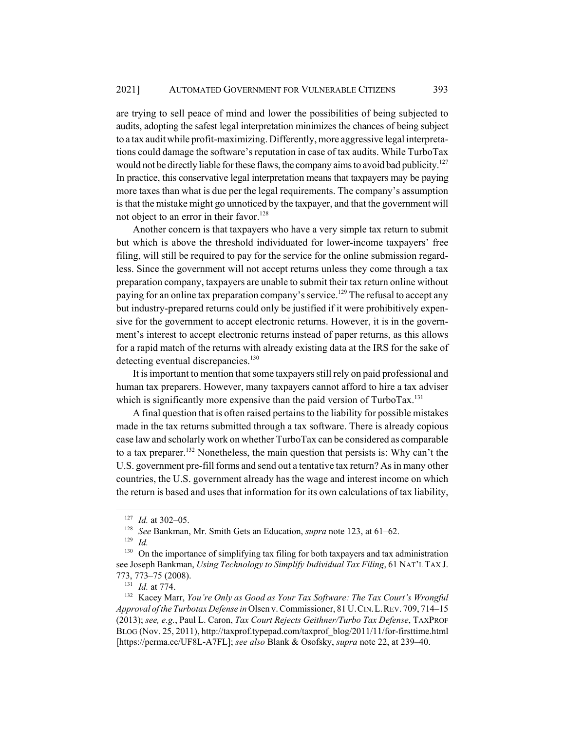are trying to sell peace of mind and lower the possibilities of being subjected to audits, adopting the safest legal interpretation minimizes the chances of being subject to a tax audit while profit-maximizing. Differently, more aggressive legal interpretations could damage the software's reputation in case of tax audits. While TurboTax would not be directly liable for these flaws, the company aims to avoid bad publicity.[127] In practice, this conservative legal interpretation means that taxpayers may be paying more taxes than what is due per the legal requirements. The company's assumption is that the mistake might go unnoticed by the taxpayer, and that the government will not object to an error in their favor.[128]

Another concern is that taxpayers who have a very simple tax return to submit but which is above the threshold individuated for lower-income taxpayers' free filing, will still be required to pay for the service for the online submission regardless. Since the government will not accept returns unless they come through a tax preparation company, taxpayers are unable to submit their tax return online without paying for an online tax preparation company's service.[129] The refusal to accept any but industry-prepared returns could only be justified if it were prohibitively expensive for the government to accept electronic returns. However, it is in the government's interest to accept electronic returns instead of paper returns, as this allows for a rapid match of the returns with already existing data at the IRS for the sake of detecting eventual discrepancies.[130]

It is important to mention that some taxpayers still rely on paid professional and human tax preparers. However, many taxpayers cannot afford to hire a tax adviser which is significantly more expensive than the paid version of TurboTax.[131]

A final question that is often raised pertains to the liability for possible mistakes made in the tax returns submitted through a tax software. There is already copious case law and scholarly work on whether TurboTax can be considered as comparable to a tax preparer.[132] Nonetheless, the main question that persists is: Why can't the U.S. government pre-fill forms and send out a tentative tax return? As in many other countries, the U.S. government already has the wage and interest income on which the return is based and uses that information for its own calculations of tax liability,

---

[127] *Id.* at 302–05.

[128] *See* Bankman, Mr. Smith Gets an Education, *supra* note 123, at 61–62.

[129] *Id.*

[130] On the importance of simplifying tax filing for both taxpayers and tax administration see Joseph Bankman, *Using Technology to Simplify Individual Tax Filing*, 61 NAT'L TAX J. 773, 773–75 (2008).

[131] *Id.* at 774.

[132] Kacey Marr, *You're Only as Good as Your Tax Software: The Tax Court's Wrongful Approval of the Turbotax Defense in* Olsen v. Commissioner, 81 U. CIN. L. REV. 709, 714–15 (2013); *see, e.g.*, Paul L. Caron, *Tax Court Rejects Geithner/Turbo Tax Defense*, TAXPROF BLOG (Nov. 25, 2011), http://taxprof.typepad.com/taxprof_blog/2011/11/for-firsttime.html [https://perma.cc/UF8L-A7FL]; *see also* Blank & Osofsky, *supra* note 22, at 239–40.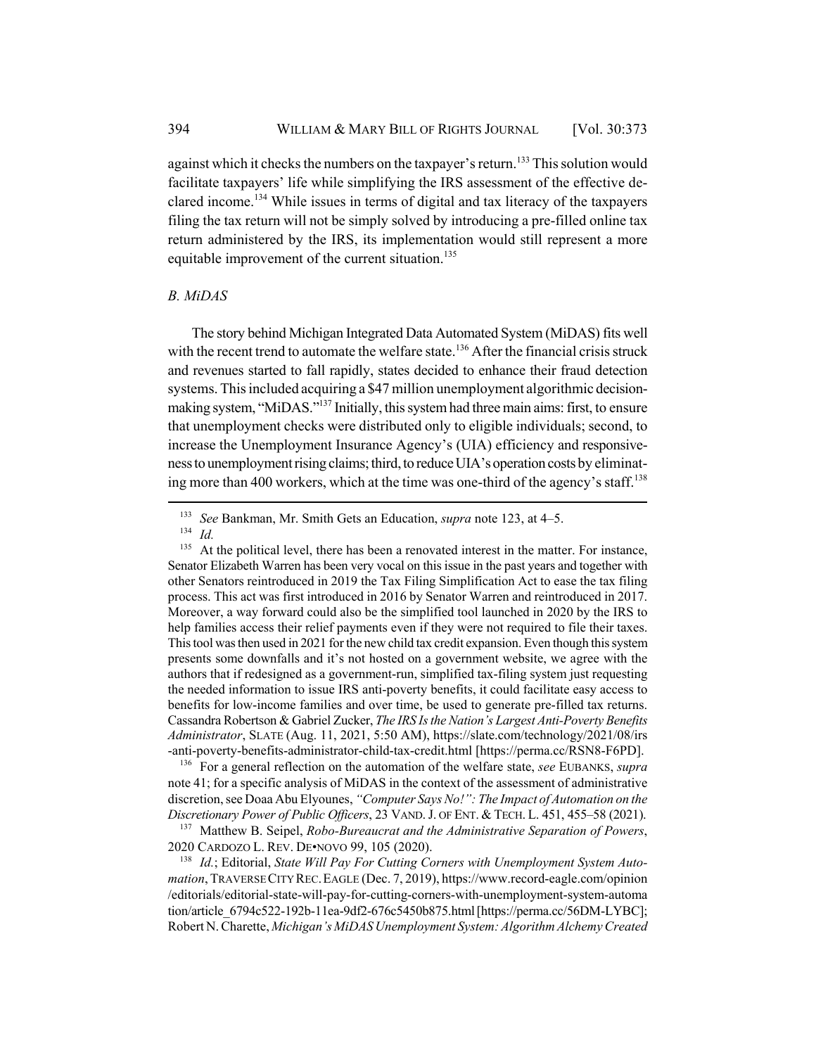against which it checks the numbers on the taxpayer's return.[133] This solution would facilitate taxpayers' life while simplifying the IRS assessment of the effective declared income.[134] While issues in terms of digital and tax literacy of the taxpayers filing the tax return will not be simply solved by introducing a pre-filled online tax return administered by the IRS, its implementation would still represent a more equitable improvement of the current situation.[135]

### *B. MiDAS*

The story behind Michigan Integrated Data Automated System (MiDAS) fits well with the recent trend to automate the welfare state.[136] After the financial crisis struck and revenues started to fall rapidly, states decided to enhance their fraud detection systems. This included acquiring a $47 million unemployment algorithmic decision-making system, "MiDAS."[137] Initially, this system had three main aims: first, to ensure that unemployment checks were distributed only to eligible individuals; second, to increase the Unemployment Insurance Agency's (UIA) efficiency and responsiveness to unemployment rising claims; third, to reduce UIA's operation costs by eliminating more than 400 workers, which at the time was one-third of the agency's staff.[138]

---

[133] *See* Bankman, Mr. Smith Gets an Education, *supra* note 123, at 4–5.

[134] *Id.*

[135] At the political level, there has been a renovated interest in the matter. For instance, Senator Elizabeth Warren has been very vocal on this issue in the past years and together with other Senators reintroduced in 2019 the Tax Filing Simplification Act to ease the tax filing process. This act was first introduced in 2016 by Senator Warren and reintroduced in 2017. Moreover, a way forward could also be the simplified tool launched in 2020 by the IRS to help families access their relief payments even if they were not required to file their taxes. This tool was then used in 2021 for the new child tax credit expansion. Even though this system presents some downfalls and it's not hosted on a government website, we agree with the authors that if redesigned as a government-run, simplified tax-filing system just requesting the needed information to issue IRS anti-poverty benefits, it could facilitate easy access to benefits for low-income families and over time, be used to generate pre-filled tax returns. Cassandra Robertson & Gabriel Zucker, *The IRS Is the Nation's Largest Anti-Poverty Benefits Administrator*, SLATE (Aug. 11, 2021, 5:50 AM), https://slate.com/technology/2021/08/irs-anti-poverty-benefits-administrator-child-tax-credit.html [https://perma.cc/RSN8-F6PD].

[136] For a general reflection on the automation of the welfare state, *see* EUBANKS, *supra* note 41; for a specific analysis of MiDAS in the context of the assessment of administrative discretion, see Doaa Abu Elyounes, *"Computer Says No!": The Impact of Automation on the Discretionary Power of Public Officers*, 23 VAND. J. OF ENT. & TECH. L. 451, 455–58 (2021).

[137] Matthew B. Seipel, *Robo-Bureaucrat and the Administrative Separation of Powers*, 2020 CARDOZO L. REV. DE•NOVO 99, 105 (2020).

[138] *Id.*; Editorial, *State Will Pay For Cutting Corners with Unemployment System Automation*, TRAVERSE CITY REC. EAGLE (Dec. 7, 2019), https://www.record-eagle.com/opinion/editorials/editorial-state-will-pay-for-cutting-corners-with-unemployment-system-automation/article_6794c522-192b-11ea-9df2-676c5450b875.html [https://perma.cc/56DM-LYBC]; Robert N. Charette, *Michigan's MiDAS Unemployment System: Algorithm Alchemy Created*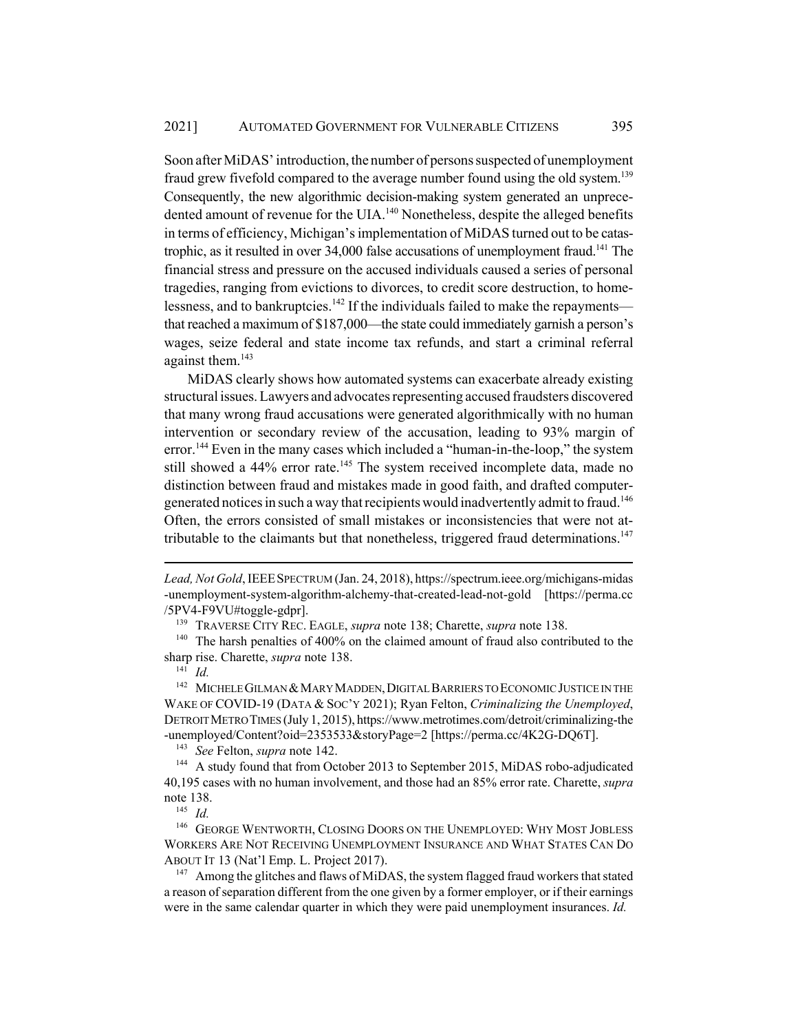Soon after MiDAS' introduction, the number of persons suspected of unemployment fraud grew fivefold compared to the average number found using the old system.[139] Consequently, the new algorithmic decision-making system generated an unprecedented amount of revenue for the UIA.[140] Nonetheless, despite the alleged benefits in terms of efficiency, Michigan's implementation of MiDAS turned out to be catastrophic, as it resulted in over 34,000 false accusations of unemployment fraud.[141] The financial stress and pressure on the accused individuals caused a series of personal tragedies, ranging from evictions to divorces, to credit score destruction, to homelessness, and to bankruptcies.[142] If the individuals failed to make the repayments—that reached a maximum of $187,000—the state could immediately garnish a person's wages, seize federal and state income tax refunds, and start a criminal referral against them.[143]

MiDAS clearly shows how automated systems can exacerbate already existing structural issues. Lawyers and advocates representing accused fraudsters discovered that many wrong fraud accusations were generated algorithmically with no human intervention or secondary review of the accusation, leading to 93% margin of error.[144] Even in the many cases which included a "human-in-the-loop," the system still showed a 44% error rate.[145] The system received incomplete data, made no distinction between fraud and mistakes made in good faith, and drafted computer-generated notices in such a way that recipients would inadvertently admit to fraud.[146] Often, the errors consisted of small mistakes or inconsistencies that were not attributable to the claimants but that nonetheless, triggered fraud determinations.[147]

---

*Lead, Not Gold*, IEEE SPECTRUM (Jan. 24, 2018), https://spectrum.ieee.org/michigans-midas-unemployment-system-algorithm-alchemy-that-created-lead-not-gold [https://perma.cc/5PV4-F9VU#toggle-gdpr].

[139] TRAVERSE CITY REC. EAGLE, *supra* note 138; Charette, *supra* note 138.

[140] The harsh penalties of 400% on the claimed amount of fraud also contributed to the sharp rise. Charette, *supra* note 138.

[141] *Id.*

[142] MICHELE GILMAN & MARY MADDEN, DIGITAL BARRIERS TO ECONOMIC JUSTICE IN THE WAKE OF COVID-19 (DATA & SOC'Y 2021); Ryan Felton, *Criminalizing the Unemployed*, DETROIT METRO TIMES (July 1, 2015), https://www.metrotimes.com/detroit/criminalizing-the-unemployed/Content?oid=2353533&storyPage=2 [https://perma.cc/4K2G-DQ6T].

[143] *See* Felton, *supra* note 142.

[144] A study found that from October 2013 to September 2015, MiDAS robo-adjudicated 40,195 cases with no human involvement, and those had an 85% error rate. Charette, *supra* note 138.

[145] *Id.*

[146] GEORGE WENTWORTH, CLOSING DOORS ON THE UNEMPLOYED: WHY MOST JOBLESS WORKERS ARE NOT RECEIVING UNEMPLOYMENT INSURANCE AND WHAT STATES CAN DO ABOUT IT 13 (Nat'l Emp. L. Project 2017).

[147] Among the glitches and flaws of MiDAS, the system flagged fraud workers that stated a reason of separation different from the one given by a former employer, or if their earnings were in the same calendar quarter in which they were paid unemployment insurances. *Id.*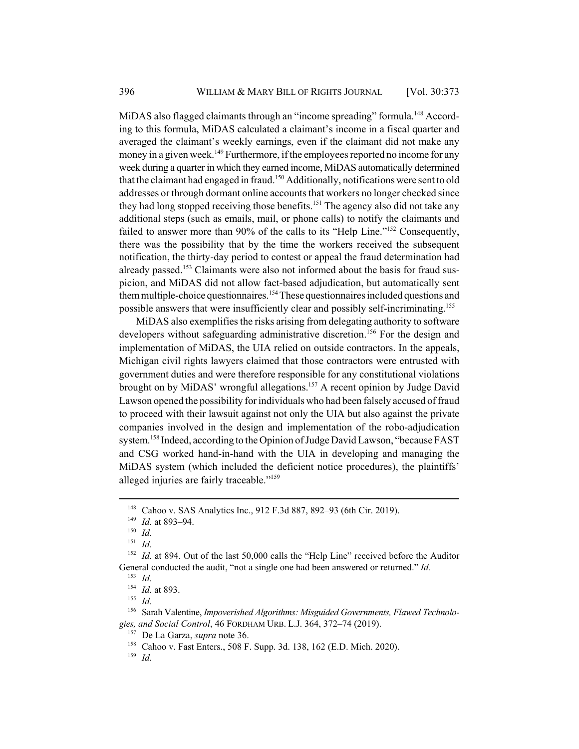MiDAS also flagged claimants through an "income spreading" formula.[148] According to this formula, MiDAS calculated a claimant's income in a fiscal quarter and averaged the claimant's weekly earnings, even if the claimant did not make any money in a given week.[149] Furthermore, if the employees reported no income for any week during a quarter in which they earned income, MiDAS automatically determined that the claimant had engaged in fraud.[150] Additionally, notifications were sent to old addresses or through dormant online accounts that workers no longer checked since they had long stopped receiving those benefits.[151] The agency also did not take any additional steps (such as emails, mail, or phone calls) to notify the claimants and failed to answer more than 90% of the calls to its "Help Line."[152] Consequently, there was the possibility that by the time the workers received the subsequent notification, the thirty-day period to contest or appeal the fraud determination had already passed.[153] Claimants were also not informed about the basis for fraud suspicion, and MiDAS did not allow fact-based adjudication, but automatically sent them multiple-choice questionnaires.[154] These questionnaires included questions and possible answers that were insufficiently clear and possibly self-incriminating.[155]

MiDAS also exemplifies the risks arising from delegating authority to software developers without safeguarding administrative discretion.[156] For the design and implementation of MiDAS, the UIA relied on outside contractors. In the appeals, Michigan civil rights lawyers claimed that those contractors were entrusted with government duties and were therefore responsible for any constitutional violations brought on by MiDAS' wrongful allegations.[157] A recent opinion by Judge David Lawson opened the possibility for individuals who had been falsely accused of fraud to proceed with their lawsuit against not only the UIA but also against the private companies involved in the design and implementation of the robo-adjudication system.[158] Indeed, according to the Opinion of Judge David Lawson, "because FAST and CSG worked hand-in-hand with the UIA in developing and managing the MiDAS system (which included the deficient notice procedures), the plaintiffs' alleged injuries are fairly traceable."[159]

---

[148] Cahoo v. SAS Analytics Inc., 912 F.3d 887, 892–93 (6th Cir. 2019).

[149] *Id.* at 893–94.

[150] *Id.*

[151] *Id.*

[152] *Id.* at 894. Out of the last 50,000 calls the "Help Line" received before the Auditor General conducted the audit, "not a single one had been answered or returned." *Id.*

[153] *Id.*

[154] *Id.* at 893.

[155] *Id.*

[156] Sarah Valentine, *Impoverished Algorithms: Misguided Governments, Flawed Technologies, and Social Control*, 46 FORDHAM URB. L.J. 364, 372–74 (2019).

[157] De La Garza, *supra* note 36.

[158] Cahoo v. Fast Enters., 508 F. Supp. 3d. 138, 162 (E.D. Mich. 2020).

[159] *Id.*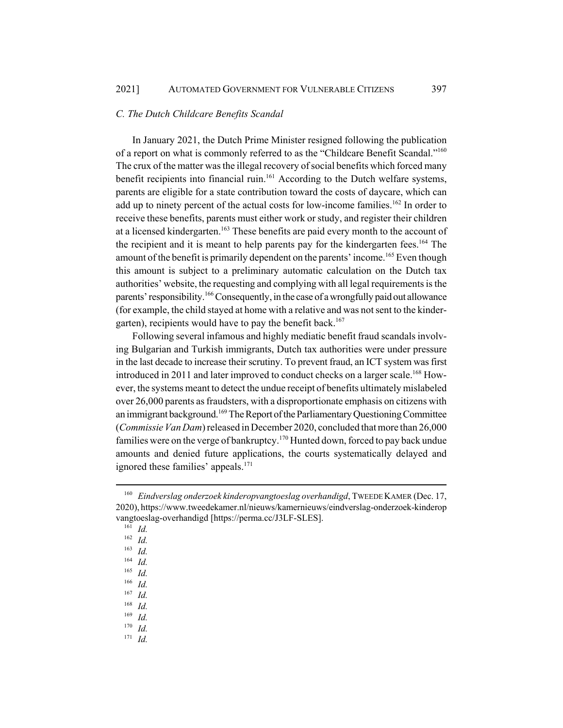### *C. The Dutch Childcare Benefits Scandal*

In January 2021, the Dutch Prime Minister resigned following the publication of a report on what is commonly referred to as the "Childcare Benefit Scandal."[160] The crux of the matter was the illegal recovery of social benefits which forced many benefit recipients into financial ruin.[161] According to the Dutch welfare systems, parents are eligible for a state contribution toward the costs of daycare, which can add up to ninety percent of the actual costs for low-income families.[162] In order to receive these benefits, parents must either work or study, and register their children at a licensed kindergarten.[163] These benefits are paid every month to the account of the recipient and it is meant to help parents pay for the kindergarten fees.[164] The amount of the benefit is primarily dependent on the parents' income.[165] Even though this amount is subject to a preliminary automatic calculation on the Dutch tax authorities' website, the requesting and complying with all legal requirements is the parents' responsibility.[166] Consequently, in the case of a wrongfully paid out allowance (for example, the child stayed at home with a relative and was not sent to the kindergarten), recipients would have to pay the benefit back.[167]

Following several infamous and highly mediatic benefit fraud scandals involving Bulgarian and Turkish immigrants, Dutch tax authorities were under pressure in the last decade to increase their scrutiny. To prevent fraud, an ICT system was first introduced in 2011 and later improved to conduct checks on a larger scale.[168] However, the systems meant to detect the undue receipt of benefits ultimately mislabeled over 26,000 parents as fraudsters, with a disproportionate emphasis on citizens with an immigrant background.[169] The Report of the Parliamentary Questioning Committee (*Commissie Van Dam*) released in December 2020, concluded that more than 26,000 families were on the verge of bankruptcy.[170] Hunted down, forced to pay back undue amounts and denied future applications, the courts systematically delayed and ignored these families' appeals.[171]

---

[160] *Eindverslag onderzoek kinderopvangtoeslag overhandigd*, TWEEDE KAMER (Dec. 17, 2020), https://www.tweedekamer.nl/nieuws/kamernieuws/eindverslag-onderzoek-kinderopvangtoeslag-overhandigd [https://perma.cc/J3LF-SLES].

[161] *Id.*

[162] *Id.*

[163] *Id.*

[164] *Id.*

[165] *Id.*

[166] *Id.*

[167] *Id.*

[168] *Id.*

[169] *Id.*

[170] *Id.*

[171] *Id.*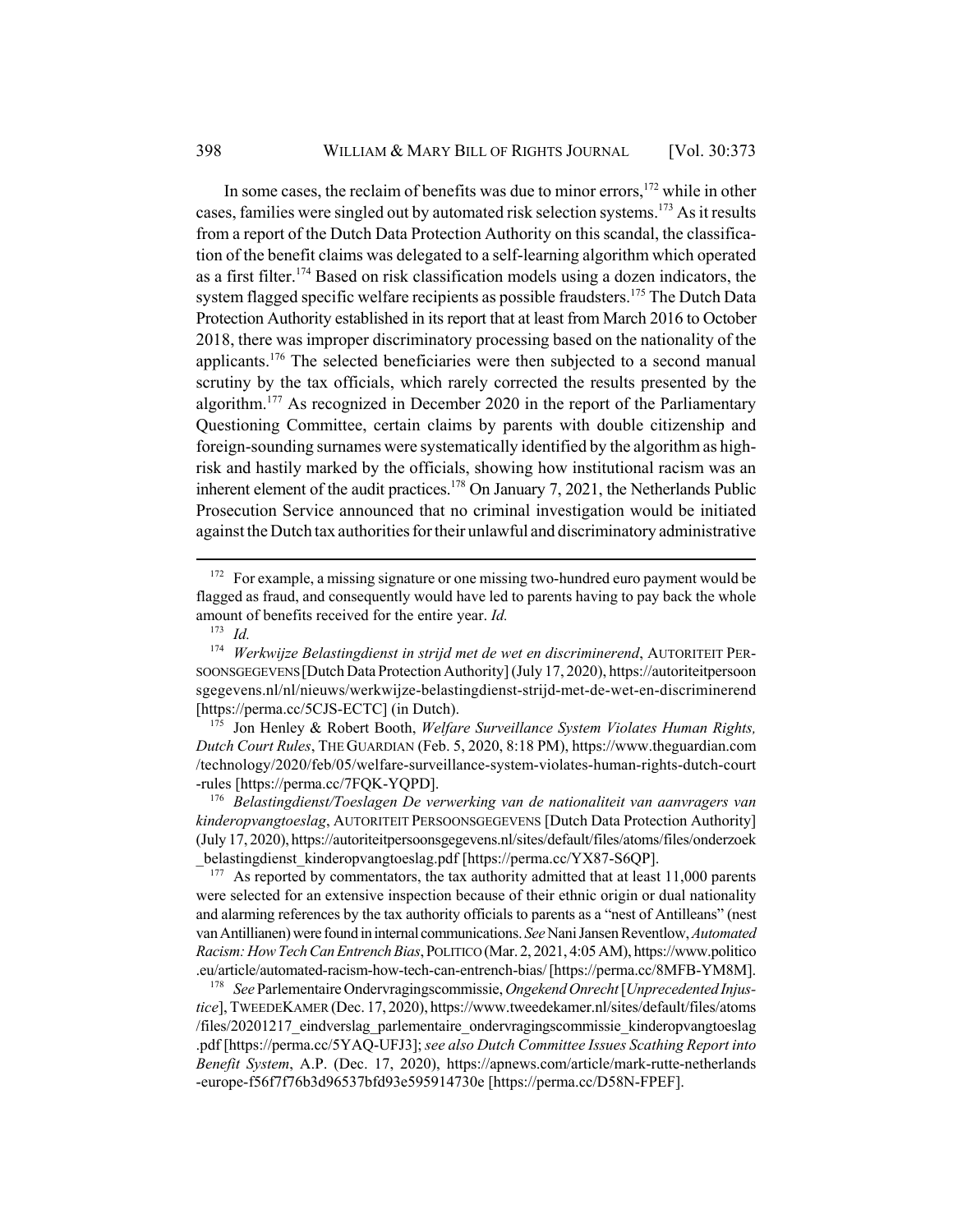In some cases, the reclaim of benefits was due to minor errors,[172] while in other cases, families were singled out by automated risk selection systems.[173] As it results from a report of the Dutch Data Protection Authority on this scandal, the classification of the benefit claims was delegated to a self-learning algorithm which operated as a first filter.[174] Based on risk classification models using a dozen indicators, the system flagged specific welfare recipients as possible fraudsters.[175] The Dutch Data Protection Authority established in its report that at least from March 2016 to October 2018, there was improper discriminatory processing based on the nationality of the applicants.[176] The selected beneficiaries were then subjected to a second manual scrutiny by the tax officials, which rarely corrected the results presented by the algorithm.[177] As recognized in December 2020 in the report of the Parliamentary Questioning Committee, certain claims by parents with double citizenship and foreign-sounding surnames were systematically identified by the algorithm as high-risk and hastily marked by the officials, showing how institutional racism was an inherent element of the audit practices.[178] On January 7, 2021, the Netherlands Public Prosecution Service announced that no criminal investigation would be initiated against the Dutch tax authorities for their unlawful and discriminatory administrative

---

[172] For example, a missing signature or one missing two-hundred euro payment would be flagged as fraud, and consequently would have led to parents having to pay back the whole amount of benefits received for the entire year. *Id.*

[173] *Id.*

[174] *Werkwijze Belastingdienst in strijd met de wet en discriminerend*, AUTORITEIT PERSOONSGEGEVENS [Dutch Data Protection Authority] (July 17, 2020), https://autoriteitpersoonsgegevens.nl/nl/nieuws/werkwijze-belastingdienst-strijd-met-de-wet-en-discriminerend [https://perma.cc/5CJS-ECTC] (in Dutch).

[175] Jon Henley & Robert Booth, *Welfare Surveillance System Violates Human Rights, Dutch Court Rules*, THE GUARDIAN (Feb. 5, 2020, 8:18 PM), https://www.theguardian.com/technology/2020/feb/05/welfare-surveillance-system-violates-human-rights-dutch-court-rules [https://perma.cc/7FQK-YQPD].

[176] *Belastingdienst/Toeslagen De verwerking van de nationaliteit van aanvragers van kinderopvangtoeslag*, AUTORITEIT PERSOONSGEGEVENS [Dutch Data Protection Authority] (July 17, 2020), https://autoriteitpersoonsgegevens.nl/sites/default/files/atoms/files/onderzoek_belastingdienst_kinderopvangtoeslag.pdf [https://perma.cc/YX87-S6QP].

[177] As reported by commentators, the tax authority admitted that at least 11,000 parents were selected for an extensive inspection because of their ethnic origin or dual nationality and alarming references by the tax authority officials to parents as a "nest of Antilleans" (nest van Antillianen) were found in internal communications. *See* Nani Jansen Reventlow, *Automated Racism: How Tech Can Entrench Bias*, POLITICO (Mar. 2, 2021, 4:05 AM), https://www.politico.eu/article/automated-racism-how-tech-can-entrench-bias/ [https://perma.cc/8MFB-YM8M].

[178] *See* Parlementaire Ondervragingscommissie, *Ongekend Onrecht* [*Unprecedented Injustice*], TWEEDEKAMER (Dec. 17, 2020), https://www.tweedekamer.nl/sites/default/files/atoms/files/20201217_eindverslag_parlementaire_ondervragingscommissie_kinderopvangtoeslag.pdf [https://perma.cc/5YAQ-UFJ3]; *see also Dutch Committee Issues Scathing Report into Benefit System*, A.P. (Dec. 17, 2020), https://apnews.com/article/mark-rutte-netherlands-europe-f56f7f76b3d96537bfd93e595914730e [https://perma.cc/D58N-FPEF].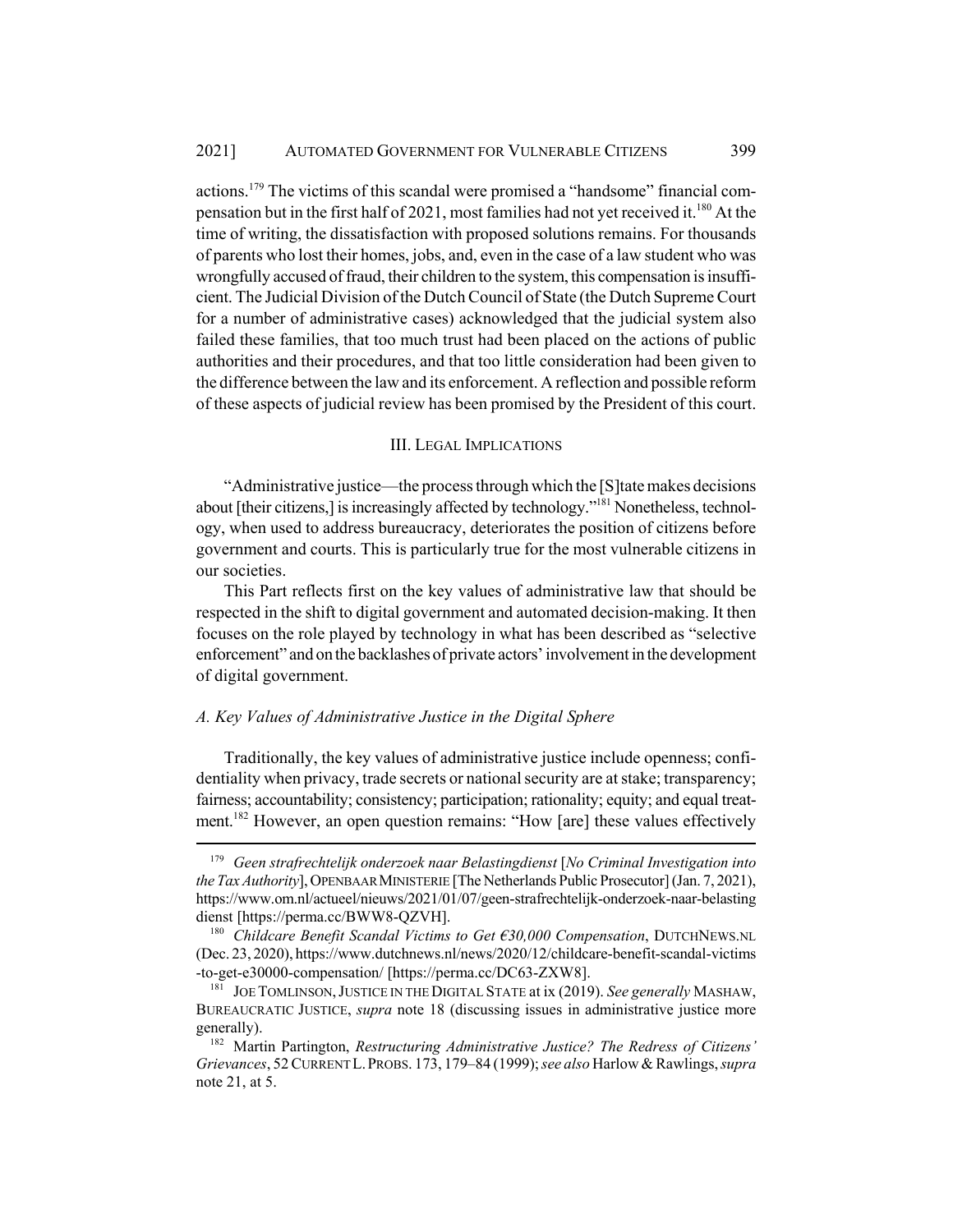actions.[179] The victims of this scandal were promised a "handsome" financial compensation but in the first half of 2021, most families had not yet received it.[180] At the time of writing, the dissatisfaction with proposed solutions remains. For thousands of parents who lost their homes, jobs, and, even in the case of a law student who was wrongfully accused of fraud, their children to the system, this compensation is insufficient. The Judicial Division of the Dutch Council of State (the Dutch Supreme Court for a number of administrative cases) acknowledged that the judicial system also failed these families, that too much trust had been placed on the actions of public authorities and their procedures, and that too little consideration had been given to the difference between the law and its enforcement. A reflection and possible reform of these aspects of judicial review has been promised by the President of this court.

## III. LEGAL IMPLICATIONS

"Administrative justice—the process through which the [S]tate makes decisions about [their citizens,] is increasingly affected by technology."[181] Nonetheless, technology, when used to address bureaucracy, deteriorates the position of citizens before government and courts. This is particularly true for the most vulnerable citizens in our societies.

This Part reflects first on the key values of administrative law that should be respected in the shift to digital government and automated decision-making. It then focuses on the role played by technology in what has been described as "selective enforcement" and on the backlashes of private actors' involvement in the development of digital government.

### *A. Key Values of Administrative Justice in the Digital Sphere*

Traditionally, the key values of administrative justice include openness; confidentiality when privacy, trade secrets or national security are at stake; transparency; fairness; accountability; consistency; participation; rationality; equity; and equal treatment.[182] However, an open question remains: "How [are] these values effectively

---

[179] *Geen strafrechtelijk onderzoek naar Belastingdienst* [*No Criminal Investigation into the Tax Authority*], OPENBAAR MINISTERIE [The Netherlands Public Prosecutor] (Jan. 7, 2021), https://www.om.nl/actueel/nieuws/2021/01/07/geen-strafrechtelijk-onderzoek-naar-belastingdienst [https://perma.cc/BWW8-QZVH].

[180] *Childcare Benefit Scandal Victims to Get €30,000 Compensation*, DUTCHNEWS.NL (Dec. 23, 2020), https://www.dutchnews.nl/news/2020/12/childcare-benefit-scandal-victims-to-get-e30000-compensation/ [https://perma.cc/DC63-ZXW8].

[181] JOE TOMLINSON, JUSTICE IN THE DIGITAL STATE at ix (2019). *See generally* MASHAW, BUREAUCRATIC JUSTICE, *supra* note 18 (discussing issues in administrative justice more generally).

[182] Martin Partington, *Restructuring Administrative Justice? The Redress of Citizens' Grievances*, 52 CURRENT L. PROBS. 173, 179–84 (1999); *see also* Harlow & Rawlings, *supra* note 21, at 5.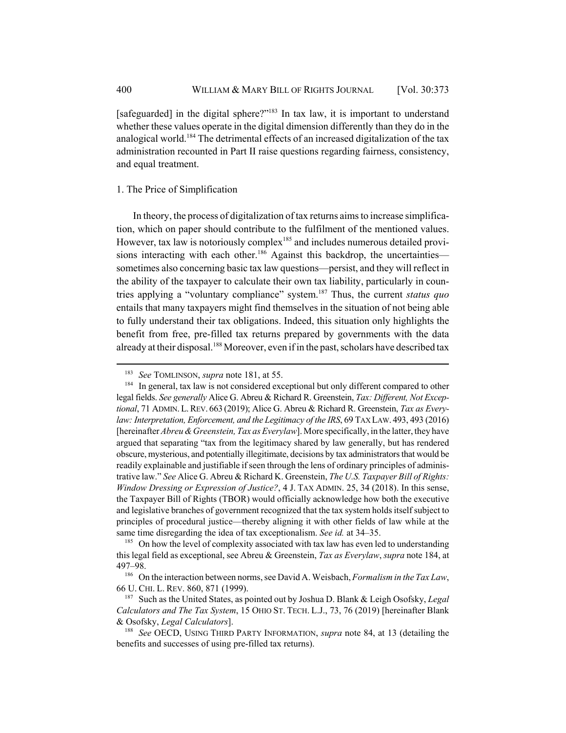[safeguarded] in the digital sphere?"[183] In tax law, it is important to understand whether these values operate in the digital dimension differently than they do in the analogical world.[184] The detrimental effects of an increased digitalization of the tax administration recounted in Part II raise questions regarding fairness, consistency, and equal treatment.

### 1. The Price of Simplification

In theory, the process of digitalization of tax returns aims to increase simplification, which on paper should contribute to the fulfilment of the mentioned values. However, tax law is notoriously complex[185] and includes numerous detailed provisions interacting with each other.[186] Against this backdrop, the uncertainties—sometimes also concerning basic tax law questions—persist, and they will reflect in the ability of the taxpayer to calculate their own tax liability, particularly in countries applying a "voluntary compliance" system.[187] Thus, the current *status quo* entails that many taxpayers might find themselves in the situation of not being able to fully understand their tax obligations. Indeed, this situation only highlights the benefit from free, pre-filled tax returns prepared by governments with the data already at their disposal.[188] Moreover, even if in the past, scholars have described tax

---

[183] *See* TOMLINSON, *supra* note 181, at 55.

[184] In general, tax law is not considered exceptional but only different compared to other legal fields. *See generally* Alice G. Abreu & Richard R. Greenstein, *Tax: Different, Not Exceptional*, 71 ADMIN. L. REV. 663 (2019); Alice G. Abreu & Richard R. Greenstein, *Tax as Everylaw: Interpretation, Enforcement, and the Legitimacy of the IRS*, 69 TAX LAW. 493, 493 (2016) [hereinafter *Abreu & Greenstein, Tax as Everylaw*]. More specifically, in the latter, they have argued that separating "tax from the legitimacy shared by law generally, but has rendered obscure, mysterious, and potentially illegitimate, decisions by tax administrators that would be readily explainable and justifiable if seen through the lens of ordinary principles of administrative law." *See* Alice G. Abreu & Richard K. Greenstein, *The U.S. Taxpayer Bill of Rights: Window Dressing or Expression of Justice?*, 4 J. TAX ADMIN. 25, 34 (2018). In this sense, the Taxpayer Bill of Rights (TBOR) would officially acknowledge how both the executive and legislative branches of government recognized that the tax system holds itself subject to principles of procedural justice—thereby aligning it with other fields of law while at the same time disregarding the idea of tax exceptionalism. *See id.* at 34–35.

[185] On how the level of complexity associated with tax law has even led to understanding this legal field as exceptional, see Abreu & Greenstein, *Tax as Everylaw*, *supra* note 184, at 497–98.

[186] On the interaction between norms, see David A. Weisbach, *Formalism in the Tax Law*, 66 U. CHI. L. REV. 860, 871 (1999).

[187] Such as the United States, as pointed out by Joshua D. Blank & Leigh Osofsky, *Legal Calculators and The Tax System*, 15 OHIO ST. TECH. L.J., 73, 76 (2019) [hereinafter Blank & Osofsky, *Legal Calculators*].

[188] *See* OECD, USING THIRD PARTY INFORMATION, *supra* note 84, at 13 (detailing the benefits and successes of using pre-filled tax returns).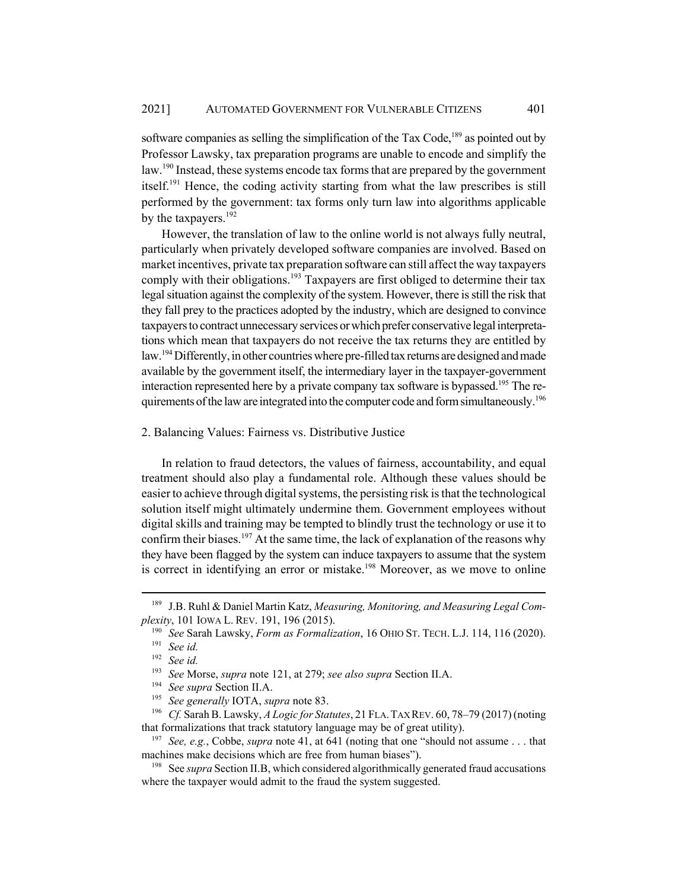software companies as selling the simplification of the Tax Code,[189] as pointed out by Professor Lawsky, tax preparation programs are unable to encode and simplify the law.[190] Instead, these systems encode tax forms that are prepared by the government itself.[191] Hence, the coding activity starting from what the law prescribes is still performed by the government: tax forms only turn law into algorithms applicable by the taxpayers.[192]

However, the translation of law to the online world is not always fully neutral, particularly when privately developed software companies are involved. Based on market incentives, private tax preparation software can still affect the way taxpayers comply with their obligations.[193] Taxpayers are first obliged to determine their tax legal situation against the complexity of the system. However, there is still the risk that they fall prey to the practices adopted by the industry, which are designed to convince taxpayers to contract unnecessary services or which prefer conservative legal interpretations which mean that taxpayers do not receive the tax returns they are entitled by law.[194] Differently, in other countries where pre-filled tax returns are designed and made available by the government itself, the intermediary layer in the taxpayer-government interaction represented here by a private company tax software is bypassed.[195] The requirements of the law are integrated into the computer code and form simultaneously.[196]

### 2. Balancing Values: Fairness vs. Distributive Justice

In relation to fraud detectors, the values of fairness, accountability, and equal treatment should also play a fundamental role. Although these values should be easier to achieve through digital systems, the persisting risk is that the technological solution itself might ultimately undermine them. Government employees without digital skills and training may be tempted to blindly trust the technology or use it to confirm their biases.[197] At the same time, the lack of explanation of the reasons why they have been flagged by the system can induce taxpayers to assume that the system is correct in identifying an error or mistake.[198] Moreover, as we move to online

---

[189] J.B. Ruhl & Daniel Martin Katz, *Measuring, Monitoring, and Measuring Legal Complexity*, 101 IOWA L. REV. 191, 196 (2015).

[190] *See* Sarah Lawsky, *Form as Formalization*, 16 OHIO ST. TECH. L.J. 114, 116 (2020).

[191] *See id.*

[192] *See id.*

[193] *See* Morse, *supra* note 121, at 279; *see also supra* Section II.A.

[194] *See supra* Section II.A.

[195] *See generally* IOTA, *supra* note 83.

[196] *Cf.* Sarah B. Lawsky, *A Logic for Statutes*, 21 FLA. TAX REV. 60, 78–79 (2017) (noting that formalizations that track statutory language may be of great utility).

[197] *See, e.g.*, Cobbe, *supra* note 41, at 641 (noting that one "should not assume . . . that machines make decisions which are free from human biases").

[198] See *supra* Section II.B, which considered algorithmically generated fraud accusations where the taxpayer would admit to the fraud the system suggested.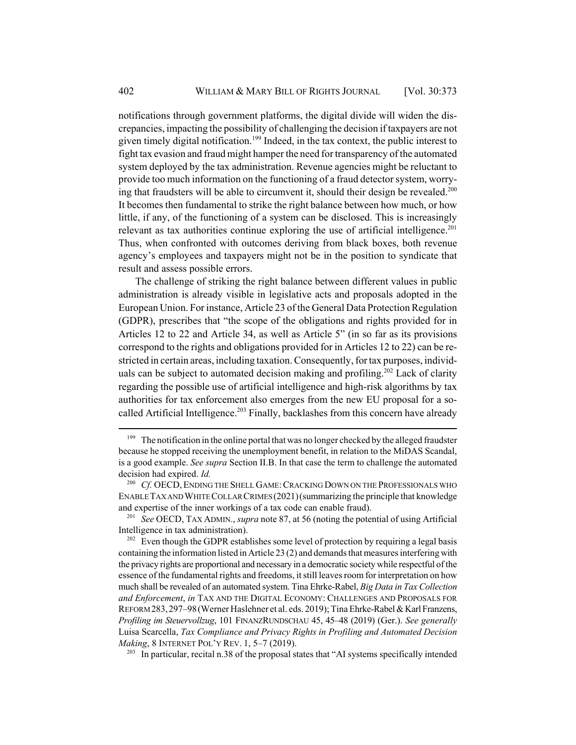notifications through government platforms, the digital divide will widen the discrepancies, impacting the possibility of challenging the decision if taxpayers are not given timely digital notification.[199] Indeed, in the tax context, the public interest to fight tax evasion and fraud might hamper the need for transparency of the automated system deployed by the tax administration. Revenue agencies might be reluctant to provide too much information on the functioning of a fraud detector system, worrying that fraudsters will be able to circumvent it, should their design be revealed.[200] It becomes then fundamental to strike the right balance between how much, or how little, if any, of the functioning of a system can be disclosed. This is increasingly relevant as tax authorities continue exploring the use of artificial intelligence.[201] Thus, when confronted with outcomes deriving from black boxes, both revenue agency's employees and taxpayers might not be in the position to syndicate that result and assess possible errors.

The challenge of striking the right balance between different values in public administration is already visible in legislative acts and proposals adopted in the European Union. For instance, Article 23 of the General Data Protection Regulation (GDPR), prescribes that "the scope of the obligations and rights provided for in Articles 12 to 22 and Article 34, as well as Article 5" (in so far as its provisions correspond to the rights and obligations provided for in Articles 12 to 22) can be restricted in certain areas, including taxation. Consequently, for tax purposes, individuals can be subject to automated decision making and profiling.[202] Lack of clarity regarding the possible use of artificial intelligence and high-risk algorithms by tax authorities for tax enforcement also emerges from the new EU proposal for a so-called Artificial Intelligence.[203] Finally, backlashes from this concern have already

---

[199] The notification in the online portal that was no longer checked by the alleged fraudster because he stopped receiving the unemployment benefit, in relation to the MiDAS Scandal, is a good example. *See supra* Section II.B. In that case the term to challenge the automated decision had expired. *Id.*

[200] *Cf.* OECD, ENDING THE SHELL GAME: CRACKING DOWN ON THE PROFESSIONALS WHO ENABLE TAX AND WHITE COLLAR CRIMES (2021) (summarizing the principle that knowledge and expertise of the inner workings of a tax code can enable fraud).

[201] *See* OECD, TAX ADMIN., *supra* note 87, at 56 (noting the potential of using Artificial Intelligence in tax administration).

[202] Even though the GDPR establishes some level of protection by requiring a legal basis containing the information listed in Article 23 (2) and demands that measures interfering with the privacy rights are proportional and necessary in a democratic society while respectful of the essence of the fundamental rights and freedoms, it still leaves room for interpretation on how much shall be revealed of an automated system. Tina Ehrke-Rabel, *Big Data in Tax Collection and Enforcement*, *in* TAX AND THE DIGITAL ECONOMY: CHALLENGES AND PROPOSALS FOR REFORM 283, 297–98 (Werner Haslehner et al. eds. 2019); Tina Ehrke-Rabel & Karl Franzens, *Profiling im Steuervollzug*, 101 FINANZRUNDSCHAU 45, 45–48 (2019) (Ger.). *See generally* Luisa Scarcella, *Tax Compliance and Privacy Rights in Profiling and Automated Decision Making*, 8 INTERNET POL'Y REV. 1, 5–7 (2019).

[203] In particular, recital n.38 of the proposal states that "AI systems specifically intended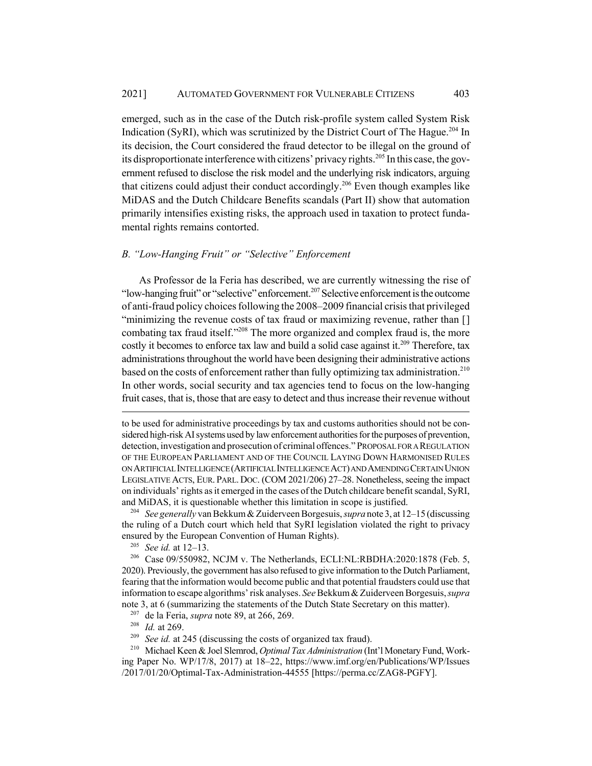emerged, such as in the case of the Dutch risk-profile system called System Risk Indication (SyRI), which was scrutinized by the District Court of The Hague.[204] In its decision, the Court considered the fraud detector to be illegal on the ground of its disproportionate interference with citizens' privacy rights.[205] In this case, the government refused to disclose the risk model and the underlying risk indicators, arguing that citizens could adjust their conduct accordingly.[206] Even though examples like MiDAS and the Dutch Childcare Benefits scandals (Part II) show that automation primarily intensifies existing risks, the approach used in taxation to protect fundamental rights remains contorted.

### *B. "Low-Hanging Fruit" or "Selective" Enforcement*

As Professor de la Feria has described, we are currently witnessing the rise of "low-hanging fruit" or "selective" enforcement.[207] Selective enforcement is the outcome of anti-fraud policy choices following the 2008–2009 financial crisis that privileged "minimizing the revenue costs of tax fraud or maximizing revenue, rather than [] combating tax fraud itself."[208] The more organized and complex fraud is, the more costly it becomes to enforce tax law and build a solid case against it.[209] Therefore, tax administrations throughout the world have been designing their administrative actions based on the costs of enforcement rather than fully optimizing tax administration.[210] In other words, social security and tax agencies tend to focus on the low-hanging fruit cases, that is, those that are easy to detect and thus increase their revenue without

---

to be used for administrative proceedings by tax and customs authorities should not be considered high-risk AI systems used by law enforcement authorities for the purposes of prevention, detection, investigation and prosecution of criminal offences." PROPOSAL FOR A REGULATION OF THE EUROPEAN PARLIAMENT AND OF THE COUNCIL LAYING DOWN HARMONISED RULES ON ARTIFICIAL INTELLIGENCE (ARTIFICIAL INTELLIGENCE ACT) AND AMENDING CERTAIN UNION LEGISLATIVE ACTS, EUR. PARL. DOC. (COM 2021/206) 27–28. Nonetheless, seeing the impact on individuals' rights as it emerged in the cases of the Dutch childcare benefit scandal, SyRI, and MiDAS, it is questionable whether this limitation in scope is justified.

[204] *See generally* van Bekkum & Zuiderveen Borgesuis, *supra* note 3, at 12–15 (discussing the ruling of a Dutch court which held that SyRI legislation violated the right to privacy ensured by the European Convention of Human Rights).

[205] *See id.* at 12–13.

[206] Case 09/550982, NCJM v. The Netherlands, ECLI:NL:RBDHA:2020:1878 (Feb. 5, 2020). Previously, the government has also refused to give information to the Dutch Parliament, fearing that the information would become public and that potential fraudsters could use that information to escape algorithms' risk analyses. *See* Bekkum & Zuiderveen Borgesuis, *supra* note 3, at 6 (summarizing the statements of the Dutch State Secretary on this matter).

[207] de la Feria, *supra* note 89, at 266, 269.

[208] *Id.* at 269.

[209] *See id.* at 245 (discussing the costs of organized tax fraud).

[210] Michael Keen & Joel Slemrod, *Optimal Tax Administration* (Int'l Monetary Fund, Working Paper No. WP/17/8, 2017) at 18–22, https://www.imf.org/en/Publications/WP/Issues/2017/01/20/Optimal-Tax-Administration-44555 [https://perma.cc/ZAG8-PGFY].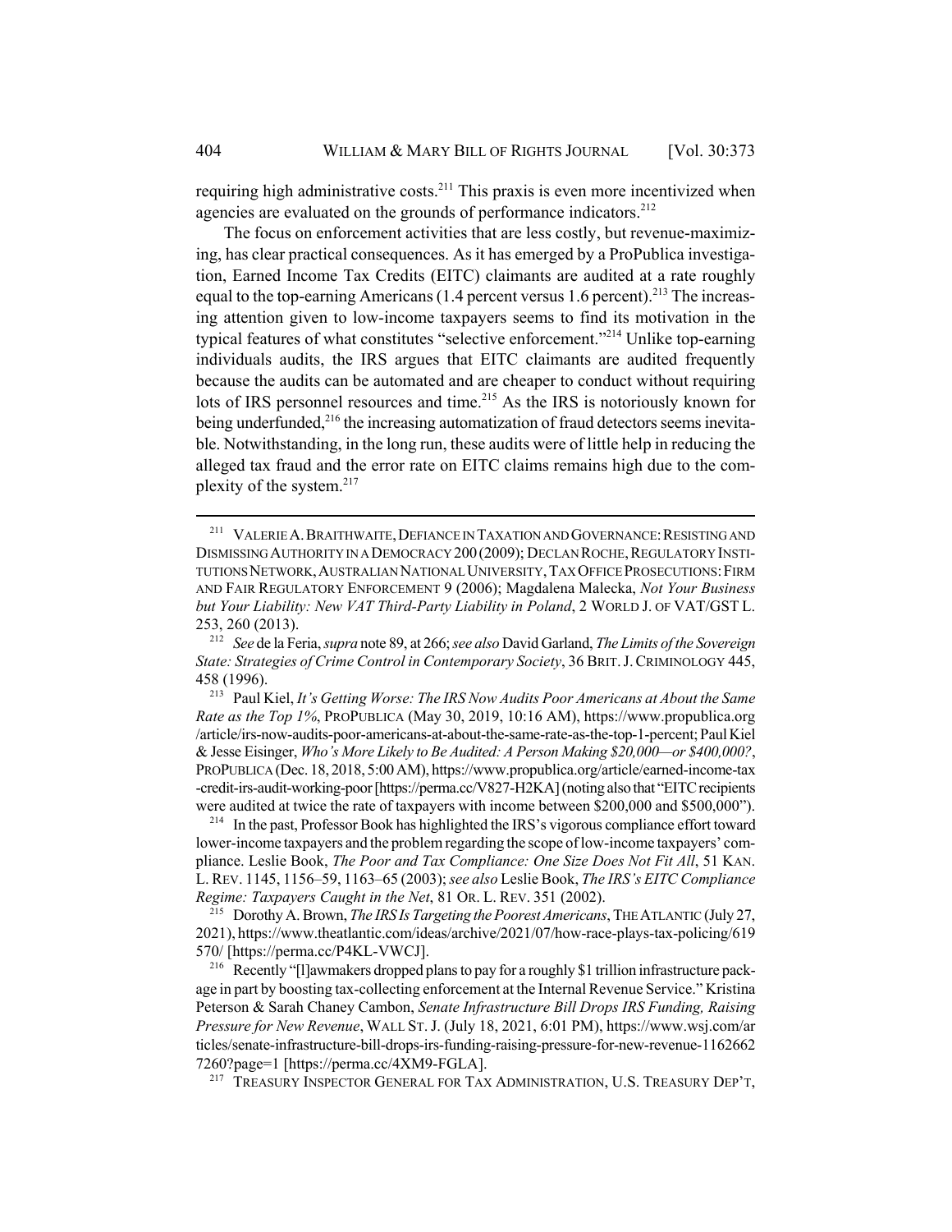requiring high administrative costs.[211] This praxis is even more incentivized when agencies are evaluated on the grounds of performance indicators.[212]

The focus on enforcement activities that are less costly, but revenue-maximizing, has clear practical consequences. As it has emerged by a ProPublica investigation, Earned Income Tax Credits (EITC) claimants are audited at a rate roughly equal to the top-earning Americans (1.4 percent versus 1.6 percent).[213] The increasing attention given to low-income taxpayers seems to find its motivation in the typical features of what constitutes "selective enforcement."[214] Unlike top-earning individuals audits, the IRS argues that EITC claimants are audited frequently because the audits can be automated and are cheaper to conduct without requiring lots of IRS personnel resources and time.[215] As the IRS is notoriously known for being underfunded,[216] the increasing automatization of fraud detectors seems inevitable. Notwithstanding, in the long run, these audits were of little help in reducing the alleged tax fraud and the error rate on EITC claims remains high due to the complexity of the system.[217]

---

[211] VALERIE A. BRAITHWAITE, DEFIANCE IN TAXATION AND GOVERNANCE: RESISTING AND DISMISSING AUTHORITY IN A DEMOCRACY 200 (2009); DECLAN ROCHE, REGULATORY INSTITUTIONS NETWORK, AUSTRALIAN NATIONAL UNIVERSITY, TAX OFFICE PROSECUTIONS: FIRM AND FAIR REGULATORY ENFORCEMENT 9 (2006); Magdalena Malecka, *Not Your Business but Your Liability: New VAT Third-Party Liability in Poland*, 2 WORLD J. OF VAT/GST L. 253, 260 (2013).

[212] *See* de la Feria, *supra* note 89, at 266; *see also* David Garland, *The Limits of the Sovereign State: Strategies of Crime Control in Contemporary Society*, 36 BRIT. J. CRIMINOLOGY 445, 458 (1996).

[213] Paul Kiel, *It's Getting Worse: The IRS Now Audits Poor Americans at About the Same Rate as the Top 1%*, PROPUBLICA (May 30, 2019, 10:16 AM), https://www.propublica.org/article/irs-now-audits-poor-americans-at-about-the-same-rate-as-the-top-1-percent; Paul Kiel & Jesse Eisinger, *Who's More Likely to Be Audited: A Person Making $20,000—or $400,000?*, PROPUBLICA (Dec. 18, 2018, 5:00 AM), https://www.propublica.org/article/earned-income-tax-credit-irs-audit-working-poor [https://perma.cc/V827-H2KA] (noting also that "EITC recipients were audited at twice the rate of taxpayers with income between $200,000 and $500,000").

[214] In the past, Professor Book has highlighted the IRS's vigorous compliance effort toward lower-income taxpayers and the problem regarding the scope of low-income taxpayers' compliance. Leslie Book, *The Poor and Tax Compliance: One Size Does Not Fit All*, 51 KAN. L. REV. 1145, 1156–59, 1163–65 (2003); *see also* Leslie Book, *The IRS's EITC Compliance Regime: Taxpayers Caught in the Net*, 81 OR. L. REV. 351 (2002).

[215] Dorothy A. Brown, *The IRS Is Targeting the Poorest Americans*, THE ATLANTIC (July 27, 2021), https://www.theatlantic.com/ideas/archive/2021/07/how-race-plays-tax-policing/619570/ [https://perma.cc/P4KL-VWCJ].

[216] Recently "[l]awmakers dropped plans to pay for a roughly $1 trillion infrastructure package in part by boosting tax-collecting enforcement at the Internal Revenue Service." Kristina Peterson & Sarah Chaney Cambon, *Senate Infrastructure Bill Drops IRS Funding, Raising Pressure for New Revenue*, WALL ST. J. (July 18, 2021, 6:01 PM), https://www.wsj.com/articles/senate-infrastructure-bill-drops-irs-funding-raising-pressure-for-new-revenue-11626627260?page=1 [https://perma.cc/4XM9-FGLA].

[217] TREASURY INSPECTOR GENERAL FOR TAX ADMINISTRATION, U.S. TREASURY DEP'T,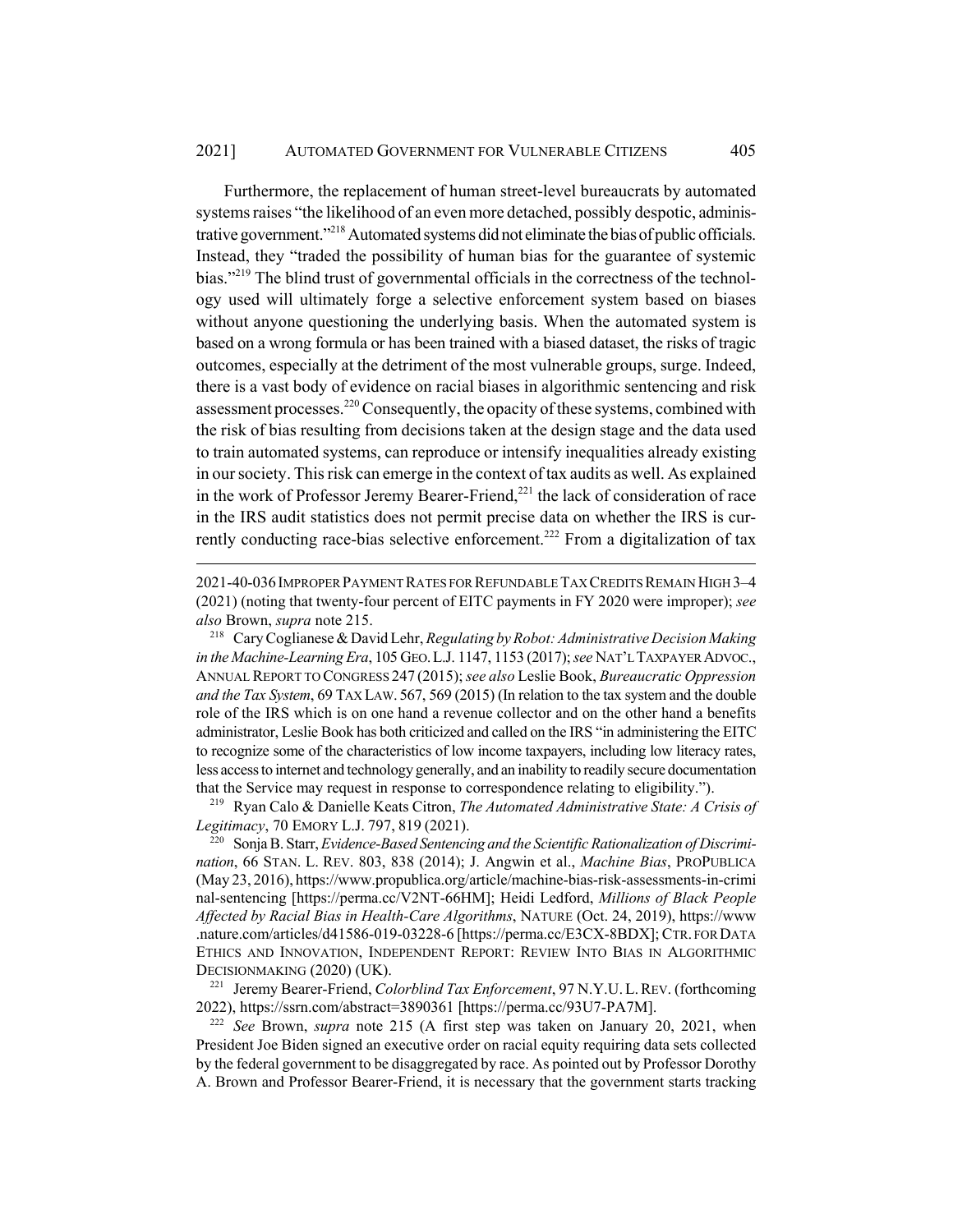Furthermore, the replacement of human street-level bureaucrats by automated systems raises "the likelihood of an even more detached, possibly despotic, administrative government."[218] Automated systems did not eliminate the bias of public officials. Instead, they "traded the possibility of human bias for the guarantee of systemic bias."[219] The blind trust of governmental officials in the correctness of the technology used will ultimately forge a selective enforcement system based on biases without anyone questioning the underlying basis. When the automated system is based on a wrong formula or has been trained with a biased dataset, the risks of tragic outcomes, especially at the detriment of the most vulnerable groups, surge. Indeed, there is a vast body of evidence on racial biases in algorithmic sentencing and risk assessment processes.[220] Consequently, the opacity of these systems, combined with the risk of bias resulting from decisions taken at the design stage and the data used to train automated systems, can reproduce or intensify inequalities already existing in our society. This risk can emerge in the context of tax audits as well. As explained in the work of Professor Jeremy Bearer-Friend,[221] the lack of consideration of race in the IRS audit statistics does not permit precise data on whether the IRS is currently conducting race-bias selective enforcement.[222] From a digitalization of tax

---

2021-40-036 IMPROPER PAYMENT RATES FOR REFUNDABLE TAX CREDITS REMAIN HIGH 3–4 (2021) (noting that twenty-four percent of EITC payments in FY 2020 were improper); *see also* Brown, *supra* note 215.

[218] Cary Coglianese & David Lehr, *Regulating by Robot: Administrative Decision Making in the Machine-Learning Era*, 105 GEO. L.J. 1147, 1153 (2017); *see* NAT'L TAXPAYER ADVOC., ANNUAL REPORT TO CONGRESS 247 (2015); *see also* Leslie Book, *Bureaucratic Oppression and the Tax System*, 69 TAX LAW. 567, 569 (2015) (In relation to the tax system and the double role of the IRS which is on one hand a revenue collector and on the other hand a benefits administrator, Leslie Book has both criticized and called on the IRS "in administering the EITC to recognize some of the characteristics of low income taxpayers, including low literacy rates, less access to internet and technology generally, and an inability to readily secure documentation that the Service may request in response to correspondence relating to eligibility.").

[219] Ryan Calo & Danielle Keats Citron, *The Automated Administrative State: A Crisis of Legitimacy*, 70 EMORY L.J. 797, 819 (2021).

[220] Sonja B. Starr, *Evidence-Based Sentencing and the Scientific Rationalization of Discrimination*, 66 STAN. L. REV. 803, 838 (2014); J. Angwin et al., *Machine Bias*, PROPUBLICA (May 23, 2016), https://www.propublica.org/article/machine-bias-risk-assessments-in-criminal-sentencing [https://perma.cc/V2NT-66HM]; Heidi Ledford, *Millions of Black People Affected by Racial Bias in Health-Care Algorithms*, NATURE (Oct. 24, 2019), https://www.nature.com/articles/d41586-019-03228-6 [https://perma.cc/E3CX-8BDX]; CTR. FOR DATA ETHICS AND INNOVATION, INDEPENDENT REPORT: REVIEW INTO BIAS IN ALGORITHMIC DECISIONMAKING (2020) (UK).

[221] Jeremy Bearer-Friend, *Colorblind Tax Enforcement*, 97 N.Y.U. L. REV. (forthcoming 2022), https://ssrn.com/abstract=3890361 [https://perma.cc/93U7-PA7M].

[222] *See* Brown, *supra* note 215 (A first step was taken on January 20, 2021, when President Joe Biden signed an executive order on racial equity requiring data sets collected by the federal government to be disaggregated by race. As pointed out by Professor Dorothy A. Brown and Professor Bearer-Friend, it is necessary that the government starts tracking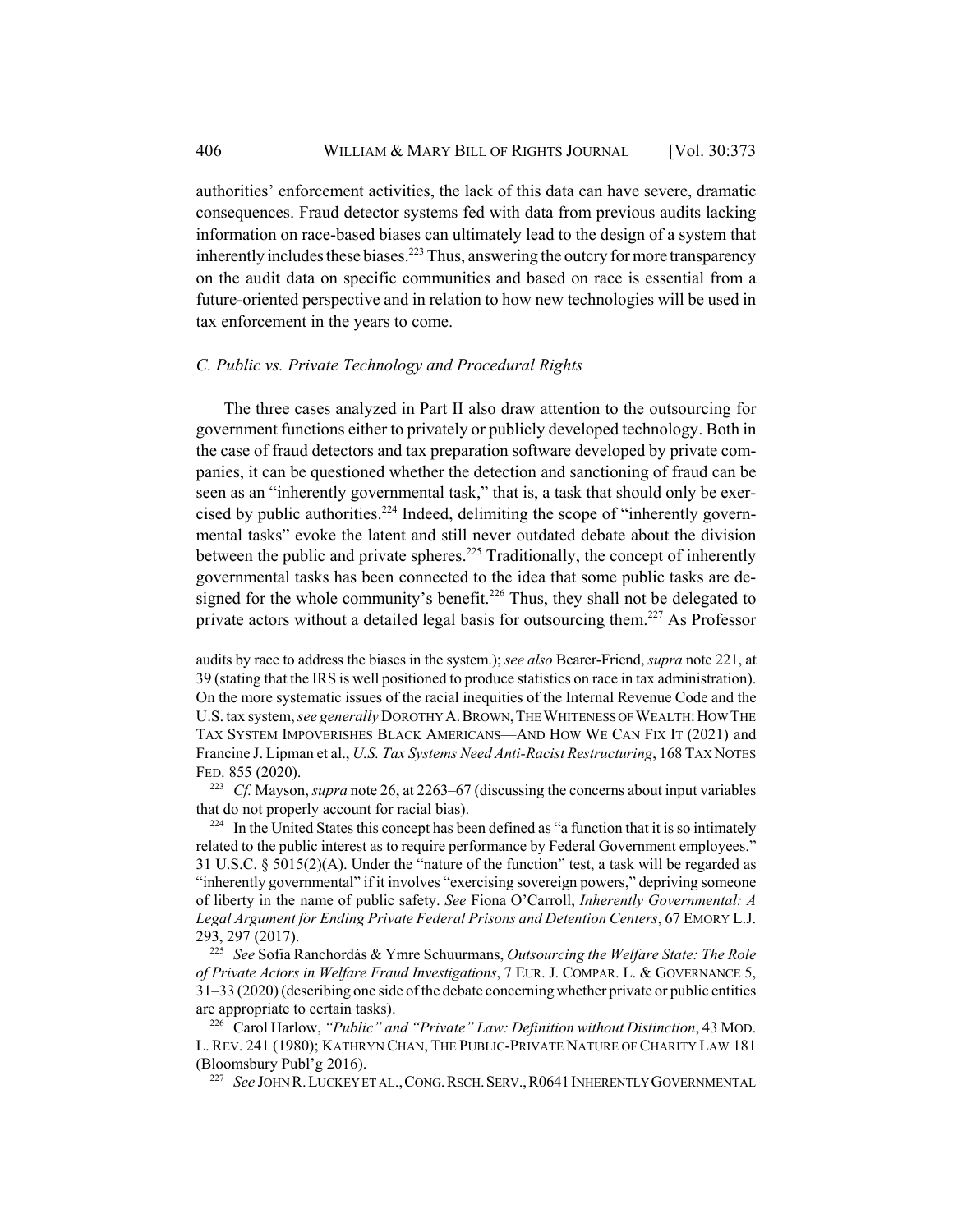authorities' enforcement activities, the lack of this data can have severe, dramatic consequences. Fraud detector systems fed with data from previous audits lacking information on race-based biases can ultimately lead to the design of a system that inherently includes these biases.[223] Thus, answering the outcry for more transparency on the audit data on specific communities and based on race is essential from a future-oriented perspective and in relation to how new technologies will be used in tax enforcement in the years to come.

### *C. Public vs. Private Technology and Procedural Rights*

The three cases analyzed in Part II also draw attention to the outsourcing for government functions either to privately or publicly developed technology. Both in the case of fraud detectors and tax preparation software developed by private companies, it can be questioned whether the detection and sanctioning of fraud can be seen as an "inherently governmental task," that is, a task that should only be exercised by public authorities.[224] Indeed, delimiting the scope of "inherently governmental tasks" evoke the latent and still never outdated debate about the division between the public and private spheres.[225] Traditionally, the concept of inherently governmental tasks has been connected to the idea that some public tasks are designed for the whole community's benefit.[226] Thus, they shall not be delegated to private actors without a detailed legal basis for outsourcing them.[227] As Professor

---

audits by race to address the biases in the system.); *see also* Bearer-Friend, *supra* note 221, at 39 (stating that the IRS is well positioned to produce statistics on race in tax administration). On the more systematic issues of the racial inequities of the Internal Revenue Code and the U.S. tax system, *see generally* DOROTHY A. BROWN, THE WHITENESS OF WEALTH: HOW THE TAX SYSTEM IMPOVERISHES BLACK AMERICANS—AND HOW WE CAN FIX IT (2021) and Francine J. Lipman et al., *U.S. Tax Systems Need Anti-Racist Restructuring*, 168 TAX NOTES FED. 855 (2020).

[223] *Cf.* Mayson, *supra* note 26, at 2263–67 (discussing the concerns about input variables that do not properly account for racial bias).

[224] In the United States this concept has been defined as "a function that it is so intimately related to the public interest as to require performance by Federal Government employees." 31 U.S.C. § 5015(2)(A). Under the "nature of the function" test, a task will be regarded as "inherently governmental" if it involves "exercising sovereign powers," depriving someone of liberty in the name of public safety. *See* Fiona O'Carroll, *Inherently Governmental: A Legal Argument for Ending Private Federal Prisons and Detention Centers*, 67 EMORY L.J. 293, 297 (2017).

[225] *See* Sofia Ranchordás & Ymre Schuurmans, *Outsourcing the Welfare State: The Role of Private Actors in Welfare Fraud Investigations*, 7 EUR. J. COMPAR. L. & GOVERNANCE 5, 31–33 (2020) (describing one side of the debate concerning whether private or public entities are appropriate to certain tasks).

[226] Carol Harlow, *"Public" and "Private" Law: Definition without Distinction*, 43 MOD. L. REV. 241 (1980); KATHRYN CHAN, THE PUBLIC-PRIVATE NATURE OF CHARITY LAW 181 (Bloomsbury Publ'g 2016).

[227] *See* JOHN R. LUCKEY ET AL., CONG. RSCH. SERV., R0641 INHERENTLY GOVERNMENTAL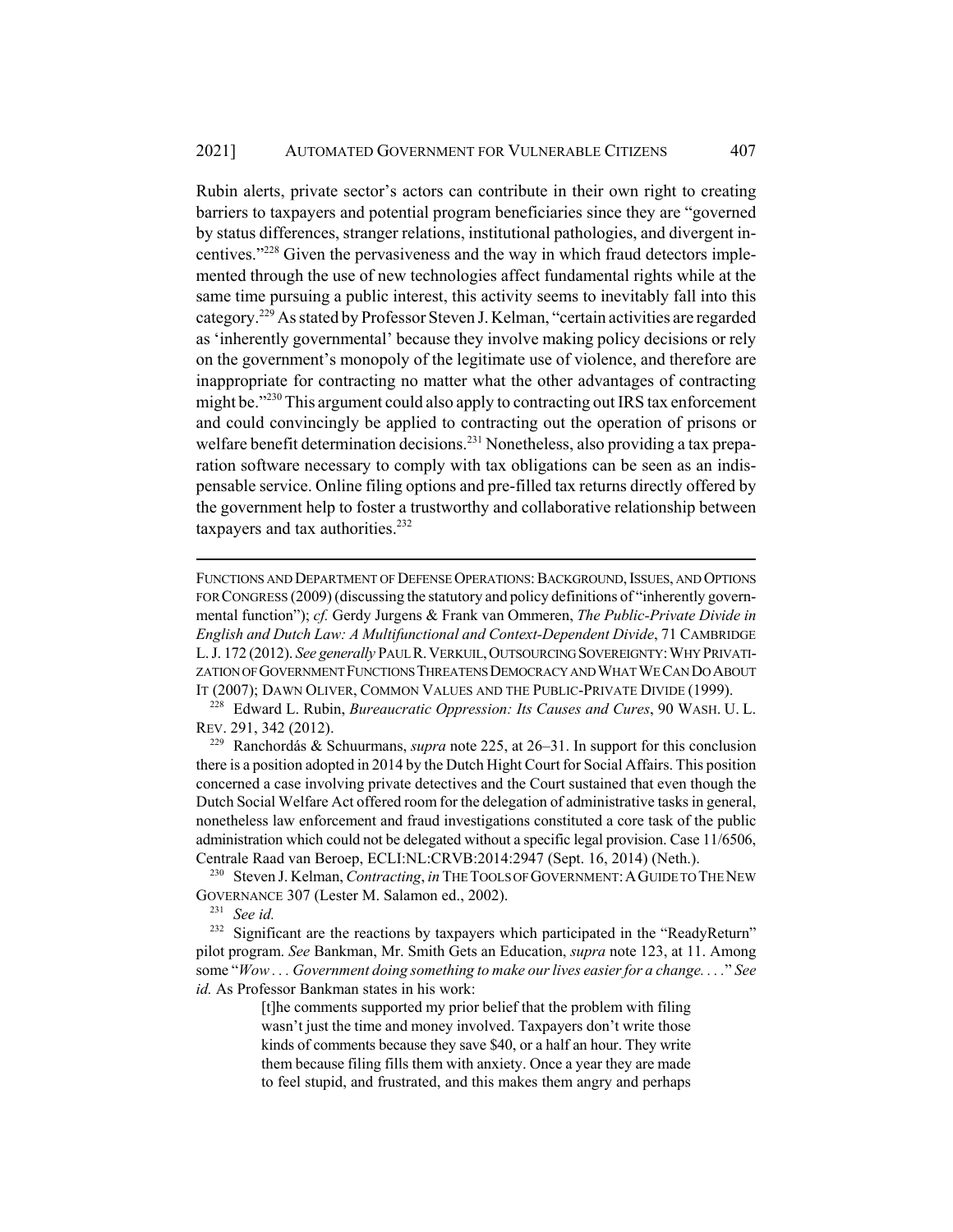Rubin alerts, private sector's actors can contribute in their own right to creating barriers to taxpayers and potential program beneficiaries since they are "governed by status differences, stranger relations, institutional pathologies, and divergent incentives."[228] Given the pervasiveness and the way in which fraud detectors implemented through the use of new technologies affect fundamental rights while at the same time pursuing a public interest, this activity seems to inevitably fall into this category.[229] As stated by Professor Steven J. Kelman, "certain activities are regarded as 'inherently governmental' because they involve making policy decisions or rely on the government's monopoly of the legitimate use of violence, and therefore are inappropriate for contracting no matter what the other advantages of contracting might be."[230] This argument could also apply to contracting out IRS tax enforcement and could convincingly be applied to contracting out the operation of prisons or welfare benefit determination decisions.[231] Nonetheless, also providing a tax preparation software necessary to comply with tax obligations can be seen as an indispensable service. Online filing options and pre-filled tax returns directly offered by the government help to foster a trustworthy and collaborative relationship between taxpayers and tax authorities.[232]

---

FUNCTIONS AND DEPARTMENT OF DEFENSE OPERATIONS: BACKGROUND, ISSUES, AND OPTIONS FOR CONGRESS (2009) (discussing the statutory and policy definitions of "inherently governmental function"); *cf.* Gerdy Jurgens & Frank van Ommeren, *The Public-Private Divide in English and Dutch Law: A Multifunctional and Context-Dependent Divide*, 71 CAMBRIDGE L. J. 172 (2012). *See generally* PAUL R. VERKUIL, OUTSOURCING SOVEREIGNTY: WHY PRIVATIZATION OF GOVERNMENT FUNCTIONS THREATENS DEMOCRACY AND WHAT WE CAN DO ABOUT IT (2007); DAWN OLIVER, COMMON VALUES AND THE PUBLIC-PRIVATE DIVIDE (1999).

[228] Edward L. Rubin, *Bureaucratic Oppression: Its Causes and Cures*, 90 WASH. U. L. REV. 291, 342 (2012).

[229] Ranchordás & Schuurmans, *supra* note 225, at 26–31. In support for this conclusion there is a position adopted in 2014 by the Dutch Hight Court for Social Affairs. This position concerned a case involving private detectives and the Court sustained that even though the Dutch Social Welfare Act offered room for the delegation of administrative tasks in general, nonetheless law enforcement and fraud investigations constituted a core task of the public administration which could not be delegated without a specific legal provision. Case 11/6506, Centrale Raad van Beroep, ECLI:NL:CRVB:2014:2947 (Sept. 16, 2014) (Neth.).

[230] Steven J. Kelman, *Contracting*, *in* THE TOOLS OF GOVERNMENT: A GUIDE TO THE NEW GOVERNANCE 307 (Lester M. Salamon ed., 2002).

[231] *See id.*

[232] Significant are the reactions by taxpayers which participated in the "ReadyReturn" pilot program. *See* Bankman, Mr. Smith Gets an Education, *supra* note 123, at 11. Among some "*Wow . . . Government doing something to make our lives easier for a change. . . .*" *See id.* As Professor Bankman states in his work:

> [t]he comments supported my prior belief that the problem with filing wasn't just the time and money involved. Taxpayers don't write those kinds of comments because they save $40, or a half an hour. They write them because filing fills them with anxiety. Once a year they are made to feel stupid, and frustrated, and this makes them angry and perhaps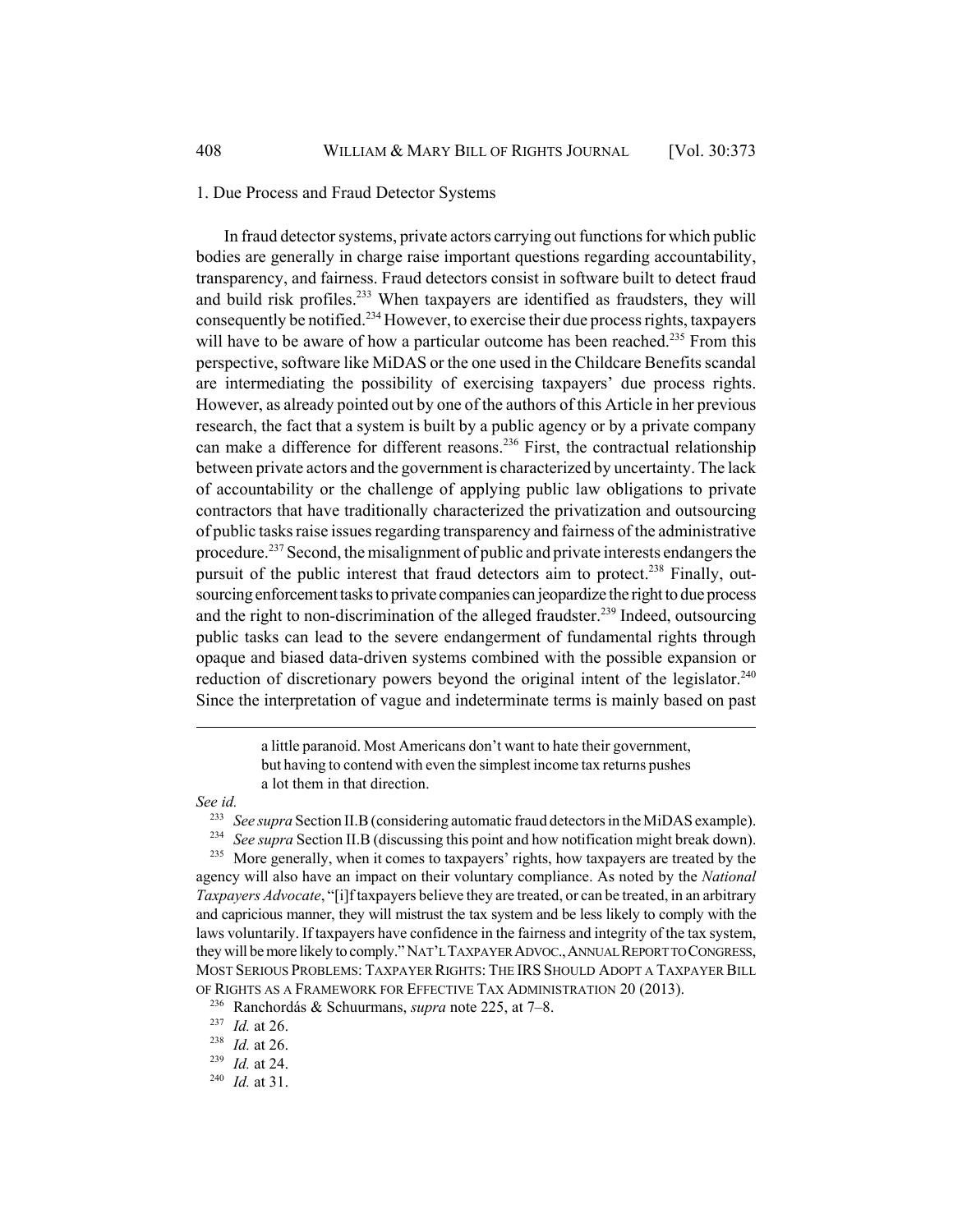### 1. Due Process and Fraud Detector Systems

In fraud detector systems, private actors carrying out functions for which public bodies are generally in charge raise important questions regarding accountability, transparency, and fairness. Fraud detectors consist in software built to detect fraud and build risk profiles.[233] When taxpayers are identified as fraudsters, they will consequently be notified.[234] However, to exercise their due process rights, taxpayers will have to be aware of how a particular outcome has been reached.[235] From this perspective, software like MiDAS or the one used in the Childcare Benefits scandal are intermediating the possibility of exercising taxpayers' due process rights. However, as already pointed out by one of the authors of this Article in her previous research, the fact that a system is built by a public agency or by a private company can make a difference for different reasons.[236] First, the contractual relationship between private actors and the government is characterized by uncertainty. The lack of accountability or the challenge of applying public law obligations to private contractors that have traditionally characterized the privatization and outsourcing of public tasks raise issues regarding transparency and fairness of the administrative procedure.[237] Second, the misalignment of public and private interests endangers the pursuit of the public interest that fraud detectors aim to protect.[238] Finally, outsourcing enforcement tasks to private companies can jeopardize the right to due process and the right to non-discrimination of the alleged fraudster.[239] Indeed, outsourcing public tasks can lead to the severe endangerment of fundamental rights through opaque and biased data-driven systems combined with the possible expansion or reduction of discretionary powers beyond the original intent of the legislator.[240] Since the interpretation of vague and indeterminate terms is mainly based on past

---

> a little paranoid. Most Americans don't want to hate their government, but having to contend with even the simplest income tax returns pushes a lot them in that direction.

*See id.*

[233] *See supra* Section II.B (considering automatic fraud detectors in the MiDAS example).

[234] *See supra* Section II.B (discussing this point and how notification might break down).

[235] More generally, when it comes to taxpayers' rights, how taxpayers are treated by the agency will also have an impact on their voluntary compliance. As noted by the *National Taxpayers Advocate*, "[i]f taxpayers believe they are treated, or can be treated, in an arbitrary and capricious manner, they will mistrust the tax system and be less likely to comply with the laws voluntarily. If taxpayers have confidence in the fairness and integrity of the tax system, they will be more likely to comply." NAT'L TAXPAYER ADVOC., ANNUAL REPORT TO CONGRESS, MOST SERIOUS PROBLEMS: TAXPAYER RIGHTS: THE IRS SHOULD ADOPT A TAXPAYER BILL OF RIGHTS AS A FRAMEWORK FOR EFFECTIVE TAX ADMINISTRATION 20 (2013).

[236] Ranchordás & Schuurmans, *supra* note 225, at 7–8.

[237] *Id.* at 26.

[238] *Id.* at 26.

[239] *Id.* at 24.

[240] *Id.* at 31.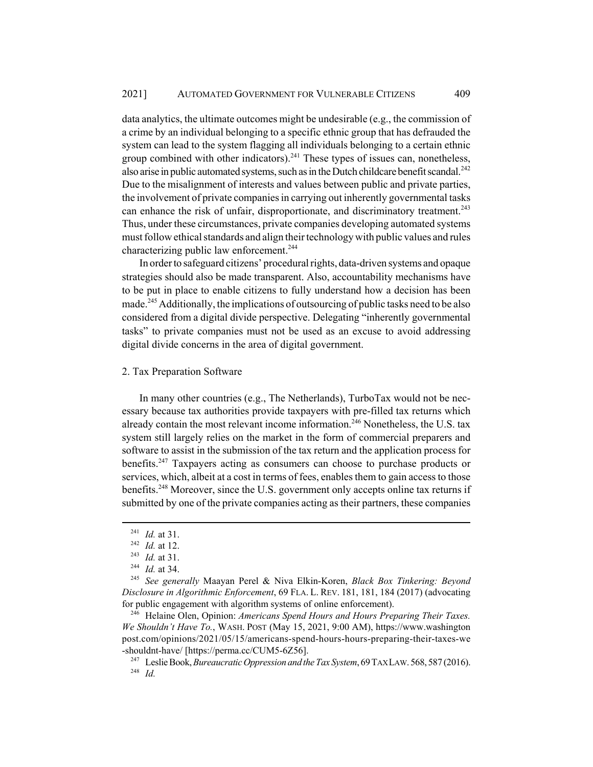data analytics, the ultimate outcomes might be undesirable (e.g., the commission of a crime by an individual belonging to a specific ethnic group that has defrauded the system can lead to the system flagging all individuals belonging to a certain ethnic group combined with other indicators).[241] These types of issues can, nonetheless, also arise in public automated systems, such as in the Dutch childcare benefit scandal.[242] Due to the misalignment of interests and values between public and private parties, the involvement of private companies in carrying out inherently governmental tasks can enhance the risk of unfair, disproportionate, and discriminatory treatment.[243] Thus, under these circumstances, private companies developing automated systems must follow ethical standards and align their technology with public values and rules characterizing public law enforcement.[244]

In order to safeguard citizens' procedural rights, data-driven systems and opaque strategies should also be made transparent. Also, accountability mechanisms have to be put in place to enable citizens to fully understand how a decision has been made.[245] Additionally, the implications of outsourcing of public tasks need to be also considered from a digital divide perspective. Delegating "inherently governmental tasks" to private companies must not be used as an excuse to avoid addressing digital divide concerns in the area of digital government.

2. Tax Preparation Software

In many other countries (e.g., The Netherlands), TurboTax would not be necessary because tax authorities provide taxpayers with pre-filled tax returns which already contain the most relevant income information.[246] Nonetheless, the U.S. tax system still largely relies on the market in the form of commercial preparers and software to assist in the submission of the tax return and the application process for benefits.[247] Taxpayers acting as consumers can choose to purchase products or services, which, albeit at a cost in terms of fees, enables them to gain access to those benefits.[248] Moreover, since the U.S. government only accepts online tax returns if submitted by one of the private companies acting as their partners, these companies

---

[241] *Id.* at 31.

[242] *Id.* at 12.

[243] *Id.* at 31.

[244] *Id.* at 34.

[245] *See generally* Maayan Perel & Niva Elkin-Koren, *Black Box Tinkering: Beyond Disclosure in Algorithmic Enforcement*, 69 FLA. L. REV. 181, 181, 184 (2017) (advocating for public engagement with algorithm systems of online enforcement).

[246] Helaine Olen, Opinion: *Americans Spend Hours and Hours Preparing Their Taxes. We Shouldn't Have To.*, WASH. POST (May 15, 2021, 9:00 AM), https://www.washingtonpost.com/opinions/2021/05/15/americans-spend-hours-hours-preparing-their-taxes-we-shouldnt-have/ [https://perma.cc/CUM5-6Z56].

[247] Leslie Book, *Bureaucratic Oppression and the Tax System*, 69 TAX LAW. 568, 587 (2016).

[248] *Id.*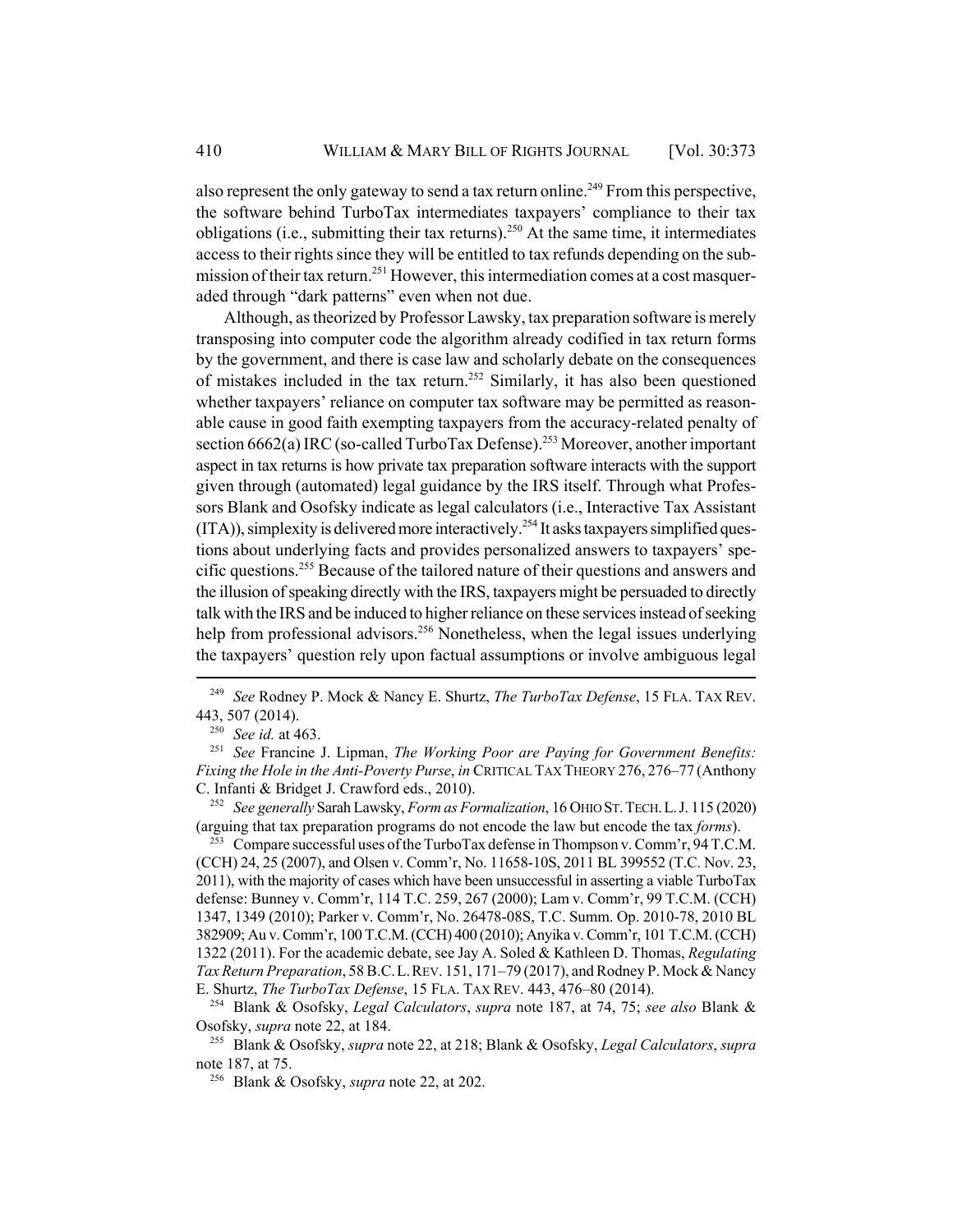also represent the only gateway to send a tax return online.[249] From this perspective, the software behind TurboTax intermediates taxpayers' compliance to their tax obligations (i.e., submitting their tax returns).[250] At the same time, it intermediates access to their rights since they will be entitled to tax refunds depending on the submission of their tax return.[251] However, this intermediation comes at a cost masqueraded through "dark patterns" even when not due.

Although, as theorized by Professor Lawsky, tax preparation software is merely transposing into computer code the algorithm already codified in tax return forms by the government, and there is case law and scholarly debate on the consequences of mistakes included in the tax return.[252] Similarly, it has also been questioned whether taxpayers' reliance on computer tax software may be permitted as reasonable cause in good faith exempting taxpayers from the accuracy-related penalty of section 6662(a) IRC (so-called TurboTax Defense).[253] Moreover, another important aspect in tax returns is how private tax preparation software interacts with the support given through (automated) legal guidance by the IRS itself. Through what Professors Blank and Osofsky indicate as legal calculators (i.e., Interactive Tax Assistant (ITA)), simplexity is delivered more interactively.[254] It asks taxpayers simplified questions about underlying facts and provides personalized answers to taxpayers' specific questions.[255] Because of the tailored nature of their questions and answers and the illusion of speaking directly with the IRS, taxpayers might be persuaded to directly talk with the IRS and be induced to higher reliance on these services instead of seeking help from professional advisors.[256] Nonetheless, when the legal issues underlying the taxpayers' question rely upon factual assumptions or involve ambiguous legal

---

[249] *See* Rodney P. Mock & Nancy E. Shurtz, *The TurboTax Defense*, 15 FLA. TAX REV. 443, 507 (2014).

[250] *See id.* at 463.

[251] *See* Francine J. Lipman, *The Working Poor are Paying for Government Benefits: Fixing the Hole in the Anti-Poverty Purse*, *in* CRITICAL TAX THEORY 276, 276–77 (Anthony C. Infanti & Bridget J. Crawford eds., 2010).

[252] *See generally* Sarah Lawsky, *Form as Formalization*, 16 OHIO ST. TECH. L. J. 115 (2020) (arguing that tax preparation programs do not encode the law but encode the tax *forms*).

[253] Compare successful uses of the TurboTax defense in Thompson v. Comm'r, 94 T.C.M. (CCH) 24, 25 (2007), and Olsen v. Comm'r, No. 11658-10S, 2011 BL 399552 (T.C. Nov. 23, 2011), with the majority of cases which have been unsuccessful in asserting a viable TurboTax defense: Bunney v. Comm'r, 114 T.C. 259, 267 (2000); Lam v. Comm'r, 99 T.C.M. (CCH) 1347, 1349 (2010); Parker v. Comm'r, No. 26478-08S, T.C. Summ. Op. 2010-78, 2010 BL 382909; Au v. Comm'r, 100 T.C.M. (CCH) 400 (2010); Anyika v. Comm'r, 101 T.C.M. (CCH) 1322 (2011). For the academic debate, see Jay A. Soled & Kathleen D. Thomas, *Regulating Tax Return Preparation*, 58 B.C. L. REV. 151, 171–79 (2017), and Rodney P. Mock & Nancy E. Shurtz, *The TurboTax Defense*, 15 FLA. TAX REV. 443, 476–80 (2014).

[254] Blank & Osofsky, *Legal Calculators*, *supra* note 187, at 74, 75; *see also* Blank & Osofsky, *supra* note 22, at 184.

[255] Blank & Osofsky, *supra* note 22, at 218; Blank & Osofsky, *Legal Calculators*, *supra* note 187, at 75.

[256] Blank & Osofsky, *supra* note 22, at 202.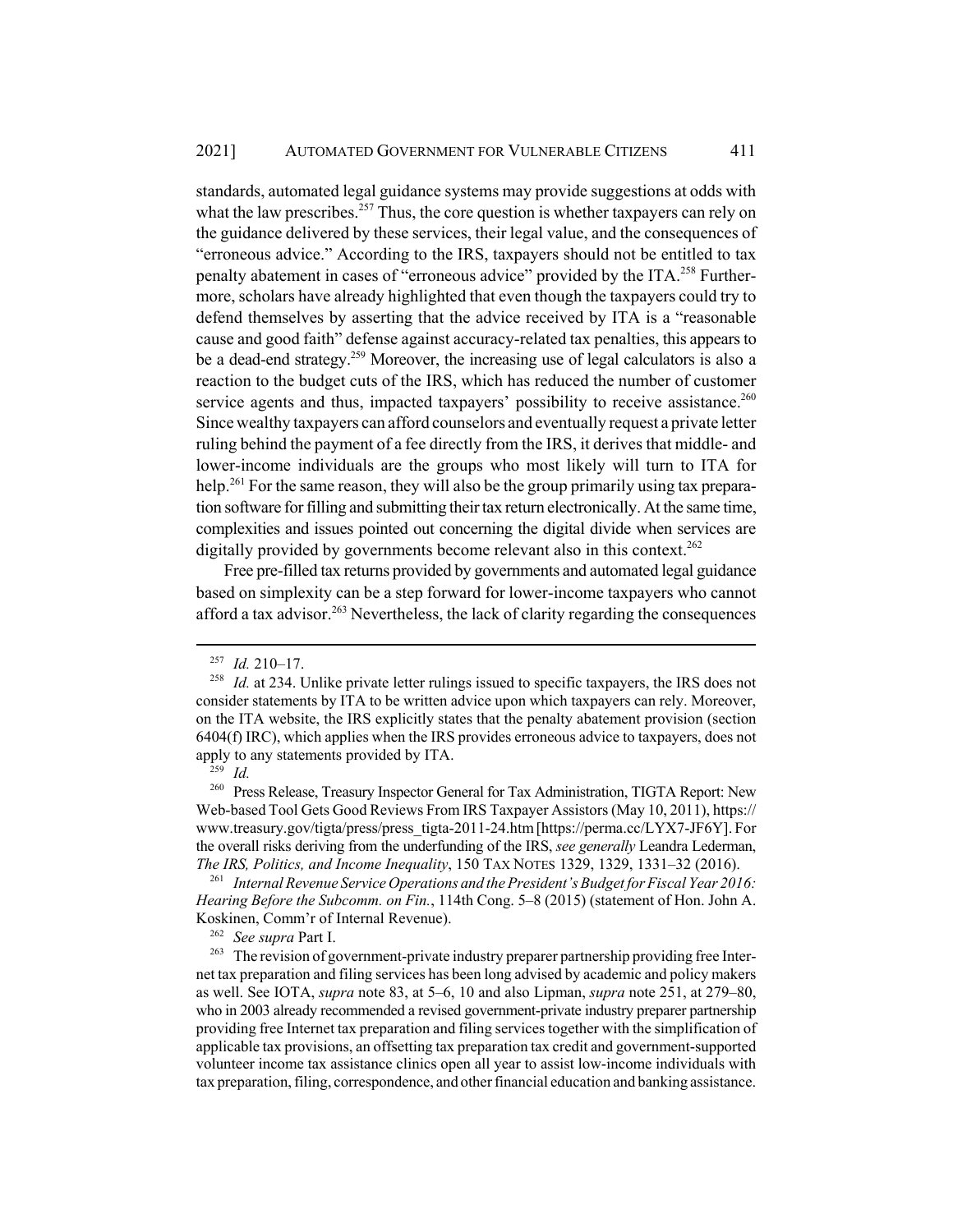standards, automated legal guidance systems may provide suggestions at odds with what the law prescribes.[257] Thus, the core question is whether taxpayers can rely on the guidance delivered by these services, their legal value, and the consequences of "erroneous advice." According to the IRS, taxpayers should not be entitled to tax penalty abatement in cases of "erroneous advice" provided by the ITA.[258] Furthermore, scholars have already highlighted that even though the taxpayers could try to defend themselves by asserting that the advice received by ITA is a "reasonable cause and good faith" defense against accuracy-related tax penalties, this appears to be a dead-end strategy.[259] Moreover, the increasing use of legal calculators is also a reaction to the budget cuts of the IRS, which has reduced the number of customer service agents and thus, impacted taxpayers' possibility to receive assistance.[260] Since wealthy taxpayers can afford counselors and eventually request a private letter ruling behind the payment of a fee directly from the IRS, it derives that middle- and lower-income individuals are the groups who most likely will turn to ITA for help.[261] For the same reason, they will also be the group primarily using tax preparation software for filling and submitting their tax return electronically. At the same time, complexities and issues pointed out concerning the digital divide when services are digitally provided by governments become relevant also in this context.[262]

Free pre-filled tax returns provided by governments and automated legal guidance based on simplexity can be a step forward for lower-income taxpayers who cannot afford a tax advisor.[263] Nevertheless, the lack of clarity regarding the consequences

---

[257] *Id.* 210–17.

[258] *Id.* at 234. Unlike private letter rulings issued to specific taxpayers, the IRS does not consider statements by ITA to be written advice upon which taxpayers can rely. Moreover, on the ITA website, the IRS explicitly states that the penalty abatement provision (section 6404(f) IRC), which applies when the IRS provides erroneous advice to taxpayers, does not apply to any statements provided by ITA.

[259] *Id.*

[260] Press Release, Treasury Inspector General for Tax Administration, TIGTA Report: New Web-based Tool Gets Good Reviews From IRS Taxpayer Assistors (May 10, 2011), https://www.treasury.gov/tigta/press/press_tigta-2011-24.htm [https://perma.cc/LYX7-JF6Y]. For the overall risks deriving from the underfunding of the IRS, *see generally* Leandra Lederman, *The IRS, Politics, and Income Inequality*, 150 TAX NOTES 1329, 1329, 1331–32 (2016).

[261] *Internal Revenue Service Operations and the President's Budget for Fiscal Year 2016: Hearing Before the Subcomm. on Fin.*, 114th Cong. 5–8 (2015) (statement of Hon. John A. Koskinen, Comm'r of Internal Revenue).

[262] *See supra* Part I.

[263] The revision of government-private industry preparer partnership providing free Internet tax preparation and filing services has been long advised by academic and policy makers as well. See IOTA, *supra* note 83, at 5–6, 10 and also Lipman, *supra* note 251, at 279–80, who in 2003 already recommended a revised government-private industry preparer partnership providing free Internet tax preparation and filing services together with the simplification of applicable tax provisions, an offsetting tax preparation tax credit and government-supported volunteer income tax assistance clinics open all year to assist low-income individuals with tax preparation, filing, correspondence, and other financial education and banking assistance.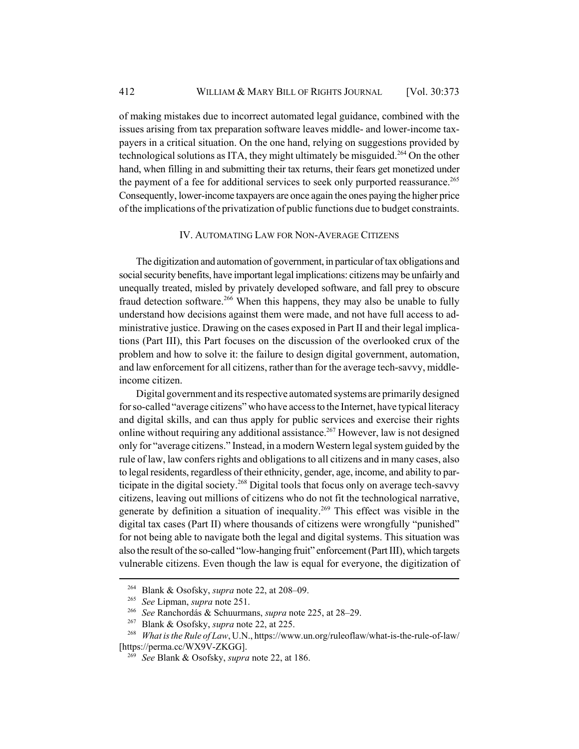of making mistakes due to incorrect automated legal guidance, combined with the issues arising from tax preparation software leaves middle- and lower-income taxpayers in a critical situation. On the one hand, relying on suggestions provided by technological solutions as ITA, they might ultimately be misguided.[264] On the other hand, when filling in and submitting their tax returns, their fears get monetized under the payment of a fee for additional services to seek only purported reassurance.[265] Consequently, lower-income taxpayers are once again the ones paying the higher price of the implications of the privatization of public functions due to budget constraints.

## IV. AUTOMATING LAW FOR NON-AVERAGE CITIZENS

The digitization and automation of government, in particular of tax obligations and social security benefits, have important legal implications: citizens may be unfairly and unequally treated, misled by privately developed software, and fall prey to obscure fraud detection software.[266] When this happens, they may also be unable to fully understand how decisions against them were made, and not have full access to administrative justice. Drawing on the cases exposed in Part II and their legal implications (Part III), this Part focuses on the discussion of the overlooked crux of the problem and how to solve it: the failure to design digital government, automation, and law enforcement for all citizens, rather than for the average tech-savvy, middle-income citizen.

Digital government and its respective automated systems are primarily designed for so-called "average citizens" who have access to the Internet, have typical literacy and digital skills, and can thus apply for public services and exercise their rights online without requiring any additional assistance.[267] However, law is not designed only for "average citizens." Instead, in a modern Western legal system guided by the rule of law, law confers rights and obligations to all citizens and in many cases, also to legal residents, regardless of their ethnicity, gender, age, income, and ability to participate in the digital society.[268] Digital tools that focus only on average tech-savvy citizens, leaving out millions of citizens who do not fit the technological narrative, generate by definition a situation of inequality.[269] This effect was visible in the digital tax cases (Part II) where thousands of citizens were wrongfully "punished" for not being able to navigate both the legal and digital systems. This situation was also the result of the so-called "low-hanging fruit" enforcement (Part III), which targets vulnerable citizens. Even though the law is equal for everyone, the digitization of

---

[264] Blank & Osofsky, *supra* note 22, at 208–09.

[265] *See* Lipman, *supra* note 251.

[266] *See* Ranchordás & Schuurmans, *supra* note 225, at 28–29.

[267] Blank & Osofsky, *supra* note 22, at 225.

[268] *What is the Rule of Law*, U.N., https://www.un.org/ruleoflaw/what-is-the-rule-of-law/ [https://perma.cc/WX9V-ZKGG].

[269] *See* Blank & Osofsky, *supra* note 22, at 186.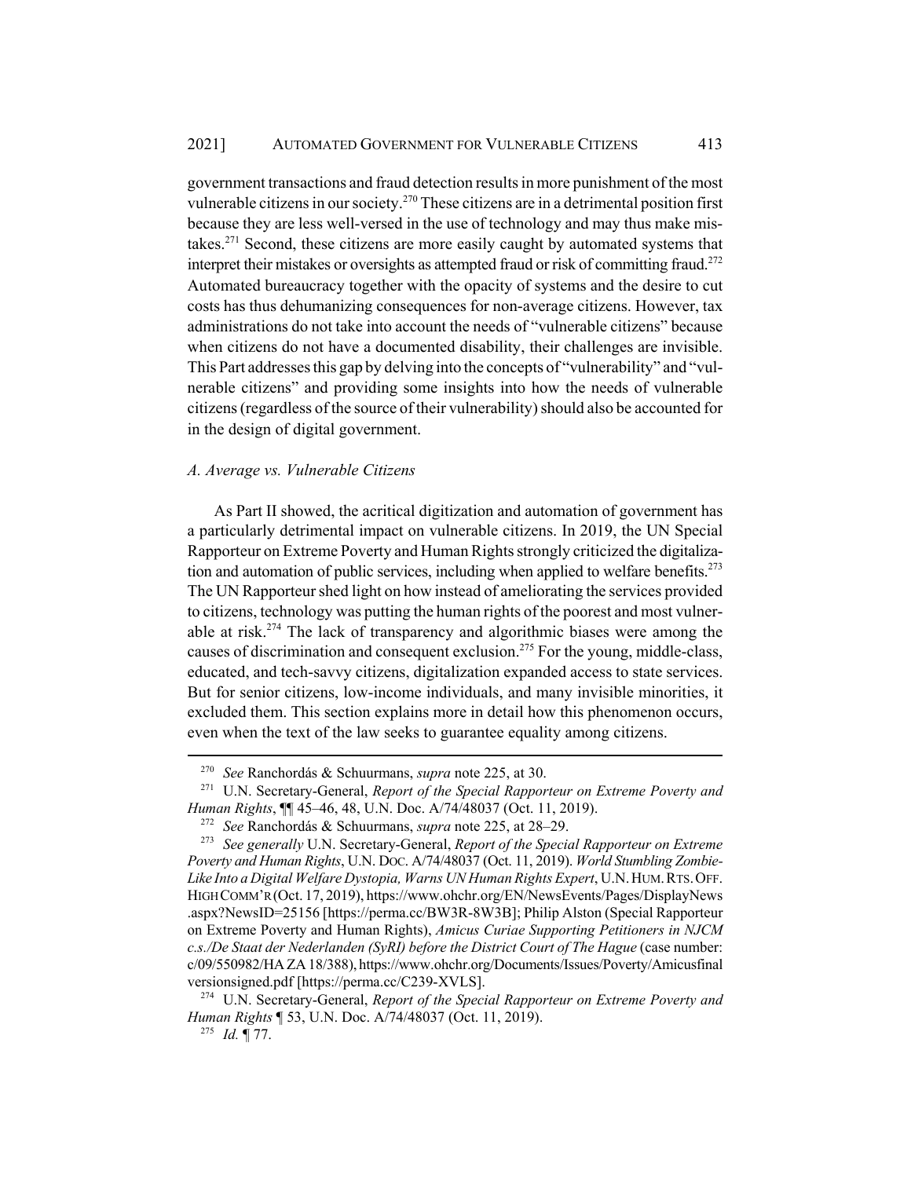government transactions and fraud detection results in more punishment of the most vulnerable citizens in our society.[270] These citizens are in a detrimental position first because they are less well-versed in the use of technology and may thus make mistakes.[271] Second, these citizens are more easily caught by automated systems that interpret their mistakes or oversights as attempted fraud or risk of committing fraud.[272] Automated bureaucracy together with the opacity of systems and the desire to cut costs has thus dehumanizing consequences for non-average citizens. However, tax administrations do not take into account the needs of "vulnerable citizens" because when citizens do not have a documented disability, their challenges are invisible. This Part addresses this gap by delving into the concepts of "vulnerability" and "vulnerable citizens" and providing some insights into how the needs of vulnerable citizens (regardless of the source of their vulnerability) should also be accounted for in the design of digital government.

### *A. Average vs. Vulnerable Citizens*

As Part II showed, the acritical digitization and automation of government has a particularly detrimental impact on vulnerable citizens. In 2019, the UN Special Rapporteur on Extreme Poverty and Human Rights strongly criticized the digitalization and automation of public services, including when applied to welfare benefits.[273] The UN Rapporteur shed light on how instead of ameliorating the services provided to citizens, technology was putting the human rights of the poorest and most vulnerable at risk.[274] The lack of transparency and algorithmic biases were among the causes of discrimination and consequent exclusion.[275] For the young, middle-class, educated, and tech-savvy citizens, digitalization expanded access to state services. But for senior citizens, low-income individuals, and many invisible minorities, it excluded them. This section explains more in detail how this phenomenon occurs, even when the text of the law seeks to guarantee equality among citizens.

---

[270] *See* Ranchordás & Schuurmans, *supra* note 225, at 30.

[271] U.N. Secretary-General, *Report of the Special Rapporteur on Extreme Poverty and Human Rights*, ¶¶ 45–46, 48, U.N. Doc. A/74/48037 (Oct. 11, 2019).

[272] *See* Ranchordás & Schuurmans, *supra* note 225, at 28–29.

[273] *See generally* U.N. Secretary-General, *Report of the Special Rapporteur on Extreme Poverty and Human Rights*, U.N. DOC. A/74/48037 (Oct. 11, 2019). *World Stumbling Zombie-Like Into a Digital Welfare Dystopia, Warns UN Human Rights Expert*, U.N. HUM. RTS. OFF. HIGH COMM'R (Oct. 17, 2019), https://www.ohchr.org/EN/NewsEvents/Pages/DisplayNews.aspx?NewsID=25156 [https://perma.cc/BW3R-8W3B]; Philip Alston (Special Rapporteur on Extreme Poverty and Human Rights), *Amicus Curiae Supporting Petitioners in NJCM c.s./De Staat der Nederlanden (SyRI) before the District Court of The Hague* (case number: c/09/550982/HA ZA 18/388), https://www.ohchr.org/Documents/Issues/Poverty/Amicusfinalversionsigned.pdf [https://perma.cc/C239-XVLS].

[274] U.N. Secretary-General, *Report of the Special Rapporteur on Extreme Poverty and Human Rights* ¶ 53, U.N. Doc. A/74/48037 (Oct. 11, 2019).

[275] *Id.* ¶ 77.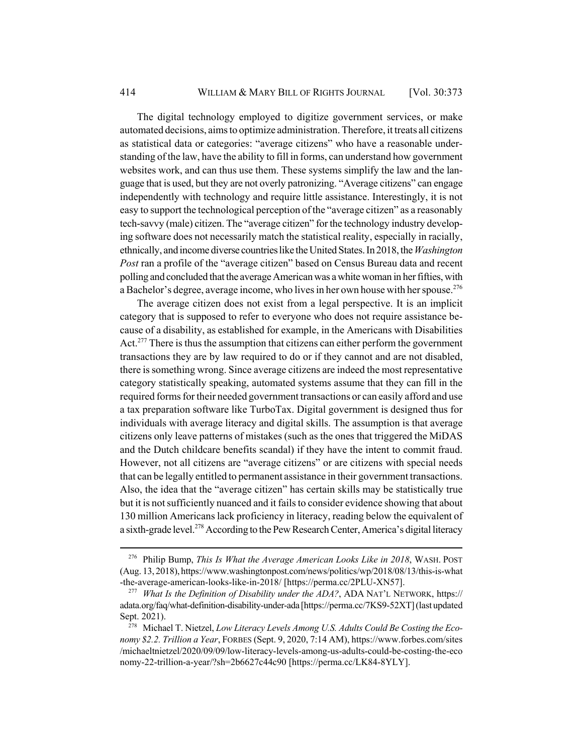The digital technology employed to digitize government services, or make automated decisions, aims to optimize administration. Therefore, it treats all citizens as statistical data or categories: "average citizens" who have a reasonable understanding of the law, have the ability to fill in forms, can understand how government websites work, and can thus use them. These systems simplify the law and the language that is used, but they are not overly patronizing. "Average citizens" can engage independently with technology and require little assistance. Interestingly, it is not easy to support the technological perception of the "average citizen" as a reasonably tech-savvy (male) citizen. The "average citizen" for the technology industry developing software does not necessarily match the statistical reality, especially in racially, ethnically, and income diverse countries like the United States. In 2018, the *Washington Post* ran a profile of the "average citizen" based on Census Bureau data and recent polling and concluded that the average American was a white woman in her fifties, with a Bachelor's degree, average income, who lives in her own house with her spouse.[276]

The average citizen does not exist from a legal perspective. It is an implicit category that is supposed to refer to everyone who does not require assistance because of a disability, as established for example, in the Americans with Disabilities Act.[277] There is thus the assumption that citizens can either perform the government transactions they are by law required to do or if they cannot and are not disabled, there is something wrong. Since average citizens are indeed the most representative category statistically speaking, automated systems assume that they can fill in the required forms for their needed government transactions or can easily afford and use a tax preparation software like TurboTax. Digital government is designed thus for individuals with average literacy and digital skills. The assumption is that average citizens only leave patterns of mistakes (such as the ones that triggered the MiDAS and the Dutch childcare benefits scandal) if they have the intent to commit fraud. However, not all citizens are "average citizens" or are citizens with special needs that can be legally entitled to permanent assistance in their government transactions. Also, the idea that the "average citizen" has certain skills may be statistically true but it is not sufficiently nuanced and it fails to consider evidence showing that about 130 million Americans lack proficiency in literacy, reading below the equivalent of a sixth-grade level.[278] According to the Pew Research Center, America's digital literacy

---

[276] Philip Bump, *This Is What the Average American Looks Like in 2018*, WASH. POST (Aug. 13, 2018), https://www.washingtonpost.com/news/politics/wp/2018/08/13/this-is-what-the-average-american-looks-like-in-2018/ [https://perma.cc/2PLU-XN57].

[277] *What Is the Definition of Disability under the ADA?*, ADA NAT'L NETWORK, https://adata.org/faq/what-definition-disability-under-ada [https://perma.cc/7KS9-52XT] (last updated Sept. 2021).

[278] Michael T. Nietzel, *Low Literacy Levels Among U.S. Adults Could Be Costing the Economy $2.2. Trillion a Year*, FORBES (Sept. 9, 2020, 7:14 AM), https://www.forbes.com/sites/michaeltnietzel/2020/09/09/low-literacy-levels-among-us-adults-could-be-costing-the-economy-22-trillion-a-year/?sh=2b6627c44c90 [https://perma.cc/LK84-8YLY].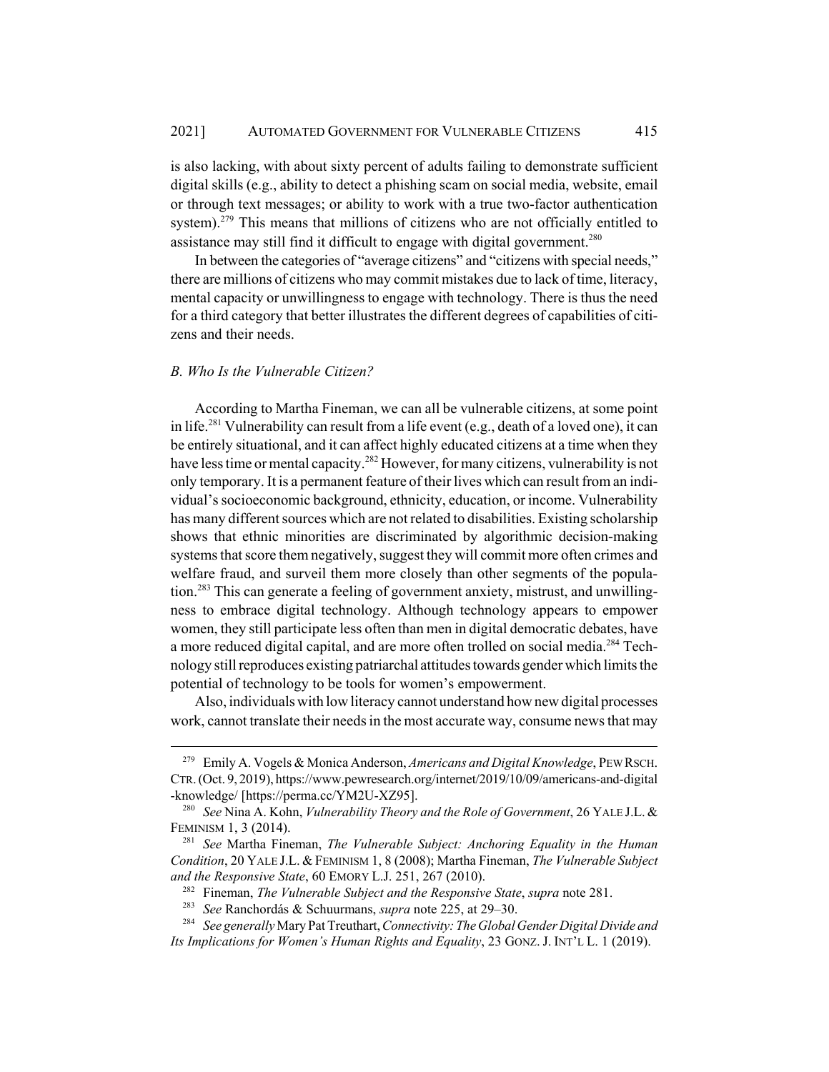is also lacking, with about sixty percent of adults failing to demonstrate sufficient digital skills (e.g., ability to detect a phishing scam on social media, website, email or through text messages; or ability to work with a true two-factor authentication system).[279] This means that millions of citizens who are not officially entitled to assistance may still find it difficult to engage with digital government.[280]

In between the categories of "average citizens" and "citizens with special needs," there are millions of citizens who may commit mistakes due to lack of time, literacy, mental capacity or unwillingness to engage with technology. There is thus the need for a third category that better illustrates the different degrees of capabilities of citizens and their needs.

### *B. Who Is the Vulnerable Citizen?*

According to Martha Fineman, we can all be vulnerable citizens, at some point in life.[281] Vulnerability can result from a life event (e.g., death of a loved one), it can be entirely situational, and it can affect highly educated citizens at a time when they have less time or mental capacity.[282] However, for many citizens, vulnerability is not only temporary. It is a permanent feature of their lives which can result from an individual's socioeconomic background, ethnicity, education, or income. Vulnerability has many different sources which are not related to disabilities. Existing scholarship shows that ethnic minorities are discriminated by algorithmic decision-making systems that score them negatively, suggest they will commit more often crimes and welfare fraud, and surveil them more closely than other segments of the population.[283] This can generate a feeling of government anxiety, mistrust, and unwillingness to embrace digital technology. Although technology appears to empower women, they still participate less often than men in digital democratic debates, have a more reduced digital capital, and are more often trolled on social media.[284] Technology still reproduces existing patriarchal attitudes towards gender which limits the potential of technology to be tools for women's empowerment.

Also, individuals with low literacy cannot understand how new digital processes work, cannot translate their needs in the most accurate way, consume news that may

---

279 Emily A. Vogels & Monica Anderson, *Americans and Digital Knowledge*, PEW RSCH. CTR. (Oct. 9, 2019), https://www.pewresearch.org/internet/2019/10/09/americans-and-digital-knowledge/ [https://perma.cc/YM2U-XZ95].

280 *See* Nina A. Kohn, *Vulnerability Theory and the Role of Government*, 26 YALE J.L. & FEMINISM 1, 3 (2014).

281 *See* Martha Fineman, *The Vulnerable Subject: Anchoring Equality in the Human Condition*, 20 YALE J.L. & FEMINISM 1, 8 (2008); Martha Fineman, *The Vulnerable Subject and the Responsive State*, 60 EMORY L.J. 251, 267 (2010).

282 Fineman, *The Vulnerable Subject and the Responsive State*, *supra* note 281.

283 *See* Ranchordás & Schuurmans, *supra* note 225, at 29–30.

284 *See generally* Mary Pat Treuthart, *Connectivity: The Global Gender Digital Divide and Its Implications for Women's Human Rights and Equality*, 23 GONZ. J. INT'L L. 1 (2019).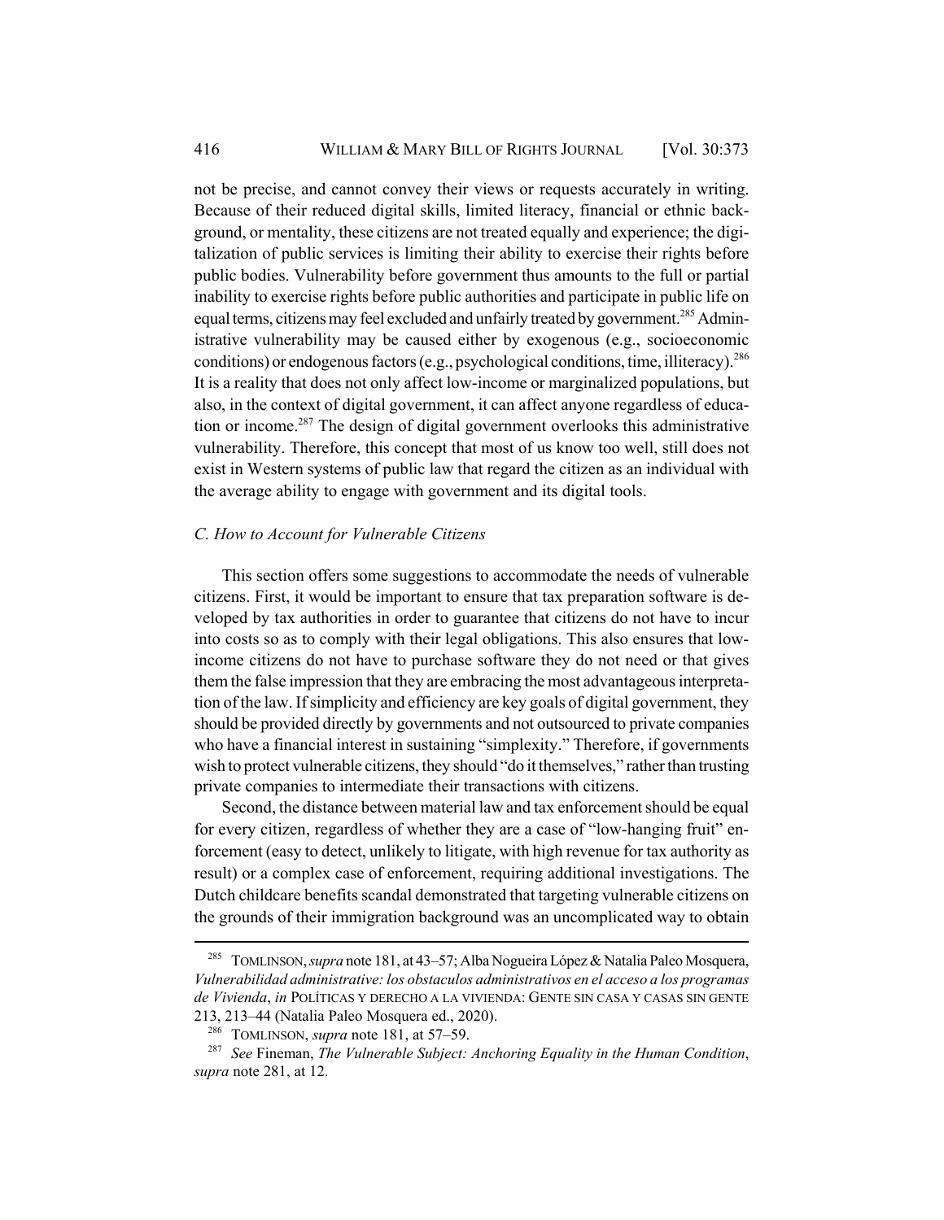not be precise, and cannot convey their views or requests accurately in writing. Because of their reduced digital skills, limited literacy, financial or ethnic background, or mentality, these citizens are not treated equally and experience; the digitalization of public services is limiting their ability to exercise their rights before public bodies. Vulnerability before government thus amounts to the full or partial inability to exercise rights before public authorities and participate in public life on equal terms, citizens may feel excluded and unfairly treated by government.[285] Administrative vulnerability may be caused either by exogenous (e.g., socioeconomic conditions) or endogenous factors (e.g., psychological conditions, time, illiteracy).[286] It is a reality that does not only affect low-income or marginalized populations, but also, in the context of digital government, it can affect anyone regardless of education or income.[287] The design of digital government overlooks this administrative vulnerability. Therefore, this concept that most of us know too well, still does not exist in Western systems of public law that regard the citizen as an individual with the average ability to engage with government and its digital tools.

### *C. How to Account for Vulnerable Citizens*

This section offers some suggestions to accommodate the needs of vulnerable citizens. First, it would be important to ensure that tax preparation software is developed by tax authorities in order to guarantee that citizens do not have to incur into costs so as to comply with their legal obligations. This also ensures that low-income citizens do not have to purchase software they do not need or that gives them the false impression that they are embracing the most advantageous interpretation of the law. If simplicity and efficiency are key goals of digital government, they should be provided directly by governments and not outsourced to private companies who have a financial interest in sustaining "simplexity." Therefore, if governments wish to protect vulnerable citizens, they should "do it themselves," rather than trusting private companies to intermediate their transactions with citizens.

Second, the distance between material law and tax enforcement should be equal for every citizen, regardless of whether they are a case of "low-hanging fruit" enforcement (easy to detect, unlikely to litigate, with high revenue for tax authority as result) or a complex case of enforcement, requiring additional investigations. The Dutch childcare benefits scandal demonstrated that targeting vulnerable citizens on the grounds of their immigration background was an uncomplicated way to obtain

---

[285] TOMLINSON, *supra* note 181, at 43–57; Alba Nogueira López & Natalia Paleo Mosquera, *Vulnerabilidad administrative: los obstaculos administrativos en el acceso a los programas de Vivienda*, *in* POLÍTICAS Y DERECHO A LA VIVIENDA: GENTE SIN CASA Y CASAS SIN GENTE 213, 213–44 (Natalia Paleo Mosquera ed., 2020).

[286] TOMLINSON, *supra* note 181, at 57–59.

[287] *See* Fineman, *The Vulnerable Subject: Anchoring Equality in the Human Condition*, *supra* note 281, at 12.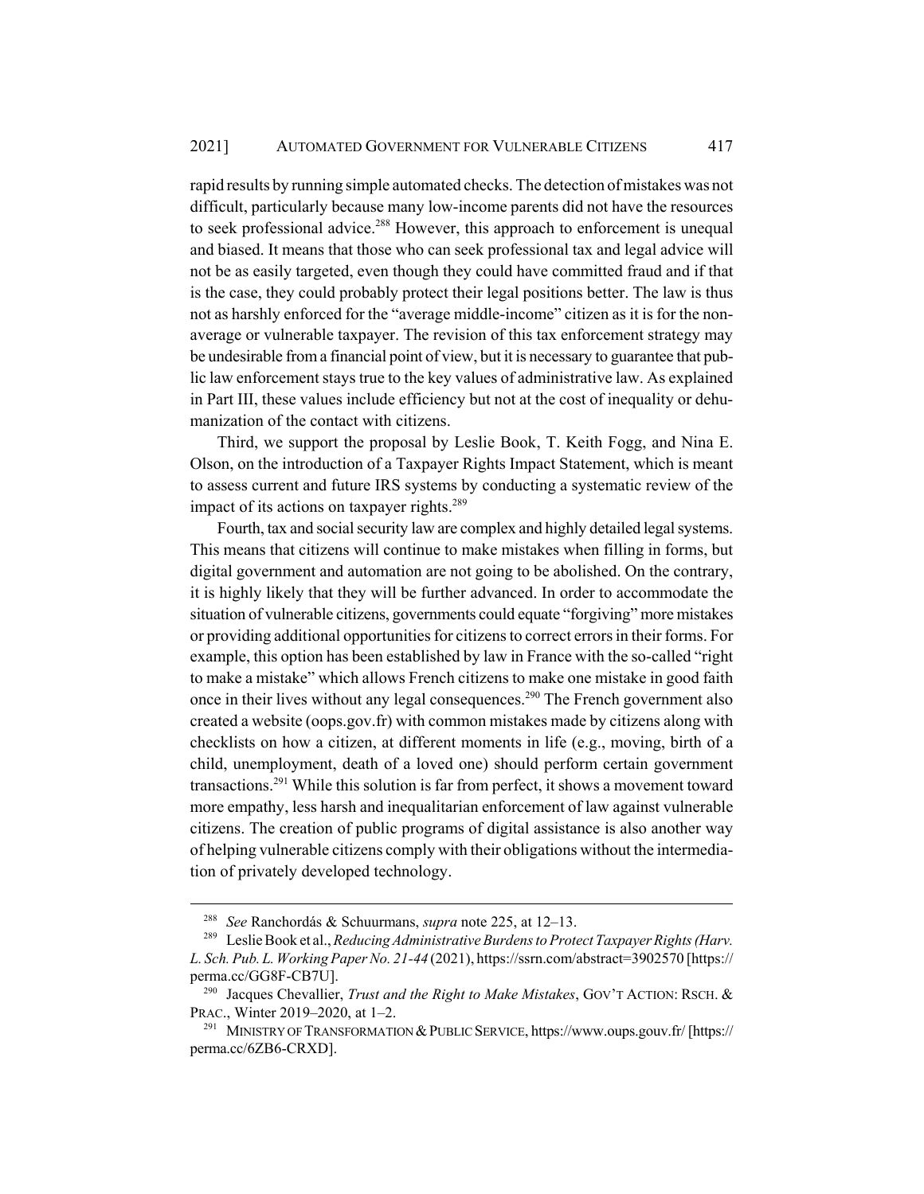rapid results by running simple automated checks. The detection of mistakes was not difficult, particularly because many low-income parents did not have the resources to seek professional advice.[288] However, this approach to enforcement is unequal and biased. It means that those who can seek professional tax and legal advice will not be as easily targeted, even though they could have committed fraud and if that is the case, they could probably protect their legal positions better. The law is thus not as harshly enforced for the "average middle-income" citizen as it is for the non-average or vulnerable taxpayer. The revision of this tax enforcement strategy may be undesirable from a financial point of view, but it is necessary to guarantee that public law enforcement stays true to the key values of administrative law. As explained in Part III, these values include efficiency but not at the cost of inequality or dehumanization of the contact with citizens.

Third, we support the proposal by Leslie Book, T. Keith Fogg, and Nina E. Olson, on the introduction of a Taxpayer Rights Impact Statement, which is meant to assess current and future IRS systems by conducting a systematic review of the impact of its actions on taxpayer rights.[289]

Fourth, tax and social security law are complex and highly detailed legal systems. This means that citizens will continue to make mistakes when filling in forms, but digital government and automation are not going to be abolished. On the contrary, it is highly likely that they will be further advanced. In order to accommodate the situation of vulnerable citizens, governments could equate "forgiving" more mistakes or providing additional opportunities for citizens to correct errors in their forms. For example, this option has been established by law in France with the so-called "right to make a mistake" which allows French citizens to make one mistake in good faith once in their lives without any legal consequences.[290] The French government also created a website (oops.gov.fr) with common mistakes made by citizens along with checklists on how a citizen, at different moments in life (e.g., moving, birth of a child, unemployment, death of a loved one) should perform certain government transactions.[291] While this solution is far from perfect, it shows a movement toward more empathy, less harsh and inequalitarian enforcement of law against vulnerable citizens. The creation of public programs of digital assistance is also another way of helping vulnerable citizens comply with their obligations without the intermediation of privately developed technology.

---

[288] *See* Ranchordás & Schuurmans, *supra* note 225, at 12–13.

[289] Leslie Book et al., *Reducing Administrative Burdens to Protect Taxpayer Rights (Harv. L. Sch. Pub. L. Working Paper No. 21-44* (2021), https://ssrn.com/abstract=3902570 [https://perma.cc/GG8F-CB7U].

[290] Jacques Chevallier, *Trust and the Right to Make Mistakes*, GOV'T ACTION: RSCH. & PRAC., Winter 2019–2020, at 1–2.

[291] MINISTRY OF TRANSFORMATION & PUBLIC SERVICE, https://www.oups.gouv.fr/ [https://perma.cc/6ZB6-CRXD].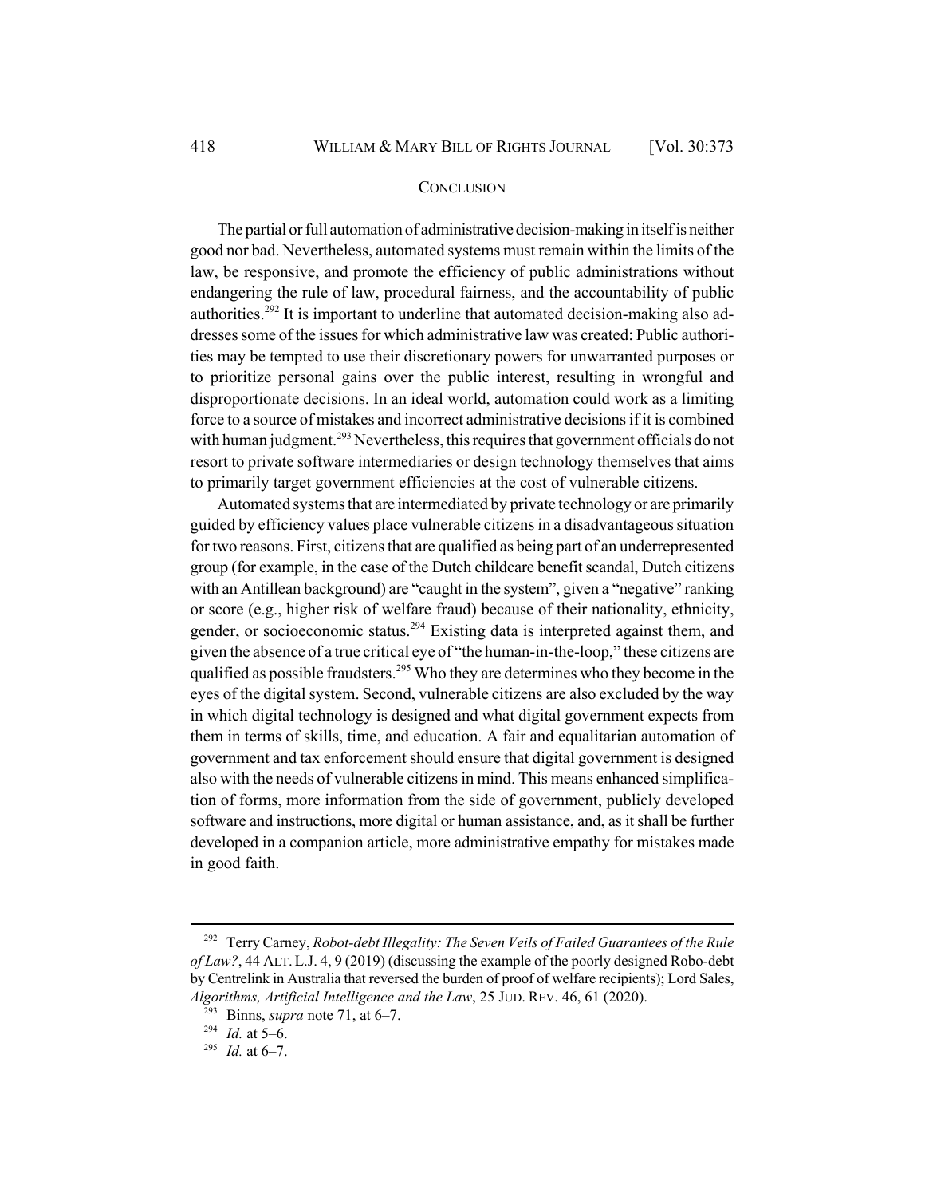## CONCLUSION

The partial or full automation of administrative decision-making in itself is neither good nor bad. Nevertheless, automated systems must remain within the limits of the law, be responsive, and promote the efficiency of public administrations without endangering the rule of law, procedural fairness, and the accountability of public authorities.[292] It is important to underline that automated decision-making also addresses some of the issues for which administrative law was created: Public authorities may be tempted to use their discretionary powers for unwarranted purposes or to prioritize personal gains over the public interest, resulting in wrongful and disproportionate decisions. In an ideal world, automation could work as a limiting force to a source of mistakes and incorrect administrative decisions if it is combined with human judgment.[293] Nevertheless, this requires that government officials do not resort to private software intermediaries or design technology themselves that aims to primarily target government efficiencies at the cost of vulnerable citizens.

Automated systems that are intermediated by private technology or are primarily guided by efficiency values place vulnerable citizens in a disadvantageous situation for two reasons. First, citizens that are qualified as being part of an underrepresented group (for example, in the case of the Dutch childcare benefit scandal, Dutch citizens with an Antillean background) are "caught in the system", given a "negative" ranking or score (e.g., higher risk of welfare fraud) because of their nationality, ethnicity, gender, or socioeconomic status.[294] Existing data is interpreted against them, and given the absence of a true critical eye of "the human-in-the-loop," these citizens are qualified as possible fraudsters.[295] Who they are determines who they become in the eyes of the digital system. Second, vulnerable citizens are also excluded by the way in which digital technology is designed and what digital government expects from them in terms of skills, time, and education. A fair and equalitarian automation of government and tax enforcement should ensure that digital government is designed also with the needs of vulnerable citizens in mind. This means enhanced simplification of forms, more information from the side of government, publicly developed software and instructions, more digital or human assistance, and, as it shall be further developed in a companion article, more administrative empathy for mistakes made in good faith.

---

[292] Terry Carney, *Robot-debt Illegality: The Seven Veils of Failed Guarantees of the Rule of Law?*, 44 ALT. L.J. 4, 9 (2019) (discussing the example of the poorly designed Robo-debt by Centrelink in Australia that reversed the burden of proof of welfare recipients); Lord Sales, *Algorithms, Artificial Intelligence and the Law*, 25 JUD. REV. 46, 61 (2020).

[293] Binns, *supra* note 71, at 6–7.

[294] *Id.* at 5–6.

[295] *Id.* at 6–7.